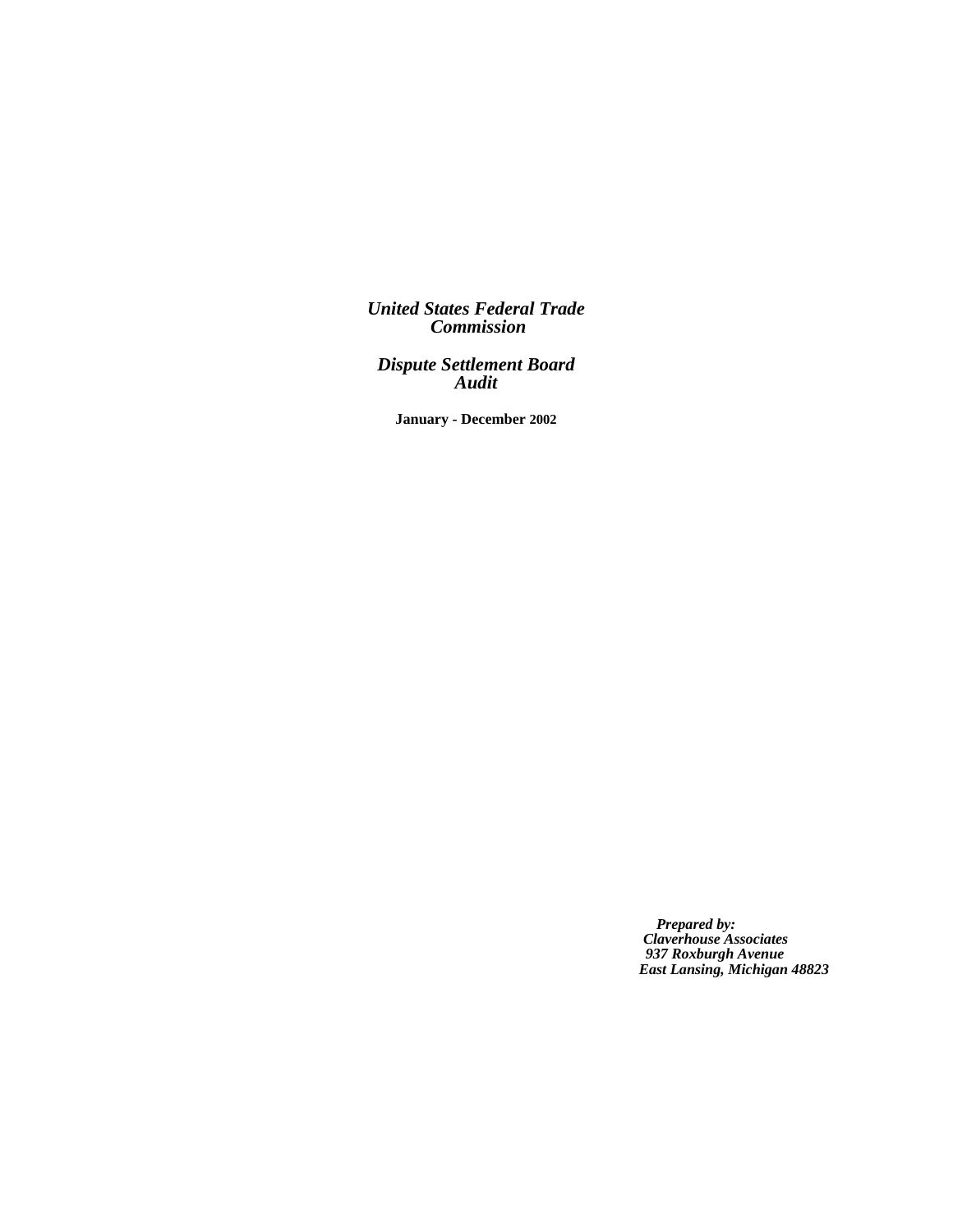# *United States Federal Trade Commission*

# *Dispute Settlement Board Audit*

**January - December 2002**

***Prepared by:***
***Claverhouse Associates***
***937 Roxburgh Avenue***
***East Lansing, Michigan 48823***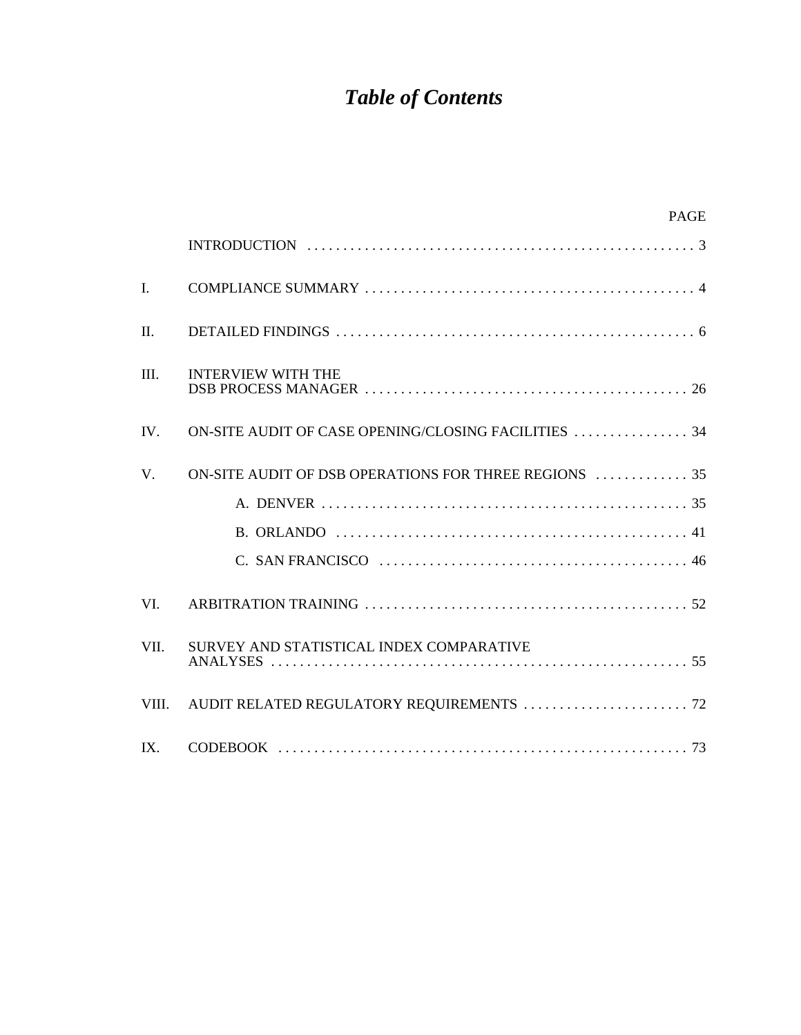# *Table of Contents*

| | | PAGE |
|---|---|---|
| | INTRODUCTION | 3 |
| I. | COMPLIANCE SUMMARY | 4 |
| II. | DETAILED FINDINGS | 6 |
| III. | INTERVIEW WITH THE DSB PROCESS MANAGER | 26 |
| IV. | ON-SITE AUDIT OF CASE OPENING/CLOSING FACILITIES | 34 |
| V. | ON-SITE AUDIT OF DSB OPERATIONS FOR THREE REGIONS | 35 |
| | A. DENVER | 35 |
| | B. ORLANDO | 41 |
| | C. SAN FRANCISCO | 46 |
| VI. | ARBITRATION TRAINING | 52 |
| VII. | SURVEY AND STATISTICAL INDEX COMPARATIVE ANALYSES | 55 |
| VIII. | AUDIT RELATED REGULATORY REQUIREMENTS | 72 |
| IX. | CODEBOOK | 73 |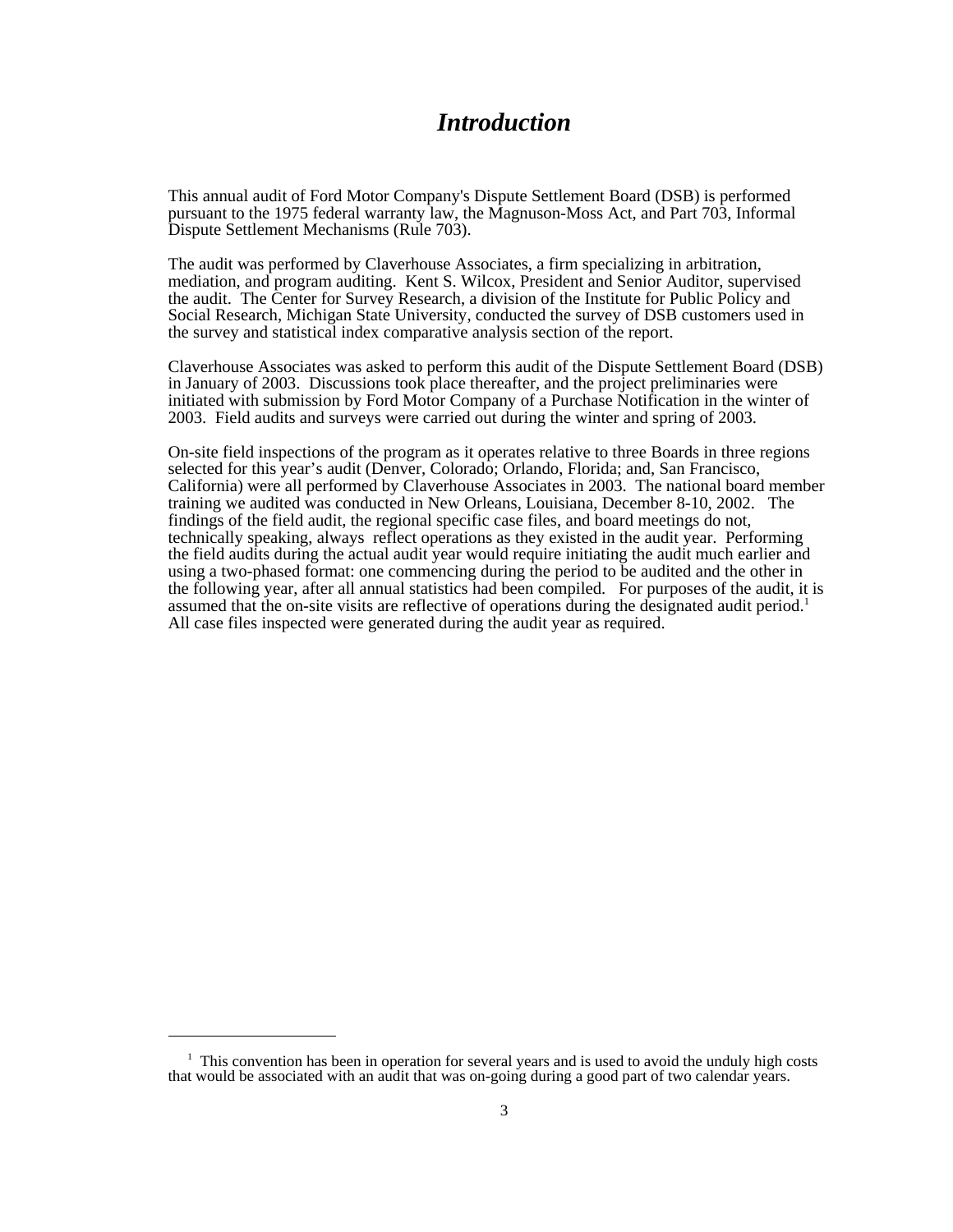# *Introduction*

This annual audit of Ford Motor Company's Dispute Settlement Board (DSB) is performed pursuant to the 1975 federal warranty law, the Magnuson-Moss Act, and Part 703, Informal Dispute Settlement Mechanisms (Rule 703).

The audit was performed by Claverhouse Associates, a firm specializing in arbitration, mediation, and program auditing. Kent S. Wilcox, President and Senior Auditor, supervised the audit. The Center for Survey Research, a division of the Institute for Public Policy and Social Research, Michigan State University, conducted the survey of DSB customers used in the survey and statistical index comparative analysis section of the report.

Claverhouse Associates was asked to perform this audit of the Dispute Settlement Board (DSB) in January of 2003. Discussions took place thereafter, and the project preliminaries were initiated with submission by Ford Motor Company of a Purchase Notification in the winter of 2003. Field audits and surveys were carried out during the winter and spring of 2003.

On-site field inspections of the program as it operates relative to three Boards in three regions selected for this year's audit (Denver, Colorado; Orlando, Florida; and, San Francisco, California) were all performed by Claverhouse Associates in 2003. The national board member training we audited was conducted in New Orleans, Louisiana, December 8-10, 2002. The findings of the field audit, the regional specific case files, and board meetings do not, technically speaking, always reflect operations as they existed in the audit year. Performing the field audits during the actual audit year would require initiating the audit much earlier and using a two-phased format: one commencing during the period to be audited and the other in the following year, after all annual statistics had been compiled. For purposes of the audit, it is assumed that the on-site visits are reflective of operations during the designated audit period.[1] All case files inspected were generated during the audit year as required.

---

[1] This convention has been in operation for several years and is used to avoid the unduly high costs that would be associated with an audit that was on-going during a good part of two calendar years.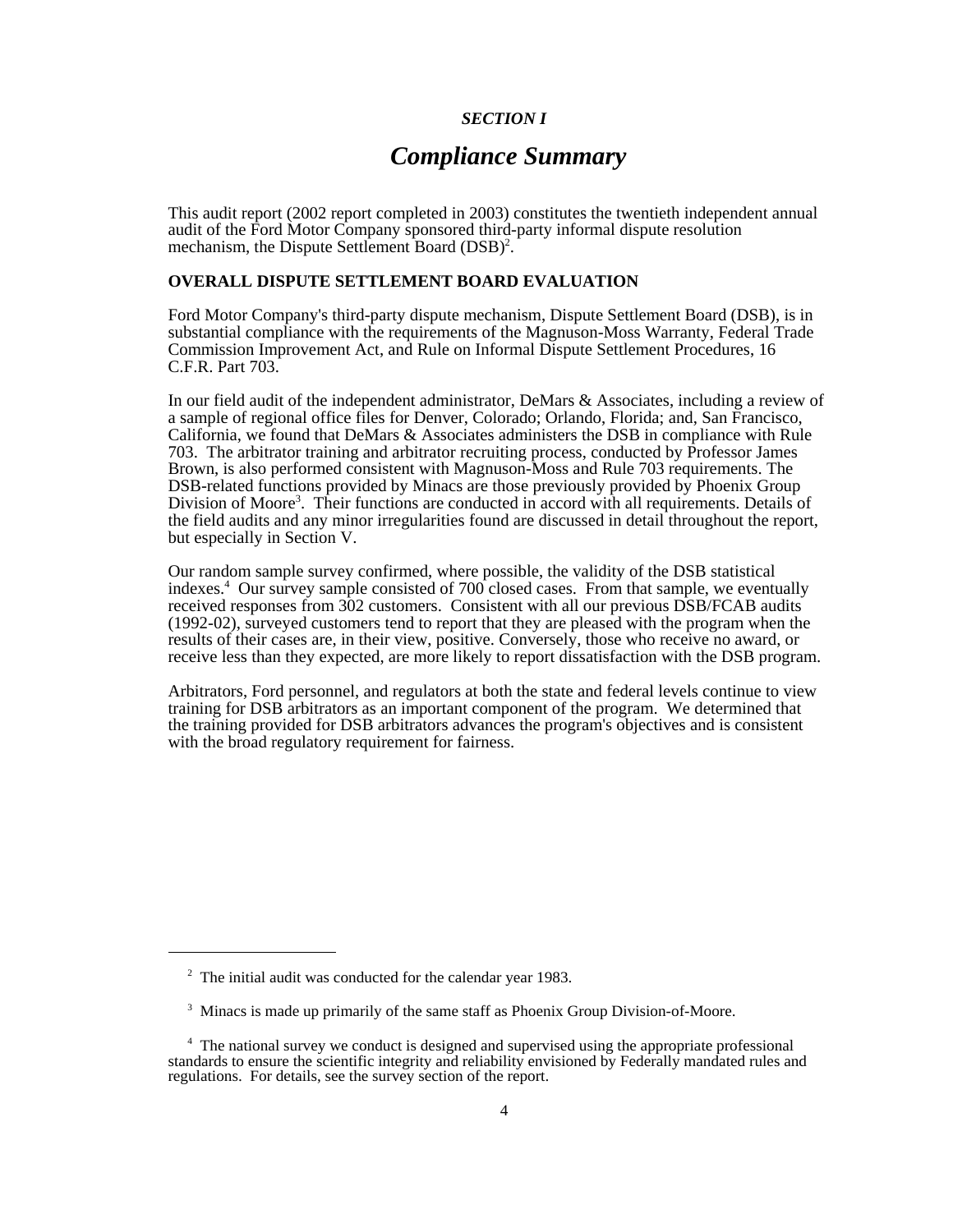### *SECTION I*

# *Compliance Summary*

This audit report (2002 report completed in 2003) constitutes the twentieth independent annual audit of the Ford Motor Company sponsored third-party informal dispute resolution mechanism, the Dispute Settlement Board (DSB)[2].

**OVERALL DISPUTE SETTLEMENT BOARD EVALUATION**

Ford Motor Company's third-party dispute mechanism, Dispute Settlement Board (DSB), is in substantial compliance with the requirements of the Magnuson-Moss Warranty, Federal Trade Commission Improvement Act, and Rule on Informal Dispute Settlement Procedures, 16 C.F.R. Part 703.

In our field audit of the independent administrator, DeMars & Associates, including a review of a sample of regional office files for Denver, Colorado; Orlando, Florida; and, San Francisco, California, we found that DeMars & Associates administers the DSB in compliance with Rule 703. The arbitrator training and arbitrator recruiting process, conducted by Professor James Brown, is also performed consistent with Magnuson-Moss and Rule 703 requirements. The DSB-related functions provided by Minacs are those previously provided by Phoenix Group Division of Moore[3]. Their functions are conducted in accord with all requirements. Details of the field audits and any minor irregularities found are discussed in detail throughout the report, but especially in Section V.

Our random sample survey confirmed, where possible, the validity of the DSB statistical indexes.[4] Our survey sample consisted of 700 closed cases. From that sample, we eventually received responses from 302 customers. Consistent with all our previous DSB/FCAB audits (1992-02), surveyed customers tend to report that they are pleased with the program when the results of their cases are, in their view, positive. Conversely, those who receive no award, or receive less than they expected, are more likely to report dissatisfaction with the DSB program.

Arbitrators, Ford personnel, and regulators at both the state and federal levels continue to view training for DSB arbitrators as an important component of the program. We determined that the training provided for DSB arbitrators advances the program's objectives and is consistent with the broad regulatory requirement for fairness.

---

[2] The initial audit was conducted for the calendar year 1983.

[3] Minacs is made up primarily of the same staff as Phoenix Group Division-of-Moore.

[4] The national survey we conduct is designed and supervised using the appropriate professional standards to ensure the scientific integrity and reliability envisioned by Federally mandated rules and regulations. For details, see the survey section of the report.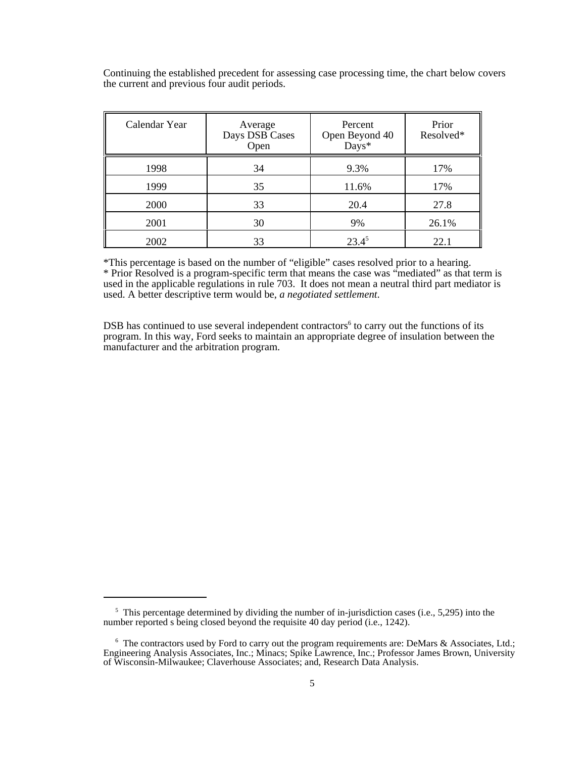Continuing the established precedent for assessing case processing time, the chart below covers the current and previous four audit periods.

| Calendar Year | Average Days DSB Cases Open | Percent Open Beyond 40 Days* | Prior Resolved* |
|---|---|---|---|
| 1998 | 34 | 9.3% | 17% |
| 1999 | 35 | 11.6% | 17% |
| 2000 | 33 | 20.4 | 27.8 |
| 2001 | 30 | 9% | 26.1% |
| 2002 | 33 | 23.4[5] | 22.1 |

*This percentage is based on the number of "eligible" cases resolved prior to a hearing.
* Prior Resolved is a program-specific term that means the case was "mediated" as that term is used in the applicable regulations in rule 703. It does not mean a neutral third part mediator is used. A better descriptive term would be, *a negotiated settlement*.

DSB has continued to use several independent contractors[6] to carry out the functions of its program. In this way, Ford seeks to maintain an appropriate degree of insulation between the manufacturer and the arbitration program.

---

[5] This percentage determined by dividing the number of in-jurisdiction cases (i.e., 5,295) into the number reported s being closed beyond the requisite 40 day period (i.e., 1242).

[6] The contractors used by Ford to carry out the program requirements are: DeMars & Associates, Ltd.; Engineering Analysis Associates, Inc.; Minacs; Spike Lawrence, Inc.; Professor James Brown, University of Wisconsin-Milwaukee; Claverhouse Associates; and, Research Data Analysis.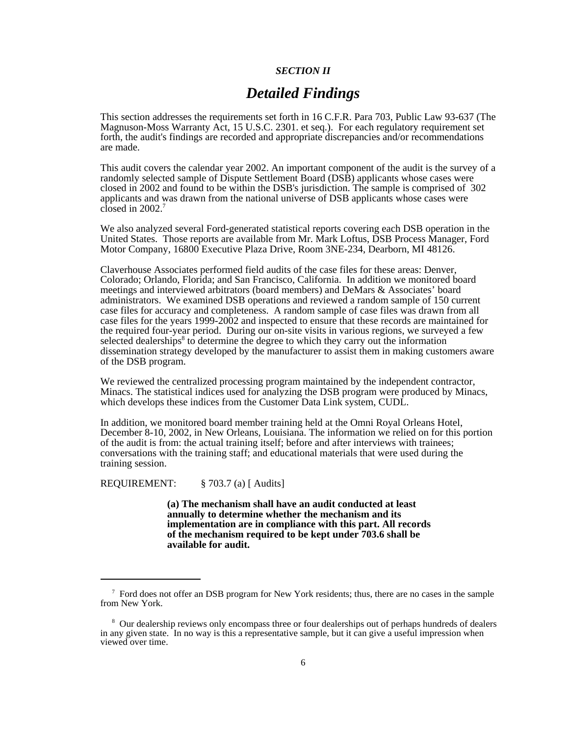*SECTION II*

# *Detailed Findings*

This section addresses the requirements set forth in 16 C.F.R. Para 703, Public Law 93-637 (The Magnuson-Moss Warranty Act, 15 U.S.C. 2301. et seq.). For each regulatory requirement set forth, the audit's findings are recorded and appropriate discrepancies and/or recommendations are made.

This audit covers the calendar year 2002. An important component of the audit is the survey of a randomly selected sample of Dispute Settlement Board (DSB) applicants whose cases were closed in 2002 and found to be within the DSB's jurisdiction. The sample is comprised of 302 applicants and was drawn from the national universe of DSB applicants whose cases were closed in 2002.[7]

We also analyzed several Ford-generated statistical reports covering each DSB operation in the United States. Those reports are available from Mr. Mark Loftus, DSB Process Manager, Ford Motor Company, 16800 Executive Plaza Drive, Room 3NE-234, Dearborn, MI 48126.

Claverhouse Associates performed field audits of the case files for these areas: Denver, Colorado; Orlando, Florida; and San Francisco, California. In addition we monitored board meetings and interviewed arbitrators (board members) and DeMars & Associates' board administrators. We examined DSB operations and reviewed a random sample of 150 current case files for accuracy and completeness. A random sample of case files was drawn from all case files for the years 1999-2002 and inspected to ensure that these records are maintained for the required four-year period. During our on-site visits in various regions, we surveyed a few selected dealerships[8] to determine the degree to which they carry out the information dissemination strategy developed by the manufacturer to assist them in making customers aware of the DSB program.

We reviewed the centralized processing program maintained by the independent contractor, Minacs. The statistical indices used for analyzing the DSB program were produced by Minacs, which develops these indices from the Customer Data Link system, CUDL.

In addition, we monitored board member training held at the Omni Royal Orleans Hotel, December 8-10, 2002, in New Orleans, Louisiana. The information we relied on for this portion of the audit is from: the actual training itself; before and after interviews with trainees; conversations with the training staff; and educational materials that were used during the training session.

REQUIREMENT: § 703.7 (a) [ Audits]

> **(a) The mechanism shall have an audit conducted at least annually to determine whether the mechanism and its implementation are in compliance with this part. All records of the mechanism required to be kept under 703.6 shall be available for audit.**

---

[7] Ford does not offer an DSB program for New York residents; thus, there are no cases in the sample from New York.

[8] Our dealership reviews only encompass three or four dealerships out of perhaps hundreds of dealers in any given state. In no way is this a representative sample, but it can give a useful impression when viewed over time.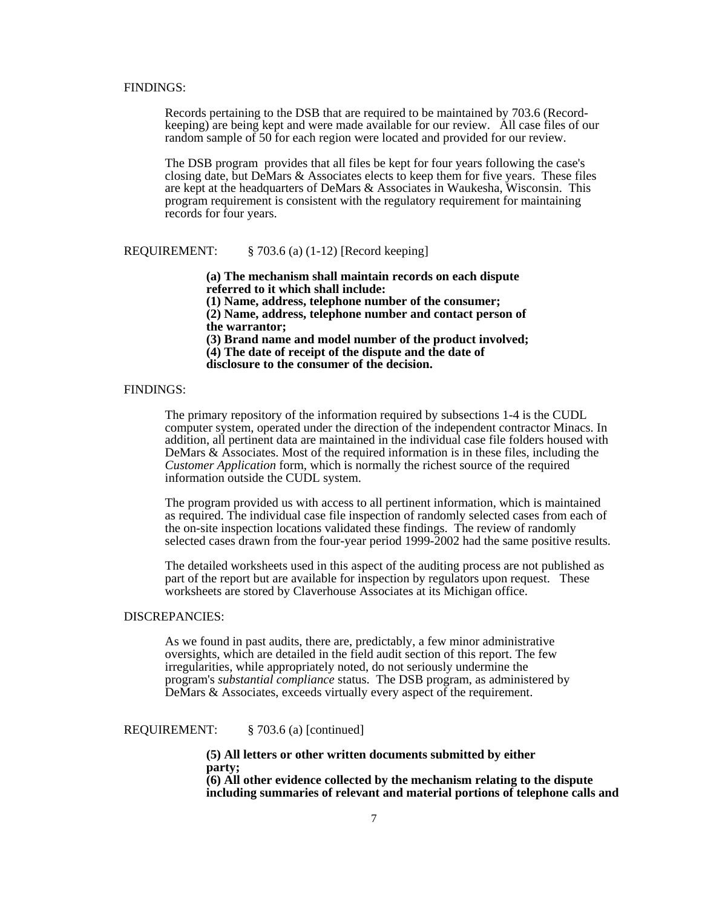FINDINGS:

Records pertaining to the DSB that are required to be maintained by 703.6 (Record-keeping) are being kept and were made available for our review. All case files of our random sample of 50 for each region were located and provided for our review.

The DSB program provides that all files be kept for four years following the case's closing date, but DeMars & Associates elects to keep them for five years. These files are kept at the headquarters of DeMars & Associates in Waukesha, Wisconsin. This program requirement is consistent with the regulatory requirement for maintaining records for four years.

REQUIREMENT: § 703.6 (a) (1-12) [Record keeping]

**(a) The mechanism shall maintain records on each dispute referred to it which shall include:**
**(1) Name, address, telephone number of the consumer;**
**(2) Name, address, telephone number and contact person of the warrantor;**
**(3) Brand name and model number of the product involved;**
**(4) The date of receipt of the dispute and the date of disclosure to the consumer of the decision.**

FINDINGS:

The primary repository of the information required by subsections 1-4 is the CUDL computer system, operated under the direction of the independent contractor Minacs. In addition, all pertinent data are maintained in the individual case file folders housed with DeMars & Associates. Most of the required information is in these files, including the *Customer Application* form, which is normally the richest source of the required information outside the CUDL system.

The program provided us with access to all pertinent information, which is maintained as required. The individual case file inspection of randomly selected cases from each of the on-site inspection locations validated these findings. The review of randomly selected cases drawn from the four-year period 1999-2002 had the same positive results.

The detailed worksheets used in this aspect of the auditing process are not published as part of the report but are available for inspection by regulators upon request. These worksheets are stored by Claverhouse Associates at its Michigan office.

DISCREPANCIES:

As we found in past audits, there are, predictably, a few minor administrative oversights, which are detailed in the field audit section of this report. The few irregularities, while appropriately noted, do not seriously undermine the program's *substantial compliance* status. The DSB program, as administered by DeMars & Associates, exceeds virtually every aspect of the requirement.

REQUIREMENT: § 703.6 (a) [continued]

**(5) All letters or other written documents submitted by either party;**
**(6) All other evidence collected by the mechanism relating to the dispute including summaries of relevant and material portions of telephone calls and**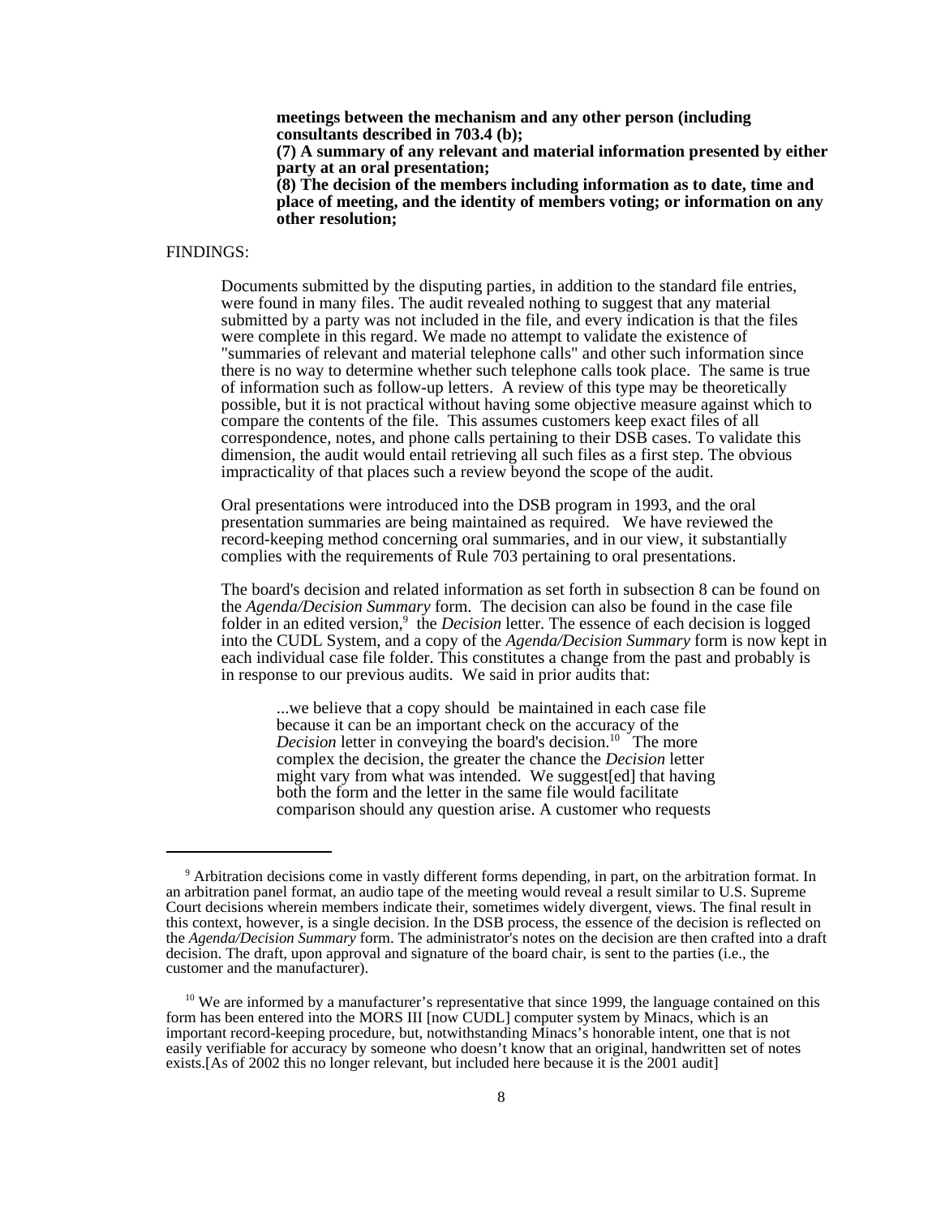**meetings between the mechanism and any other person (including consultants described in 703.4 (b);**
**(7) A summary of any relevant and material information presented by either party at an oral presentation;**
**(8) The decision of the members including information as to date, time and place of meeting, and the identity of members voting; or information on any other resolution;**

FINDINGS:

Documents submitted by the disputing parties, in addition to the standard file entries, were found in many files. The audit revealed nothing to suggest that any material submitted by a party was not included in the file, and every indication is that the files were complete in this regard. We made no attempt to validate the existence of "summaries of relevant and material telephone calls" and other such information since there is no way to determine whether such telephone calls took place. The same is true of information such as follow-up letters. A review of this type may be theoretically possible, but it is not practical without having some objective measure against which to compare the contents of the file. This assumes customers keep exact files of all correspondence, notes, and phone calls pertaining to their DSB cases. To validate this dimension, the audit would entail retrieving all such files as a first step. The obvious impracticality of that places such a review beyond the scope of the audit.

Oral presentations were introduced into the DSB program in 1993, and the oral presentation summaries are being maintained as required. We have reviewed the record-keeping method concerning oral summaries, and in our view, it substantially complies with the requirements of Rule 703 pertaining to oral presentations.

The board's decision and related information as set forth in subsection 8 can be found on the *Agenda/Decision Summary* form. The decision can also be found in the case file folder in an edited version,[9] the *Decision* letter. The essence of each decision is logged into the CUDL System, and a copy of the *Agenda/Decision Summary* form is now kept in each individual case file folder. This constitutes a change from the past and probably is in response to our previous audits. We said in prior audits that:

> ...we believe that a copy should be maintained in each case file because it can be an important check on the accuracy of the *Decision* letter in conveying the board's decision.[10] The more complex the decision, the greater the chance the *Decision* letter might vary from what was intended. We suggest[ed] that having both the form and the letter in the same file would facilitate comparison should any question arise. A customer who requests

---

[9] Arbitration decisions come in vastly different forms depending, in part, on the arbitration format. In an arbitration panel format, an audio tape of the meeting would reveal a result similar to U.S. Supreme Court decisions wherein members indicate their, sometimes widely divergent, views. The final result in this context, however, is a single decision. In the DSB process, the essence of the decision is reflected on the *Agenda/Decision Summary* form. The administrator's notes on the decision are then crafted into a draft decision. The draft, upon approval and signature of the board chair, is sent to the parties (i.e., the customer and the manufacturer).

[10] We are informed by a manufacturer's representative that since 1999, the language contained on this form has been entered into the MORS III [now CUDL] computer system by Minacs, which is an important record-keeping procedure, but, notwithstanding Minacs's honorable intent, one that is not easily verifiable for accuracy by someone who doesn't know that an original, handwritten set of notes exists.[As of 2002 this no longer relevant, but included here because it is the 2001 audit]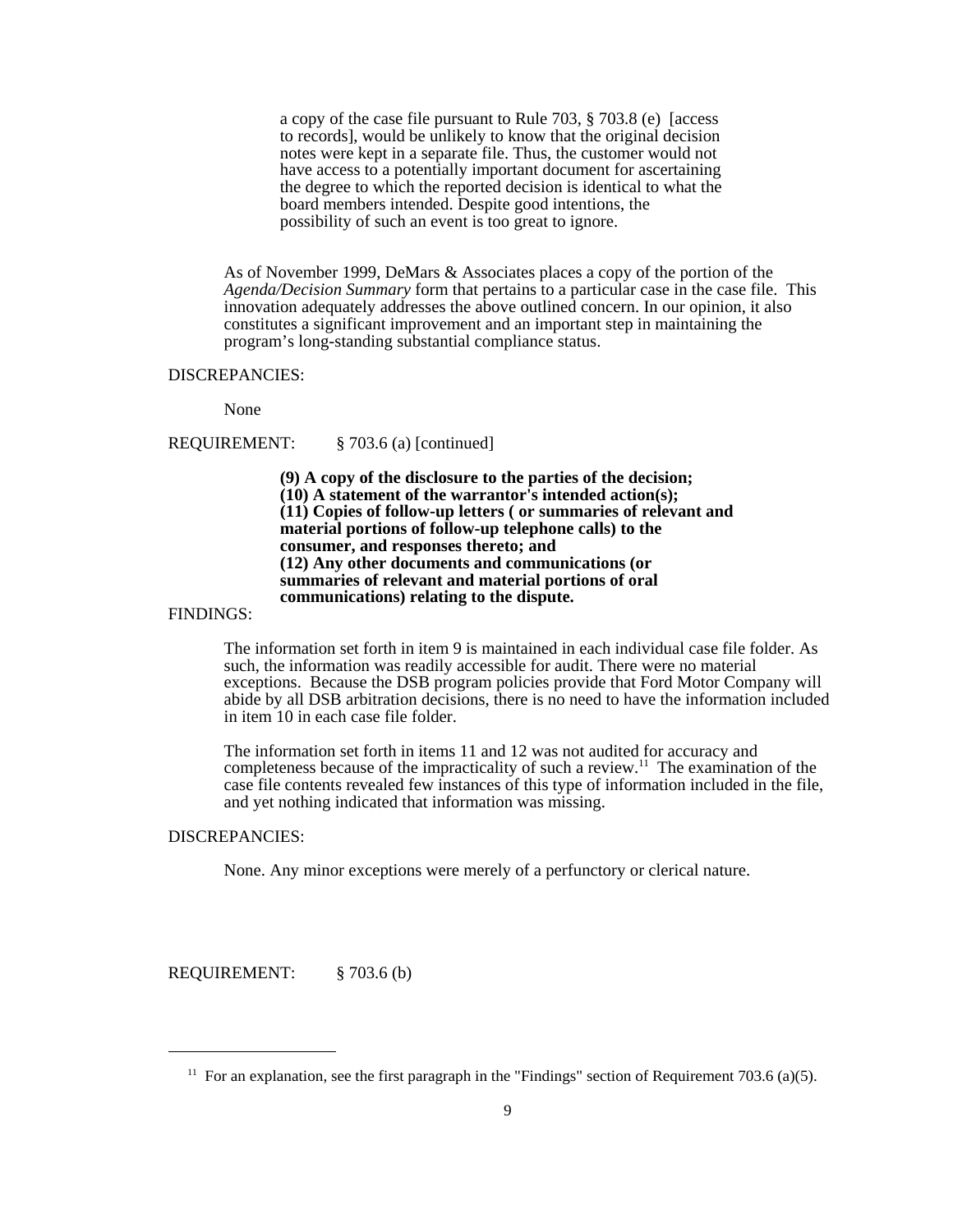a copy of the case file pursuant to Rule 703, § 703.8 (e) [access to records], would be unlikely to know that the original decision notes were kept in a separate file. Thus, the customer would not have access to a potentially important document for ascertaining the degree to which the reported decision is identical to what the board members intended. Despite good intentions, the possibility of such an event is too great to ignore.

As of November 1999, DeMars & Associates places a copy of the portion of the *Agenda/Decision Summary* form that pertains to a particular case in the case file. This innovation adequately addresses the above outlined concern. In our opinion, it also constitutes a significant improvement and an important step in maintaining the program's long-standing substantial compliance status.

DISCREPANCIES:

None

REQUIREMENT: § 703.6 (a) [continued]

**(9) A copy of the disclosure to the parties of the decision;**
**(10) A statement of the warrantor's intended action(s);**
**(11) Copies of follow-up letters ( or summaries of relevant and material portions of follow-up telephone calls) to the consumer, and responses thereto; and**
**(12) Any other documents and communications (or summaries of relevant and material portions of oral communications) relating to the dispute.**

FINDINGS:

The information set forth in item 9 is maintained in each individual case file folder. As such, the information was readily accessible for audit. There were no material exceptions. Because the DSB program policies provide that Ford Motor Company will abide by all DSB arbitration decisions, there is no need to have the information included in item 10 in each case file folder.

The information set forth in items 11 and 12 was not audited for accuracy and completeness because of the impracticality of such a review.[11] The examination of the case file contents revealed few instances of this type of information included in the file, and yet nothing indicated that information was missing.

DISCREPANCIES:

None. Any minor exceptions were merely of a perfunctory or clerical nature.

REQUIREMENT: § 703.6 (b)

[11] For an explanation, see the first paragraph in the "Findings" section of Requirement 703.6 (a)(5).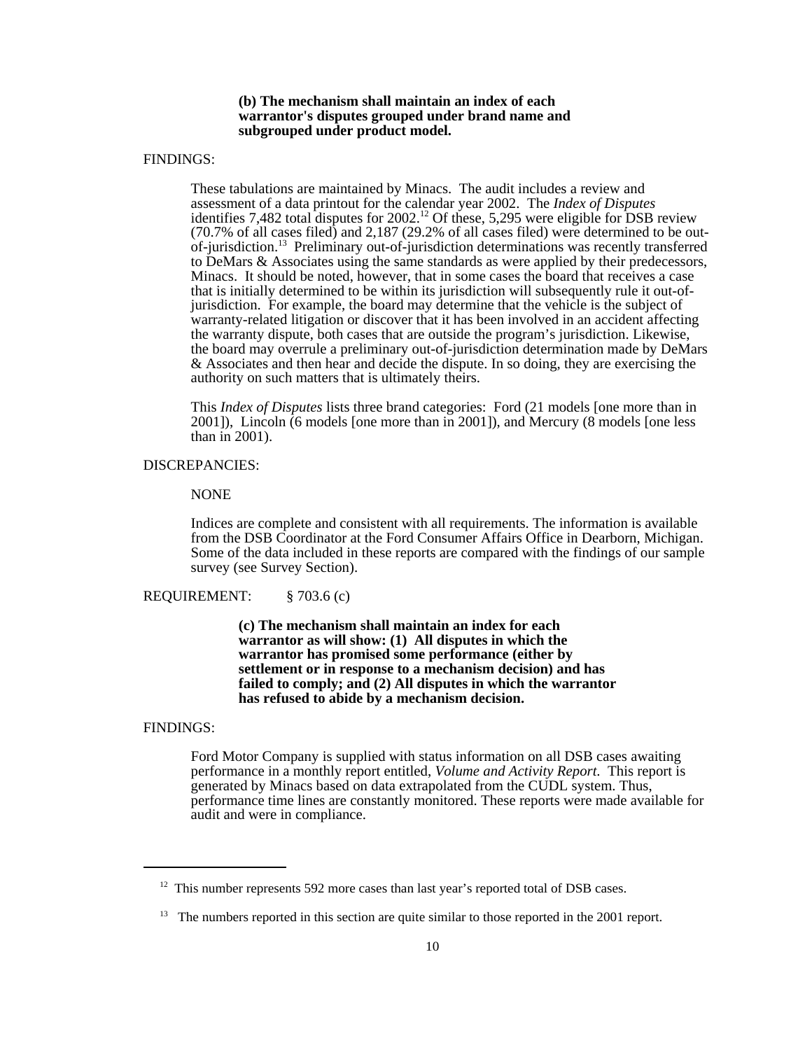**(b) The mechanism shall maintain an index of each warrantor's disputes grouped under brand name and subgrouped under product model.**

FINDINGS:

These tabulations are maintained by Minacs. The audit includes a review and assessment of a data printout for the calendar year 2002. The *Index of Disputes* identifies 7,482 total disputes for 2002.[12] Of these, 5,295 were eligible for DSB review (70.7% of all cases filed) and 2,187 (29.2% of all cases filed) were determined to be out-of-jurisdiction.[13] Preliminary out-of-jurisdiction determinations was recently transferred to DeMars & Associates using the same standards as were applied by their predecessors, Minacs. It should be noted, however, that in some cases the board that receives a case that is initially determined to be within its jurisdiction will subsequently rule it out-of-jurisdiction. For example, the board may determine that the vehicle is the subject of warranty-related litigation or discover that it has been involved in an accident affecting the warranty dispute, both cases that are outside the program's jurisdiction. Likewise, the board may overrule a preliminary out-of-jurisdiction determination made by DeMars & Associates and then hear and decide the dispute. In so doing, they are exercising the authority on such matters that is ultimately theirs.

This *Index of Disputes* lists three brand categories: Ford (21 models [one more than in 2001]), Lincoln (6 models [one more than in 2001]), and Mercury (8 models [one less than in 2001).

DISCREPANCIES:

NONE

Indices are complete and consistent with all requirements. The information is available from the DSB Coordinator at the Ford Consumer Affairs Office in Dearborn, Michigan. Some of the data included in these reports are compared with the findings of our sample survey (see Survey Section).

REQUIREMENT: § 703.6 (c)

**(c) The mechanism shall maintain an index for each warrantor as will show: (1) All disputes in which the warrantor has promised some performance (either by settlement or in response to a mechanism decision) and has failed to comply; and (2) All disputes in which the warrantor has refused to abide by a mechanism decision.**

FINDINGS:

Ford Motor Company is supplied with status information on all DSB cases awaiting performance in a monthly report entitled, *Volume and Activity Report*. This report is generated by Minacs based on data extrapolated from the CUDL system. Thus, performance time lines are constantly monitored. These reports were made available for audit and were in compliance.

---

[12] This number represents 592 more cases than last year's reported total of DSB cases.

[13] The numbers reported in this section are quite similar to those reported in the 2001 report.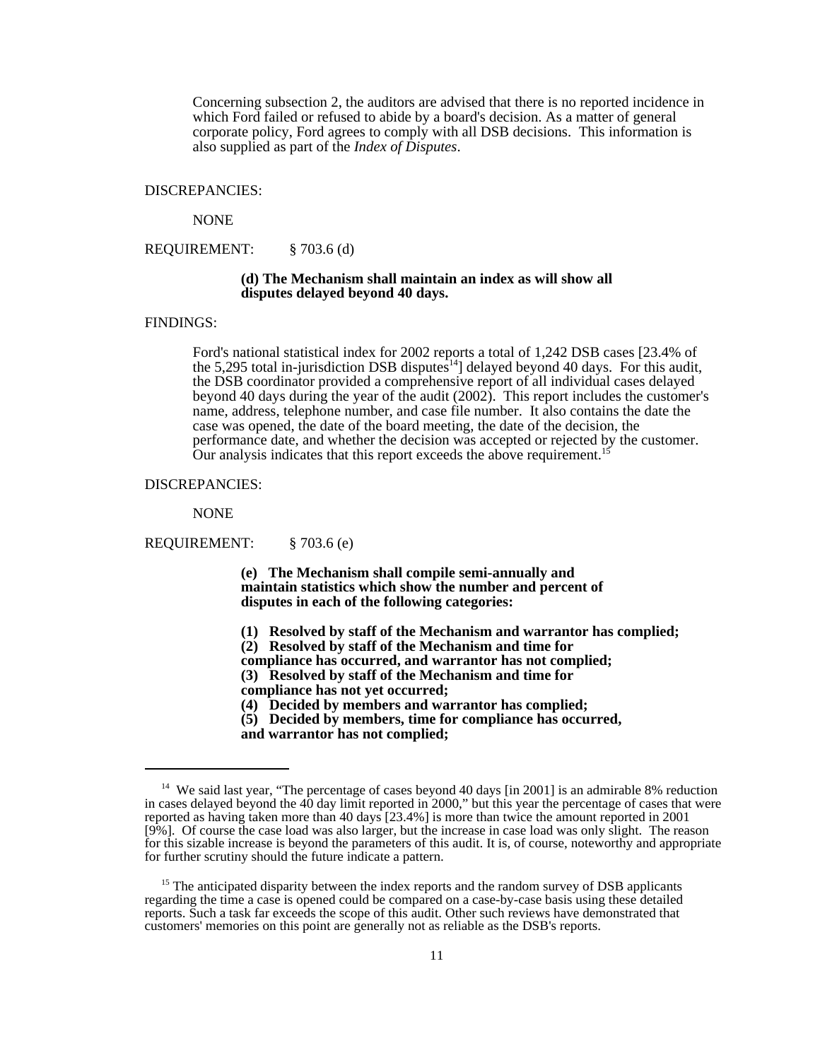Concerning subsection 2, the auditors are advised that there is no reported incidence in which Ford failed or refused to abide by a board's decision. As a matter of general corporate policy, Ford agrees to comply with all DSB decisions. This information is also supplied as part of the *Index of Disputes*.

DISCREPANCIES:

NONE

REQUIREMENT: § 703.6 (d)

**(d) The Mechanism shall maintain an index as will show all disputes delayed beyond 40 days.**

FINDINGS:

Ford's national statistical index for 2002 reports a total of 1,242 DSB cases [23.4% of the 5,295 total in-jurisdiction DSB disputes[14]] delayed beyond 40 days. For this audit, the DSB coordinator provided a comprehensive report of all individual cases delayed beyond 40 days during the year of the audit (2002). This report includes the customer's name, address, telephone number, and case file number. It also contains the date the case was opened, the date of the board meeting, the date of the decision, the performance date, and whether the decision was accepted or rejected by the customer. Our analysis indicates that this report exceeds the above requirement.[15]

DISCREPANCIES:

NONE

REQUIREMENT: § 703.6 (e)

**(e) The Mechanism shall compile semi-annually and maintain statistics which show the number and percent of disputes in each of the following categories:**

**(1) Resolved by staff of the Mechanism and warrantor has complied;**
**(2) Resolved by staff of the Mechanism and time for compliance has occurred, and warrantor has not complied;**
**(3) Resolved by staff of the Mechanism and time for compliance has not yet occurred;**
**(4) Decided by members and warrantor has complied;**
**(5) Decided by members, time for compliance has occurred, and warrantor has not complied;**

---

[14] We said last year, "The percentage of cases beyond 40 days [in 2001] is an admirable 8% reduction in cases delayed beyond the 40 day limit reported in 2000," but this year the percentage of cases that were reported as having taken more than 40 days [23.4%] is more than twice the amount reported in 2001 [9%]. Of course the case load was also larger, but the increase in case load was only slight. The reason for this sizable increase is beyond the parameters of this audit. It is, of course, noteworthy and appropriate for further scrutiny should the future indicate a pattern.

[15] The anticipated disparity between the index reports and the random survey of DSB applicants regarding the time a case is opened could be compared on a case-by-case basis using these detailed reports. Such a task far exceeds the scope of this audit. Other such reviews have demonstrated that customers' memories on this point are generally not as reliable as the DSB's reports.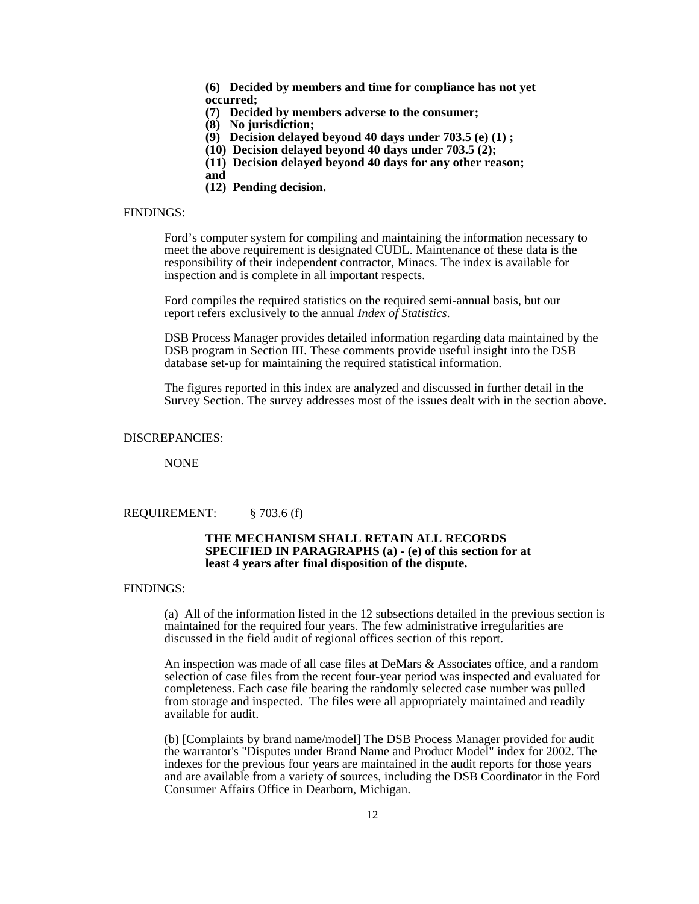**(6) Decided by members and time for compliance has not yet occurred;**
**(7) Decided by members adverse to the consumer;**
**(8) No jurisdiction;**
**(9) Decision delayed beyond 40 days under 703.5 (e) (1) ;**
**(10) Decision delayed beyond 40 days under 703.5 (2);**
**(11) Decision delayed beyond 40 days for any other reason; and**
**(12) Pending decision.**

FINDINGS:

Ford's computer system for compiling and maintaining the information necessary to meet the above requirement is designated CUDL. Maintenance of these data is the responsibility of their independent contractor, Minacs. The index is available for inspection and is complete in all important respects.

Ford compiles the required statistics on the required semi-annual basis, but our report refers exclusively to the annual *Index of Statistics*.

DSB Process Manager provides detailed information regarding data maintained by the DSB program in Section III. These comments provide useful insight into the DSB database set-up for maintaining the required statistical information.

The figures reported in this index are analyzed and discussed in further detail in the Survey Section. The survey addresses most of the issues dealt with in the section above.

DISCREPANCIES:

NONE

REQUIREMENT: § 703.6 (f)

**THE MECHANISM SHALL RETAIN ALL RECORDS SPECIFIED IN PARAGRAPHS (a) - (e) of this section for at least 4 years after final disposition of the dispute.**

FINDINGS:

(a) All of the information listed in the 12 subsections detailed in the previous section is maintained for the required four years. The few administrative irregularities are discussed in the field audit of regional offices section of this report.

An inspection was made of all case files at DeMars & Associates office, and a random selection of case files from the recent four-year period was inspected and evaluated for completeness. Each case file bearing the randomly selected case number was pulled from storage and inspected. The files were all appropriately maintained and readily available for audit.

(b) [Complaints by brand name/model] The DSB Process Manager provided for audit the warrantor's "Disputes under Brand Name and Product Model" index for 2002. The indexes for the previous four years are maintained in the audit reports for those years and are available from a variety of sources, including the DSB Coordinator in the Ford Consumer Affairs Office in Dearborn, Michigan.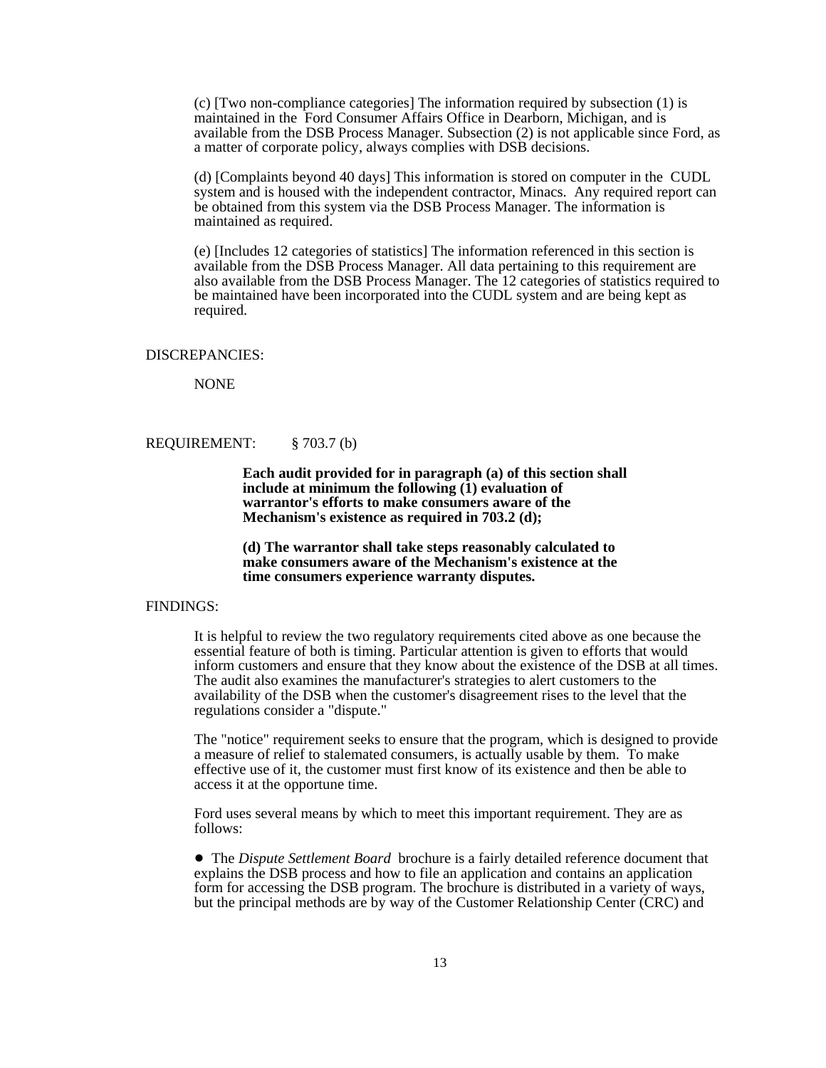(c) [Two non-compliance categories] The information required by subsection (1) is maintained in the Ford Consumer Affairs Office in Dearborn, Michigan, and is available from the DSB Process Manager. Subsection (2) is not applicable since Ford, as a matter of corporate policy, always complies with DSB decisions.

(d) [Complaints beyond 40 days] This information is stored on computer in the CUDL system and is housed with the independent contractor, Minacs. Any required report can be obtained from this system via the DSB Process Manager. The information is maintained as required.

(e) [Includes 12 categories of statistics] The information referenced in this section is available from the DSB Process Manager. All data pertaining to this requirement are also available from the DSB Process Manager. The 12 categories of statistics required to be maintained have been incorporated into the CUDL system and are being kept as required.

DISCREPANCIES:

NONE

REQUIREMENT: § 703.7 (b)

**Each audit provided for in paragraph (a) of this section shall include at minimum the following (1) evaluation of warrantor's efforts to make consumers aware of the Mechanism's existence as required in 703.2 (d);**

**(d) The warrantor shall take steps reasonably calculated to make consumers aware of the Mechanism's existence at the time consumers experience warranty disputes.**

FINDINGS:

It is helpful to review the two regulatory requirements cited above as one because the essential feature of both is timing. Particular attention is given to efforts that would inform customers and ensure that they know about the existence of the DSB at all times. The audit also examines the manufacturer's strategies to alert customers to the availability of the DSB when the customer's disagreement rises to the level that the regulations consider a "dispute."

The "notice" requirement seeks to ensure that the program, which is designed to provide a measure of relief to stalemated consumers, is actually usable by them. To make effective use of it, the customer must first know of its existence and then be able to access it at the opportune time.

Ford uses several means by which to meet this important requirement. They are as follows:

- The *Dispute Settlement Board* brochure is a fairly detailed reference document that explains the DSB process and how to file an application and contains an application form for accessing the DSB program. The brochure is distributed in a variety of ways, but the principal methods are by way of the Customer Relationship Center (CRC) and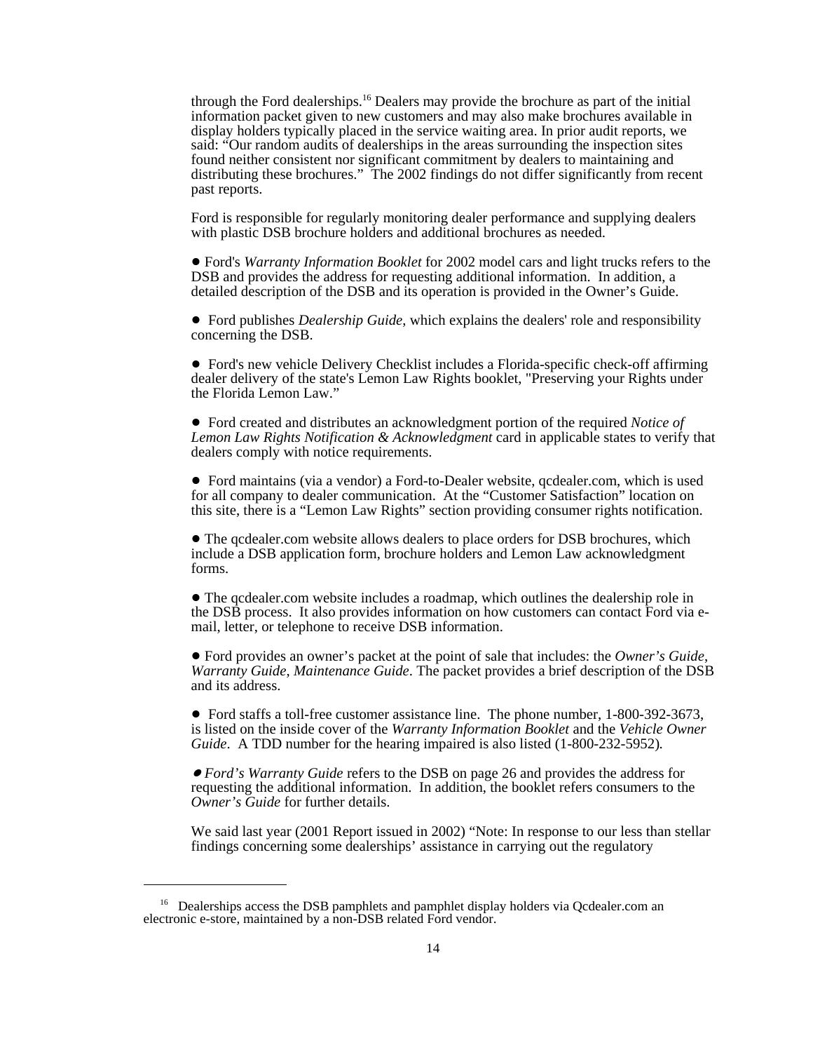through the Ford dealerships.[16] Dealers may provide the brochure as part of the initial information packet given to new customers and may also make brochures available in display holders typically placed in the service waiting area. In prior audit reports, we said: "Our random audits of dealerships in the areas surrounding the inspection sites found neither consistent nor significant commitment by dealers to maintaining and distributing these brochures." The 2002 findings do not differ significantly from recent past reports.

Ford is responsible for regularly monitoring dealer performance and supplying dealers with plastic DSB brochure holders and additional brochures as needed.

- Ford's *Warranty Information Booklet* for 2002 model cars and light trucks refers to the DSB and provides the address for requesting additional information. In addition, a detailed description of the DSB and its operation is provided in the Owner's Guide.

- Ford publishes *Dealership Guide*, which explains the dealers' role and responsibility concerning the DSB.

- Ford's new vehicle Delivery Checklist includes a Florida-specific check-off affirming dealer delivery of the state's Lemon Law Rights booklet, "Preserving your Rights under the Florida Lemon Law."

- Ford created and distributes an acknowledgment portion of the required *Notice of Lemon Law Rights Notification & Acknowledgment* card in applicable states to verify that dealers comply with notice requirements.

- Ford maintains (via a vendor) a Ford-to-Dealer website, qcdealer.com, which is used for all company to dealer communication. At the "Customer Satisfaction" location on this site, there is a "Lemon Law Rights" section providing consumer rights notification.

- The qcdealer.com website allows dealers to place orders for DSB brochures, which include a DSB application form, brochure holders and Lemon Law acknowledgment forms.

- The qcdealer.com website includes a roadmap, which outlines the dealership role in the DSB process. It also provides information on how customers can contact Ford via e-mail, letter, or telephone to receive DSB information.

- Ford provides an owner's packet at the point of sale that includes: the *Owner's Guide*, *Warranty Guide*, *Maintenance Guide*. The packet provides a brief description of the DSB and its address.

- Ford staffs a toll-free customer assistance line. The phone number, 1-800-392-3673, is listed on the inside cover of the *Warranty Information Booklet* and the *Vehicle Owner Guide*. A TDD number for the hearing impaired is also listed (1-800-232-5952).

- *Ford's Warranty Guide* refers to the DSB on page 26 and provides the address for requesting the additional information. In addition, the booklet refers consumers to the *Owner's Guide* for further details.

We said last year (2001 Report issued in 2002) "Note: In response to our less than stellar findings concerning some dealerships' assistance in carrying out the regulatory

[16] Dealerships access the DSB pamphlets and pamphlet display holders via Qcdealer.com an electronic e-store, maintained by a non-DSB related Ford vendor.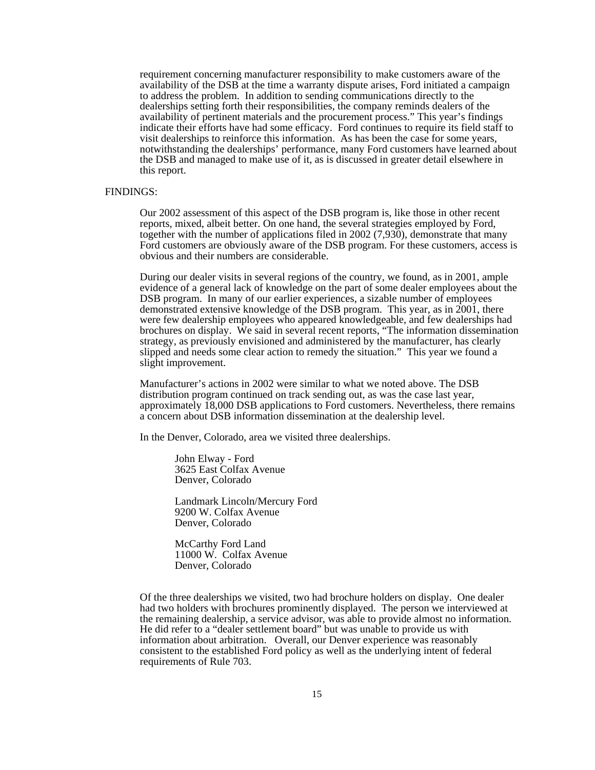requirement concerning manufacturer responsibility to make customers aware of the availability of the DSB at the time a warranty dispute arises, Ford initiated a campaign to address the problem. In addition to sending communications directly to the dealerships setting forth their responsibilities, the company reminds dealers of the availability of pertinent materials and the procurement process." This year's findings indicate their efforts have had some efficacy. Ford continues to require its field staff to visit dealerships to reinforce this information. As has been the case for some years, notwithstanding the dealerships' performance, many Ford customers have learned about the DSB and managed to make use of it, as is discussed in greater detail elsewhere in this report.

FINDINGS:

Our 2002 assessment of this aspect of the DSB program is, like those in other recent reports, mixed, albeit better. On one hand, the several strategies employed by Ford, together with the number of applications filed in 2002 (7,930), demonstrate that many Ford customers are obviously aware of the DSB program. For these customers, access is obvious and their numbers are considerable.

During our dealer visits in several regions of the country, we found, as in 2001, ample evidence of a general lack of knowledge on the part of some dealer employees about the DSB program. In many of our earlier experiences, a sizable number of employees demonstrated extensive knowledge of the DSB program. This year, as in 2001, there were few dealership employees who appeared knowledgeable, and few dealerships had brochures on display. We said in several recent reports, "The information dissemination strategy, as previously envisioned and administered by the manufacturer, has clearly slipped and needs some clear action to remedy the situation." This year we found a slight improvement.

Manufacturer's actions in 2002 were similar to what we noted above. The DSB distribution program continued on track sending out, as was the case last year, approximately 18,000 DSB applications to Ford customers. Nevertheless, there remains a concern about DSB information dissemination at the dealership level.

In the Denver, Colorado, area we visited three dealerships.

John Elway - Ford
3625 East Colfax Avenue
Denver, Colorado

Landmark Lincoln/Mercury Ford
9200 W. Colfax Avenue
Denver, Colorado

McCarthy Ford Land
11000 W. Colfax Avenue
Denver, Colorado

Of the three dealerships we visited, two had brochure holders on display. One dealer had two holders with brochures prominently displayed. The person we interviewed at the remaining dealership, a service advisor, was able to provide almost no information. He did refer to a "dealer settlement board" but was unable to provide us with information about arbitration. Overall, our Denver experience was reasonably consistent to the established Ford policy as well as the underlying intent of federal requirements of Rule 703.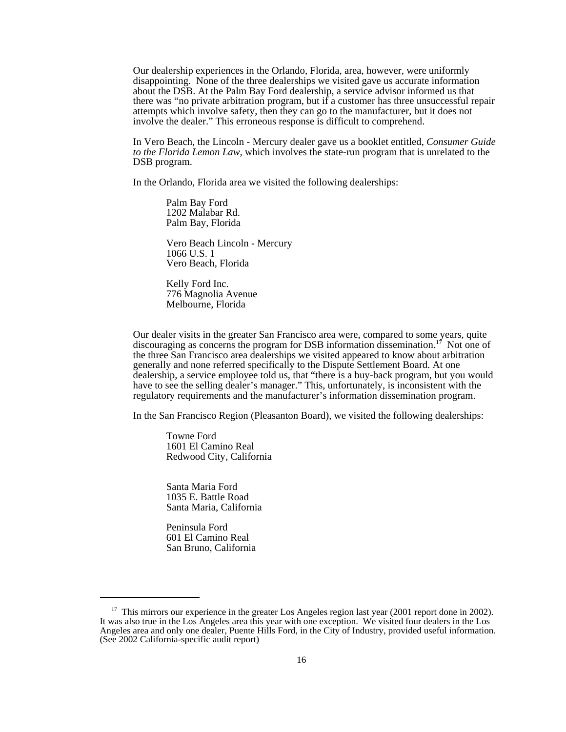Our dealership experiences in the Orlando, Florida, area, however, were uniformly disappointing. None of the three dealerships we visited gave us accurate information about the DSB. At the Palm Bay Ford dealership, a service advisor informed us that there was "no private arbitration program, but if a customer has three unsuccessful repair attempts which involve safety, then they can go to the manufacturer, but it does not involve the dealer." This erroneous response is difficult to comprehend.

In Vero Beach, the Lincoln - Mercury dealer gave us a booklet entitled, *Consumer Guide to the Florida Lemon Law,* which involves the state-run program that is unrelated to the DSB program.

In the Orlando, Florida area we visited the following dealerships:

Palm Bay Ford
1202 Malabar Rd.
Palm Bay, Florida

Vero Beach Lincoln - Mercury
1066 U.S. 1
Vero Beach, Florida

Kelly Ford Inc.
776 Magnolia Avenue
Melbourne, Florida

Our dealer visits in the greater San Francisco area were, compared to some years, quite discouraging as concerns the program for DSB information dissemination.[17] Not one of the three San Francisco area dealerships we visited appeared to know about arbitration generally and none referred specifically to the Dispute Settlement Board. At one dealership, a service employee told us, that "there is a buy-back program, but you would have to see the selling dealer's manager." This, unfortunately, is inconsistent with the regulatory requirements and the manufacturer's information dissemination program.

In the San Francisco Region (Pleasanton Board), we visited the following dealerships:

Towne Ford
1601 El Camino Real
Redwood City, California

Santa Maria Ford
1035 E. Battle Road
Santa Maria, California

Peninsula Ford
601 El Camino Real
San Bruno, California

---

[17] This mirrors our experience in the greater Los Angeles region last year (2001 report done in 2002). It was also true in the Los Angeles area this year with one exception. We visited four dealers in the Los Angeles area and only one dealer, Puente Hills Ford, in the City of Industry, provided useful information. (See 2002 California-specific audit report)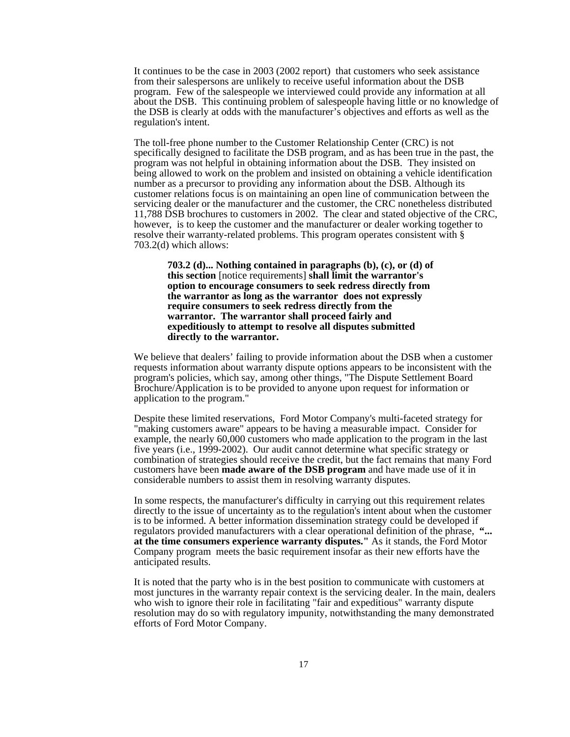It continues to be the case in 2003 (2002 report) that customers who seek assistance from their salespersons are unlikely to receive useful information about the DSB program. Few of the salespeople we interviewed could provide any information at all about the DSB. This continuing problem of salespeople having little or no knowledge of the DSB is clearly at odds with the manufacturer's objectives and efforts as well as the regulation's intent.

The toll-free phone number to the Customer Relationship Center (CRC) is not specifically designed to facilitate the DSB program, and as has been true in the past, the program was not helpful in obtaining information about the DSB. They insisted on being allowed to work on the problem and insisted on obtaining a vehicle identification number as a precursor to providing any information about the DSB. Although its customer relations focus is on maintaining an open line of communication between the servicing dealer or the manufacturer and the customer, the CRC nonetheless distributed 11,788 DSB brochures to customers in 2002. The clear and stated objective of the CRC, however, is to keep the customer and the manufacturer or dealer working together to resolve their warranty-related problems. This program operates consistent with § 703.2(d) which allows:

> **703.2 (d)... Nothing contained in paragraphs (b), (c), or (d) of this section** [notice requirements] **shall limit the warrantor's option to encourage consumers to seek redress directly from the warrantor as long as the warrantor does not expressly require consumers to seek redress directly from the warrantor. The warrantor shall proceed fairly and expeditiously to attempt to resolve all disputes submitted directly to the warrantor.**

We believe that dealers' failing to provide information about the DSB when a customer requests information about warranty dispute options appears to be inconsistent with the program's policies, which say, among other things, "The Dispute Settlement Board Brochure/Application is to be provided to anyone upon request for information or application to the program."

Despite these limited reservations, Ford Motor Company's multi-faceted strategy for "making customers aware" appears to be having a measurable impact. Consider for example, the nearly 60,000 customers who made application to the program in the last five years (i.e., 1999-2002). Our audit cannot determine what specific strategy or combination of strategies should receive the credit, but the fact remains that many Ford customers have been **made aware of the DSB program** and have made use of it in considerable numbers to assist them in resolving warranty disputes.

In some respects, the manufacturer's difficulty in carrying out this requirement relates directly to the issue of uncertainty as to the regulation's intent about when the customer is to be informed. A better information dissemination strategy could be developed if regulators provided manufacturers with a clear operational definition of the phrase, **"... at the time consumers experience warranty disputes."** As it stands, the Ford Motor Company program meets the basic requirement insofar as their new efforts have the anticipated results.

It is noted that the party who is in the best position to communicate with customers at most junctures in the warranty repair context is the servicing dealer. In the main, dealers who wish to ignore their role in facilitating "fair and expeditious" warranty dispute resolution may do so with regulatory impunity, notwithstanding the many demonstrated efforts of Ford Motor Company.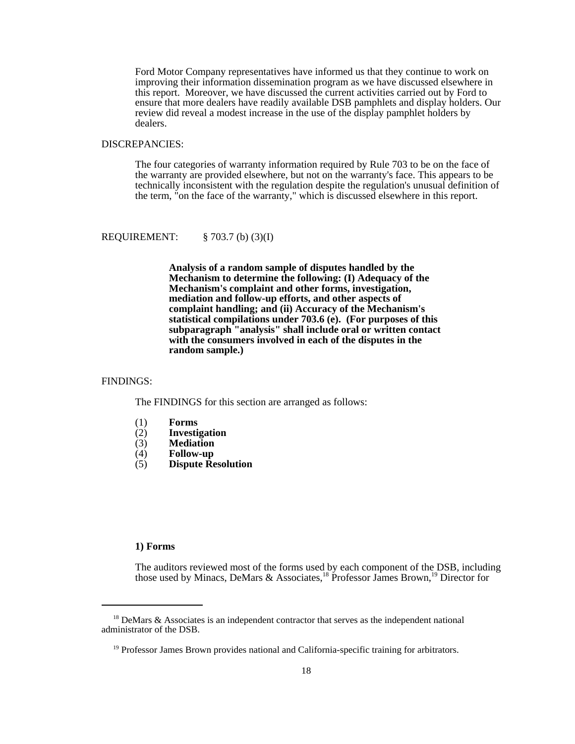Ford Motor Company representatives have informed us that they continue to work on improving their information dissemination program as we have discussed elsewhere in this report. Moreover, we have discussed the current activities carried out by Ford to ensure that more dealers have readily available DSB pamphlets and display holders. Our review did reveal a modest increase in the use of the display pamphlet holders by dealers.

DISCREPANCIES:

The four categories of warranty information required by Rule 703 to be on the face of the warranty are provided elsewhere, but not on the warranty's face. This appears to be technically inconsistent with the regulation despite the regulation's unusual definition of the term, "on the face of the warranty," which is discussed elsewhere in this report.

REQUIREMENT: § 703.7 (b) (3)(I)

**Analysis of a random sample of disputes handled by the Mechanism to determine the following: (I) Adequacy of the Mechanism's complaint and other forms, investigation, mediation and follow-up efforts, and other aspects of complaint handling; and (ii) Accuracy of the Mechanism's statistical compilations under 703.6 (e). (For purposes of this subparagraph "analysis" shall include oral or written contact with the consumers involved in each of the disputes in the random sample.)**

FINDINGS:

The FINDINGS for this section are arranged as follows:

(1) **Forms**
(2) **Investigation**
(3) **Mediation**
(4) **Follow-up**
(5) **Dispute Resolution**

**1) Forms**

The auditors reviewed most of the forms used by each component of the DSB, including those used by Minacs, DeMars & Associates,[18] Professor James Brown,[19] Director for

[18] DeMars & Associates is an independent contractor that serves as the independent national administrator of the DSB.

[19] Professor James Brown provides national and California-specific training for arbitrators.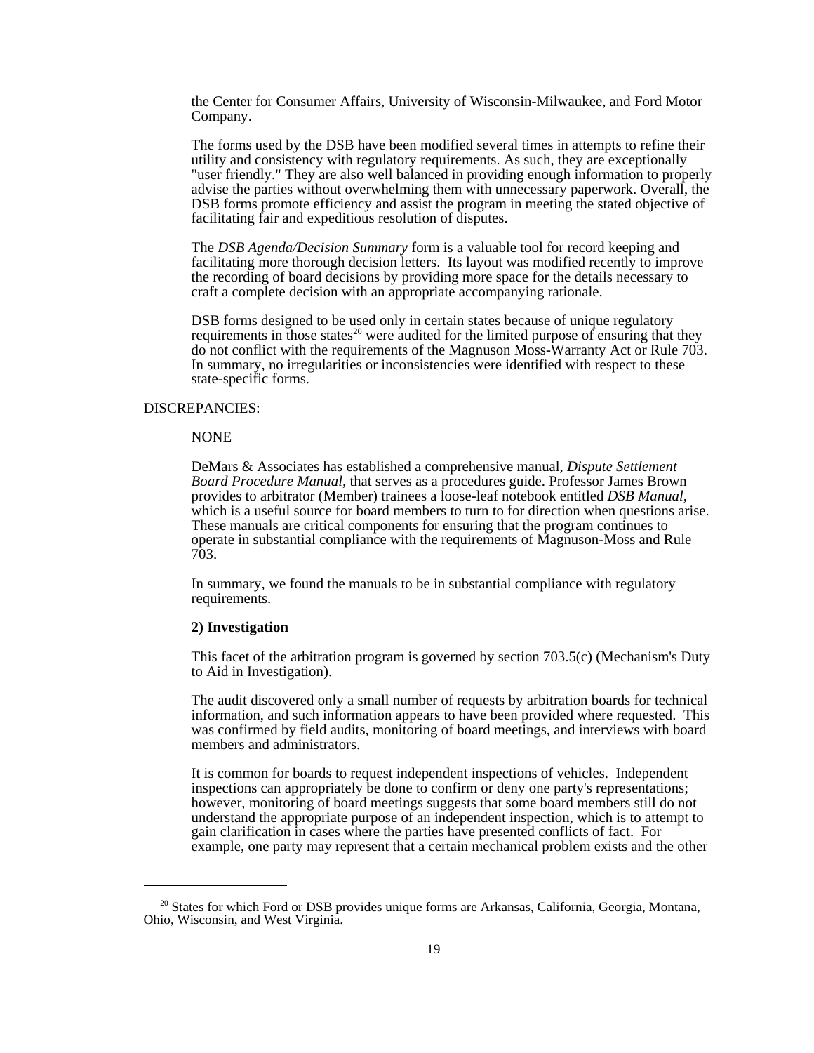the Center for Consumer Affairs, University of Wisconsin-Milwaukee, and Ford Motor Company.

The forms used by the DSB have been modified several times in attempts to refine their utility and consistency with regulatory requirements. As such, they are exceptionally "user friendly." They are also well balanced in providing enough information to properly advise the parties without overwhelming them with unnecessary paperwork. Overall, the DSB forms promote efficiency and assist the program in meeting the stated objective of facilitating fair and expeditious resolution of disputes.

The *DSB Agenda/Decision Summary* form is a valuable tool for record keeping and facilitating more thorough decision letters. Its layout was modified recently to improve the recording of board decisions by providing more space for the details necessary to craft a complete decision with an appropriate accompanying rationale.

DSB forms designed to be used only in certain states because of unique regulatory requirements in those states[20] were audited for the limited purpose of ensuring that they do not conflict with the requirements of the Magnuson Moss-Warranty Act or Rule 703. In summary, no irregularities or inconsistencies were identified with respect to these state-specific forms.

DISCREPANCIES:

NONE

DeMars & Associates has established a comprehensive manual, *Dispute Settlement Board Procedure Manual,* that serves as a procedures guide. Professor James Brown provides to arbitrator (Member) trainees a loose-leaf notebook entitled *DSB Manual,* which is a useful source for board members to turn to for direction when questions arise. These manuals are critical components for ensuring that the program continues to operate in substantial compliance with the requirements of Magnuson-Moss and Rule 703.

In summary, we found the manuals to be in substantial compliance with regulatory requirements.

**2) Investigation**

This facet of the arbitration program is governed by section 703.5(c) (Mechanism's Duty to Aid in Investigation).

The audit discovered only a small number of requests by arbitration boards for technical information, and such information appears to have been provided where requested. This was confirmed by field audits, monitoring of board meetings, and interviews with board members and administrators.

It is common for boards to request independent inspections of vehicles. Independent inspections can appropriately be done to confirm or deny one party's representations; however, monitoring of board meetings suggests that some board members still do not understand the appropriate purpose of an independent inspection, which is to attempt to gain clarification in cases where the parties have presented conflicts of fact. For example, one party may represent that a certain mechanical problem exists and the other

[20] States for which Ford or DSB provides unique forms are Arkansas, California, Georgia, Montana, Ohio, Wisconsin, and West Virginia.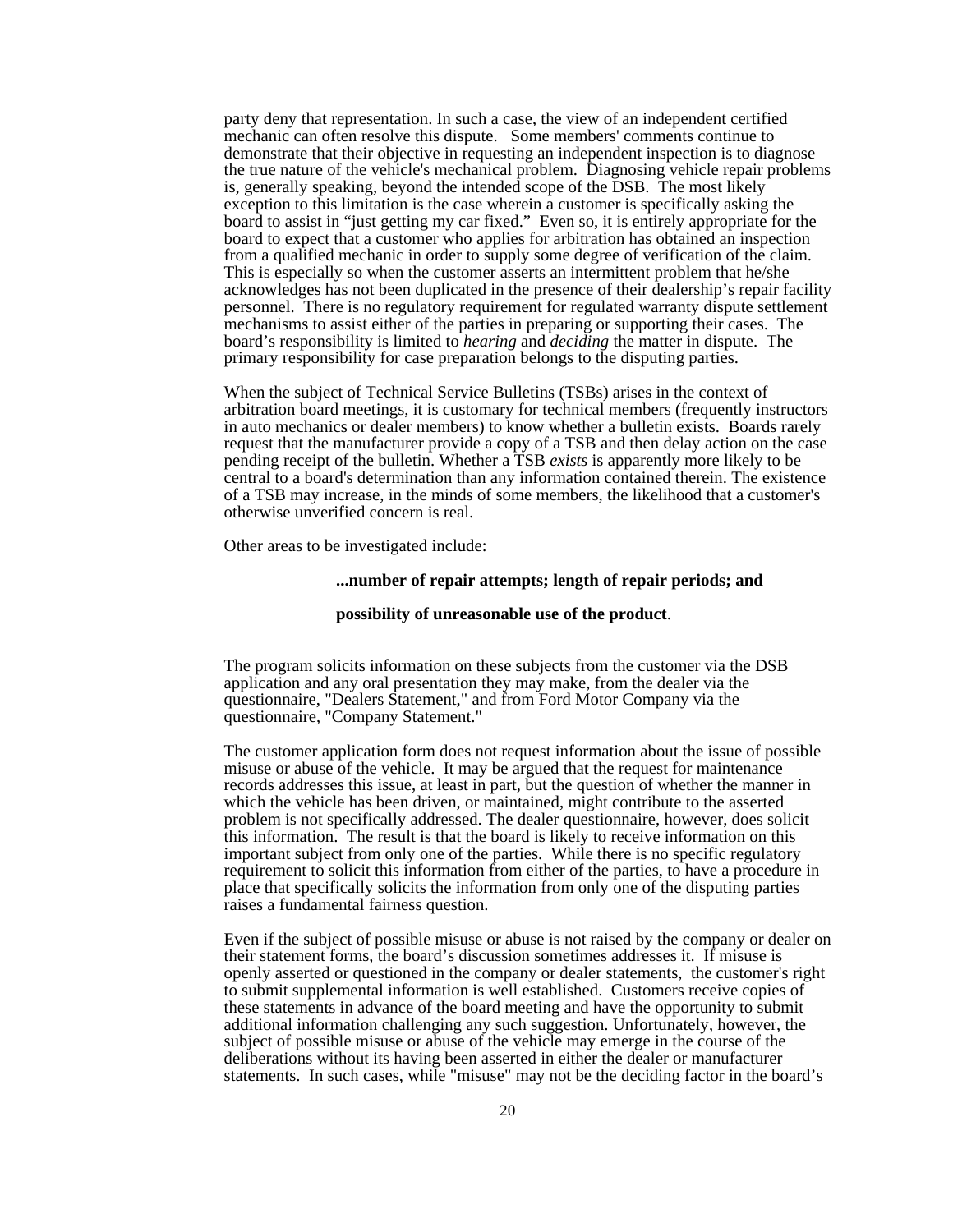party deny that representation. In such a case, the view of an independent certified mechanic can often resolve this dispute. Some members' comments continue to demonstrate that their objective in requesting an independent inspection is to diagnose the true nature of the vehicle's mechanical problem. Diagnosing vehicle repair problems is, generally speaking, beyond the intended scope of the DSB. The most likely exception to this limitation is the case wherein a customer is specifically asking the board to assist in "just getting my car fixed." Even so, it is entirely appropriate for the board to expect that a customer who applies for arbitration has obtained an inspection from a qualified mechanic in order to supply some degree of verification of the claim. This is especially so when the customer asserts an intermittent problem that he/she acknowledges has not been duplicated in the presence of their dealership's repair facility personnel. There is no regulatory requirement for regulated warranty dispute settlement mechanisms to assist either of the parties in preparing or supporting their cases. The board's responsibility is limited to *hearing* and *deciding* the matter in dispute. The primary responsibility for case preparation belongs to the disputing parties.

When the subject of Technical Service Bulletins (TSBs) arises in the context of arbitration board meetings, it is customary for technical members (frequently instructors in auto mechanics or dealer members) to know whether a bulletin exists. Boards rarely request that the manufacturer provide a copy of a TSB and then delay action on the case pending receipt of the bulletin. Whether a TSB *exists* is apparently more likely to be central to a board's determination than any information contained therein. The existence of a TSB may increase, in the minds of some members, the likelihood that a customer's otherwise unverified concern is real.

Other areas to be investigated include:

> **...number of repair attempts; length of repair periods; and**
>
> **possibility of unreasonable use of the product**.

The program solicits information on these subjects from the customer via the DSB application and any oral presentation they may make, from the dealer via the questionnaire, "Dealers Statement," and from Ford Motor Company via the questionnaire, "Company Statement."

The customer application form does not request information about the issue of possible misuse or abuse of the vehicle. It may be argued that the request for maintenance records addresses this issue, at least in part, but the question of whether the manner in which the vehicle has been driven, or maintained, might contribute to the asserted problem is not specifically addressed. The dealer questionnaire, however, does solicit this information. The result is that the board is likely to receive information on this important subject from only one of the parties. While there is no specific regulatory requirement to solicit this information from either of the parties, to have a procedure in place that specifically solicits the information from only one of the disputing parties raises a fundamental fairness question.

Even if the subject of possible misuse or abuse is not raised by the company or dealer on their statement forms, the board's discussion sometimes addresses it. If misuse is openly asserted or questioned in the company or dealer statements, the customer's right to submit supplemental information is well established. Customers receive copies of these statements in advance of the board meeting and have the opportunity to submit additional information challenging any such suggestion. Unfortunately, however, the subject of possible misuse or abuse of the vehicle may emerge in the course of the deliberations without its having been asserted in either the dealer or manufacturer statements. In such cases, while "misuse" may not be the deciding factor in the board's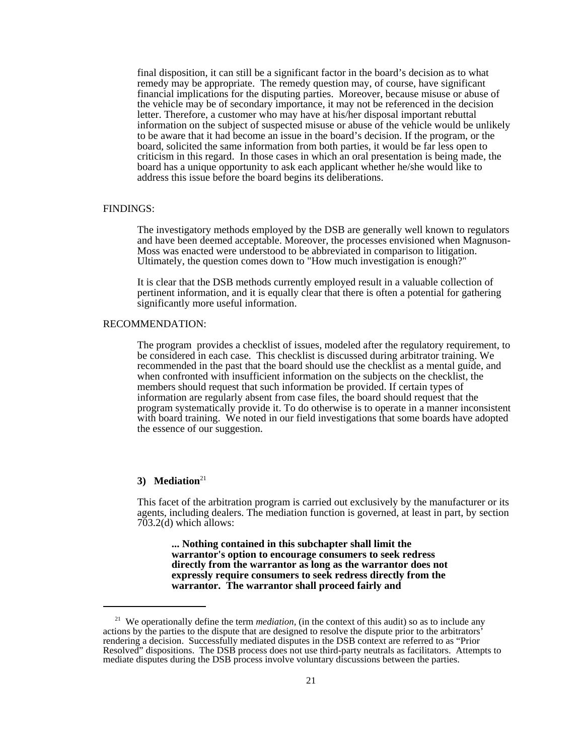final disposition, it can still be a significant factor in the board's decision as to what remedy may be appropriate. The remedy question may, of course, have significant financial implications for the disputing parties. Moreover, because misuse or abuse of the vehicle may be of secondary importance, it may not be referenced in the decision letter. Therefore, a customer who may have at his/her disposal important rebuttal information on the subject of suspected misuse or abuse of the vehicle would be unlikely to be aware that it had become an issue in the board's decision. If the program, or the board, solicited the same information from both parties, it would be far less open to criticism in this regard. In those cases in which an oral presentation is being made, the board has a unique opportunity to ask each applicant whether he/she would like to address this issue before the board begins its deliberations.

FINDINGS:

The investigatory methods employed by the DSB are generally well known to regulators and have been deemed acceptable. Moreover, the processes envisioned when Magnuson-Moss was enacted were understood to be abbreviated in comparison to litigation. Ultimately, the question comes down to "How much investigation is enough?"

It is clear that the DSB methods currently employed result in a valuable collection of pertinent information, and it is equally clear that there is often a potential for gathering significantly more useful information.

RECOMMENDATION:

The program provides a checklist of issues, modeled after the regulatory requirement, to be considered in each case. This checklist is discussed during arbitrator training. We recommended in the past that the board should use the checklist as a mental guide, and when confronted with insufficient information on the subjects on the checklist, the members should request that such information be provided. If certain types of information are regularly absent from case files, the board should request that the program systematically provide it. To do otherwise is to operate in a manner inconsistent with board training. We noted in our field investigations that some boards have adopted the essence of our suggestion.

### 3) Mediation[21]

This facet of the arbitration program is carried out exclusively by the manufacturer or its agents, including dealers. The mediation function is governed, at least in part, by section 703.2(d) which allows:

> **... Nothing contained in this subchapter shall limit the warrantor's option to encourage consumers to seek redress directly from the warrantor as long as the warrantor does not expressly require consumers to seek redress directly from the warrantor. The warrantor shall proceed fairly and**

[21] We operationally define the term *mediation,* (in the context of this audit) so as to include any actions by the parties to the dispute that are designed to resolve the dispute prior to the arbitrators' rendering a decision. Successfully mediated disputes in the DSB context are referred to as "Prior Resolved" dispositions. The DSB process does not use third-party neutrals as facilitators. Attempts to mediate disputes during the DSB process involve voluntary discussions between the parties.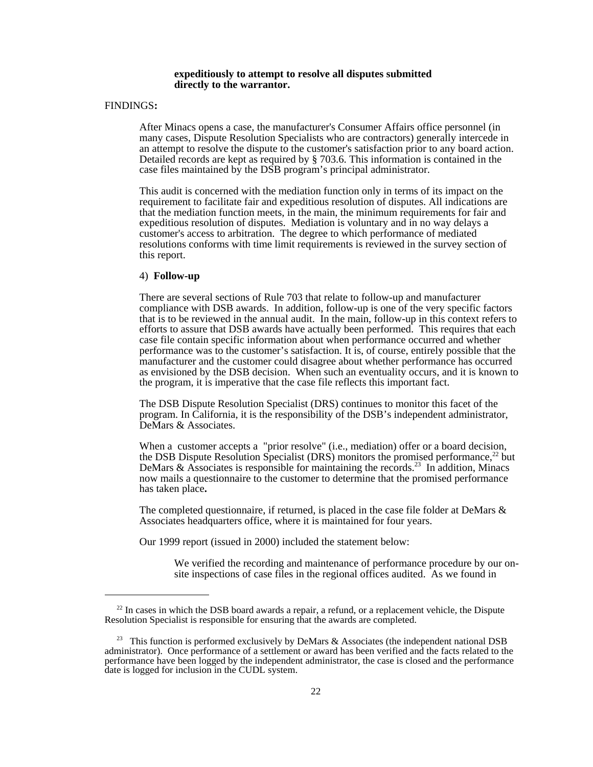**expeditiously to attempt to resolve all disputes submitted directly to the warrantor.**

FINDINGS**:**

After Minacs opens a case, the manufacturer's Consumer Affairs office personnel (in many cases, Dispute Resolution Specialists who are contractors) generally intercede in an attempt to resolve the dispute to the customer's satisfaction prior to any board action. Detailed records are kept as required by § 703.6. This information is contained in the case files maintained by the DSB program's principal administrator.

This audit is concerned with the mediation function only in terms of its impact on the requirement to facilitate fair and expeditious resolution of disputes. All indications are that the mediation function meets, in the main, the minimum requirements for fair and expeditious resolution of disputes. Mediation is voluntary and in no way delays a customer's access to arbitration. The degree to which performance of mediated resolutions conforms with time limit requirements is reviewed in the survey section of this report.

4) **Follow-up**

There are several sections of Rule 703 that relate to follow-up and manufacturer compliance with DSB awards. In addition, follow-up is one of the very specific factors that is to be reviewed in the annual audit. In the main, follow-up in this context refers to efforts to assure that DSB awards have actually been performed. This requires that each case file contain specific information about when performance occurred and whether performance was to the customer's satisfaction. It is, of course, entirely possible that the manufacturer and the customer could disagree about whether performance has occurred as envisioned by the DSB decision. When such an eventuality occurs, and it is known to the program, it is imperative that the case file reflects this important fact.

The DSB Dispute Resolution Specialist (DRS) continues to monitor this facet of the program. In California, it is the responsibility of the DSB's independent administrator, DeMars & Associates.

When a customer accepts a "prior resolve" (i.e., mediation) offer or a board decision, the DSB Dispute Resolution Specialist (DRS) monitors the promised performance,[22] but DeMars & Associates is responsible for maintaining the records.[23] In addition, Minacs now mails a questionnaire to the customer to determine that the promised performance has taken place**.**

The completed questionnaire, if returned, is placed in the case file folder at DeMars & Associates headquarters office, where it is maintained for four years.

Our 1999 report (issued in 2000) included the statement below:

> We verified the recording and maintenance of performance procedure by our on-site inspections of case files in the regional offices audited. As we found in

---

[22] In cases in which the DSB board awards a repair, a refund, or a replacement vehicle, the Dispute Resolution Specialist is responsible for ensuring that the awards are completed.

[23] This function is performed exclusively by DeMars & Associates (the independent national DSB administrator). Once performance of a settlement or award has been verified and the facts related to the performance have been logged by the independent administrator, the case is closed and the performance date is logged for inclusion in the CUDL system.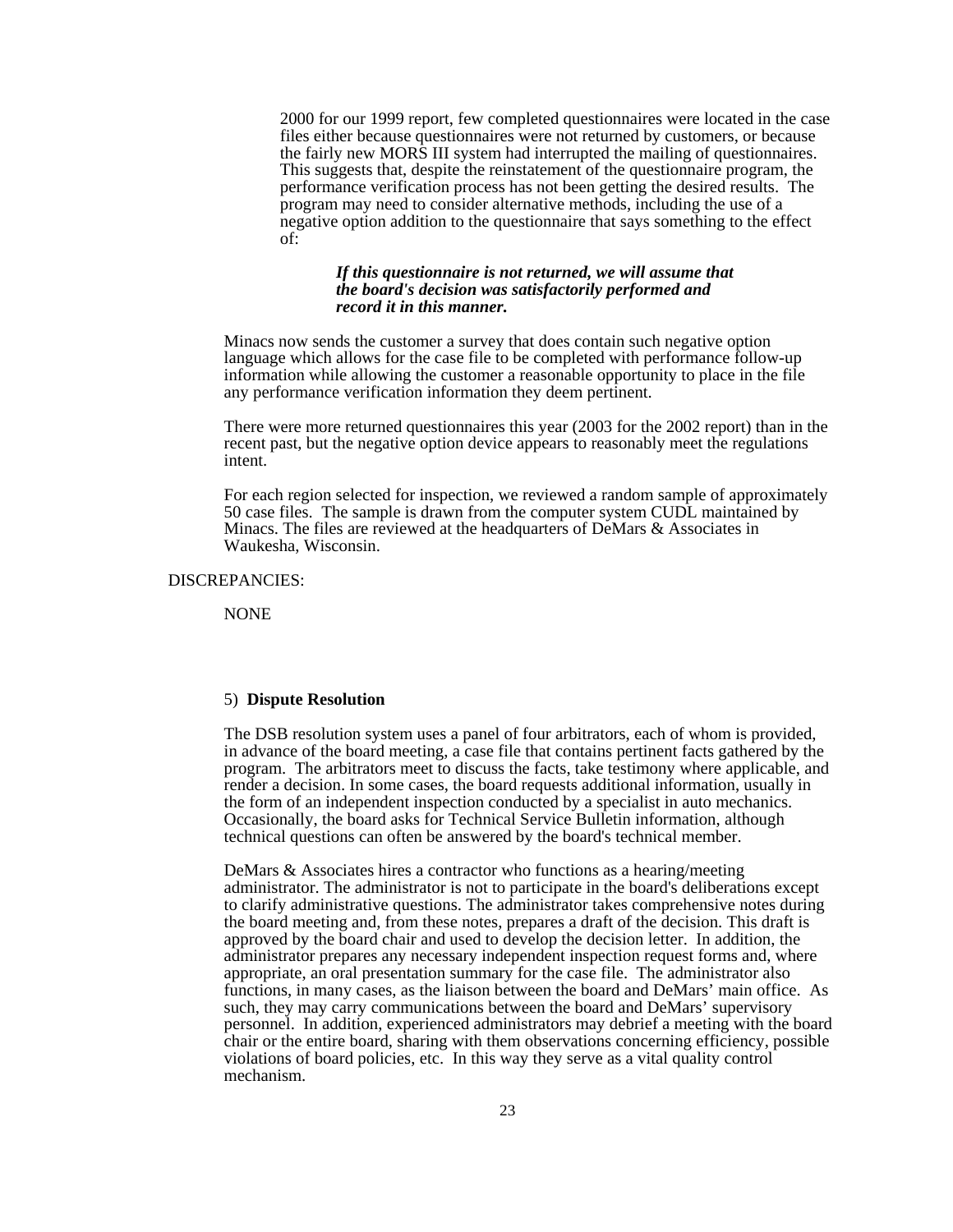2000 for our 1999 report, few completed questionnaires were located in the case files either because questionnaires were not returned by customers, or because the fairly new MORS III system had interrupted the mailing of questionnaires. This suggests that, despite the reinstatement of the questionnaire program, the performance verification process has not been getting the desired results. The program may need to consider alternative methods, including the use of a negative option addition to the questionnaire that says something to the effect of:

> ***If this questionnaire is not returned, we will assume that the board's decision was satisfactorily performed and record it in this manner.***

Minacs now sends the customer a survey that does contain such negative option language which allows for the case file to be completed with performance follow-up information while allowing the customer a reasonable opportunity to place in the file any performance verification information they deem pertinent.

There were more returned questionnaires this year (2003 for the 2002 report) than in the recent past, but the negative option device appears to reasonably meet the regulations intent.

For each region selected for inspection, we reviewed a random sample of approximately 50 case files. The sample is drawn from the computer system CUDL maintained by Minacs. The files are reviewed at the headquarters of DeMars & Associates in Waukesha, Wisconsin.

DISCREPANCIES:

NONE

5) **Dispute Resolution**

The DSB resolution system uses a panel of four arbitrators, each of whom is provided, in advance of the board meeting, a case file that contains pertinent facts gathered by the program. The arbitrators meet to discuss the facts, take testimony where applicable, and render a decision. In some cases, the board requests additional information, usually in the form of an independent inspection conducted by a specialist in auto mechanics. Occasionally, the board asks for Technical Service Bulletin information, although technical questions can often be answered by the board's technical member.

DeMars & Associates hires a contractor who functions as a hearing/meeting administrator. The administrator is not to participate in the board's deliberations except to clarify administrative questions. The administrator takes comprehensive notes during the board meeting and, from these notes, prepares a draft of the decision. This draft is approved by the board chair and used to develop the decision letter. In addition, the administrator prepares any necessary independent inspection request forms and, where appropriate, an oral presentation summary for the case file. The administrator also functions, in many cases, as the liaison between the board and DeMars' main office. As such, they may carry communications between the board and DeMars' supervisory personnel. In addition, experienced administrators may debrief a meeting with the board chair or the entire board, sharing with them observations concerning efficiency, possible violations of board policies, etc. In this way they serve as a vital quality control mechanism.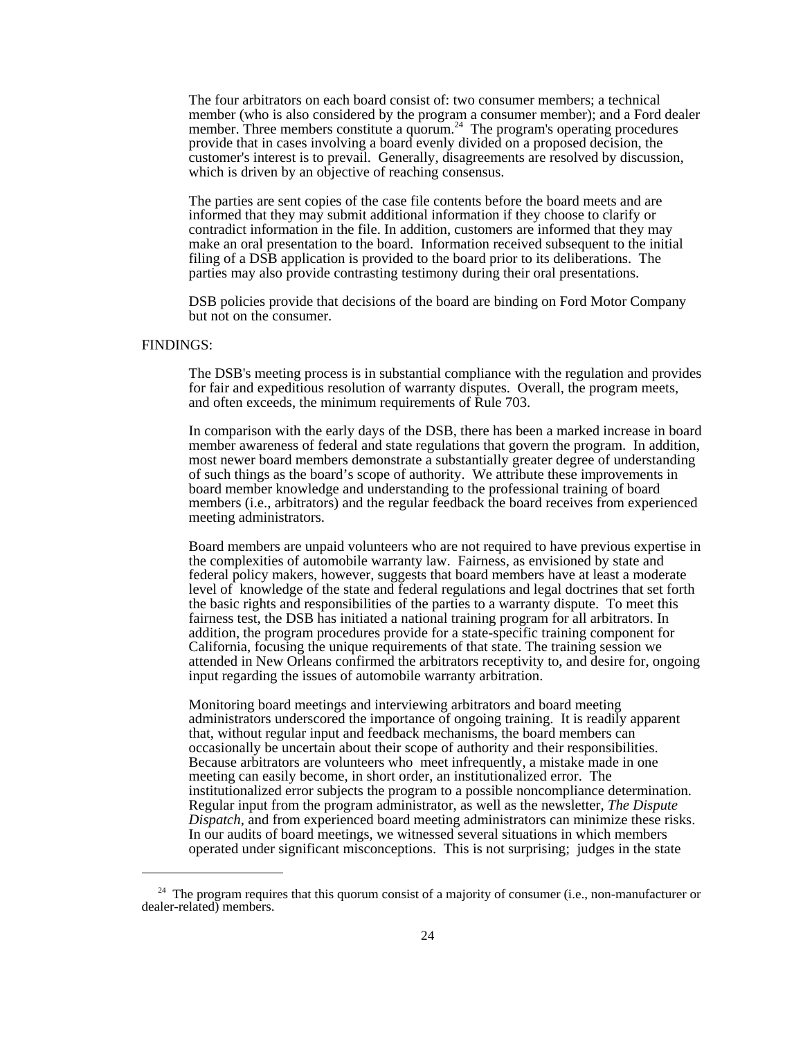The four arbitrators on each board consist of: two consumer members; a technical member (who is also considered by the program a consumer member); and a Ford dealer member. Three members constitute a quorum.[24] The program's operating procedures provide that in cases involving a board evenly divided on a proposed decision, the customer's interest is to prevail. Generally, disagreements are resolved by discussion, which is driven by an objective of reaching consensus.

The parties are sent copies of the case file contents before the board meets and are informed that they may submit additional information if they choose to clarify or contradict information in the file. In addition, customers are informed that they may make an oral presentation to the board. Information received subsequent to the initial filing of a DSB application is provided to the board prior to its deliberations. The parties may also provide contrasting testimony during their oral presentations.

DSB policies provide that decisions of the board are binding on Ford Motor Company but not on the consumer.

FINDINGS:

The DSB's meeting process is in substantial compliance with the regulation and provides for fair and expeditious resolution of warranty disputes. Overall, the program meets, and often exceeds, the minimum requirements of Rule 703.

In comparison with the early days of the DSB, there has been a marked increase in board member awareness of federal and state regulations that govern the program. In addition, most newer board members demonstrate a substantially greater degree of understanding of such things as the board's scope of authority. We attribute these improvements in board member knowledge and understanding to the professional training of board members (i.e., arbitrators) and the regular feedback the board receives from experienced meeting administrators.

Board members are unpaid volunteers who are not required to have previous expertise in the complexities of automobile warranty law. Fairness, as envisioned by state and federal policy makers, however, suggests that board members have at least a moderate level of knowledge of the state and federal regulations and legal doctrines that set forth the basic rights and responsibilities of the parties to a warranty dispute. To meet this fairness test, the DSB has initiated a national training program for all arbitrators. In addition, the program procedures provide for a state-specific training component for California, focusing the unique requirements of that state. The training session we attended in New Orleans confirmed the arbitrators receptivity to, and desire for, ongoing input regarding the issues of automobile warranty arbitration.

Monitoring board meetings and interviewing arbitrators and board meeting administrators underscored the importance of ongoing training. It is readily apparent that, without regular input and feedback mechanisms, the board members can occasionally be uncertain about their scope of authority and their responsibilities. Because arbitrators are volunteers who meet infrequently, a mistake made in one meeting can easily become, in short order, an institutionalized error. The institutionalized error subjects the program to a possible noncompliance determination. Regular input from the program administrator, as well as the newsletter, *The Dispute Dispatch*, and from experienced board meeting administrators can minimize these risks. In our audits of board meetings, we witnessed several situations in which members operated under significant misconceptions. This is not surprising; judges in the state

---

[24] The program requires that this quorum consist of a majority of consumer (i.e., non-manufacturer or dealer-related) members.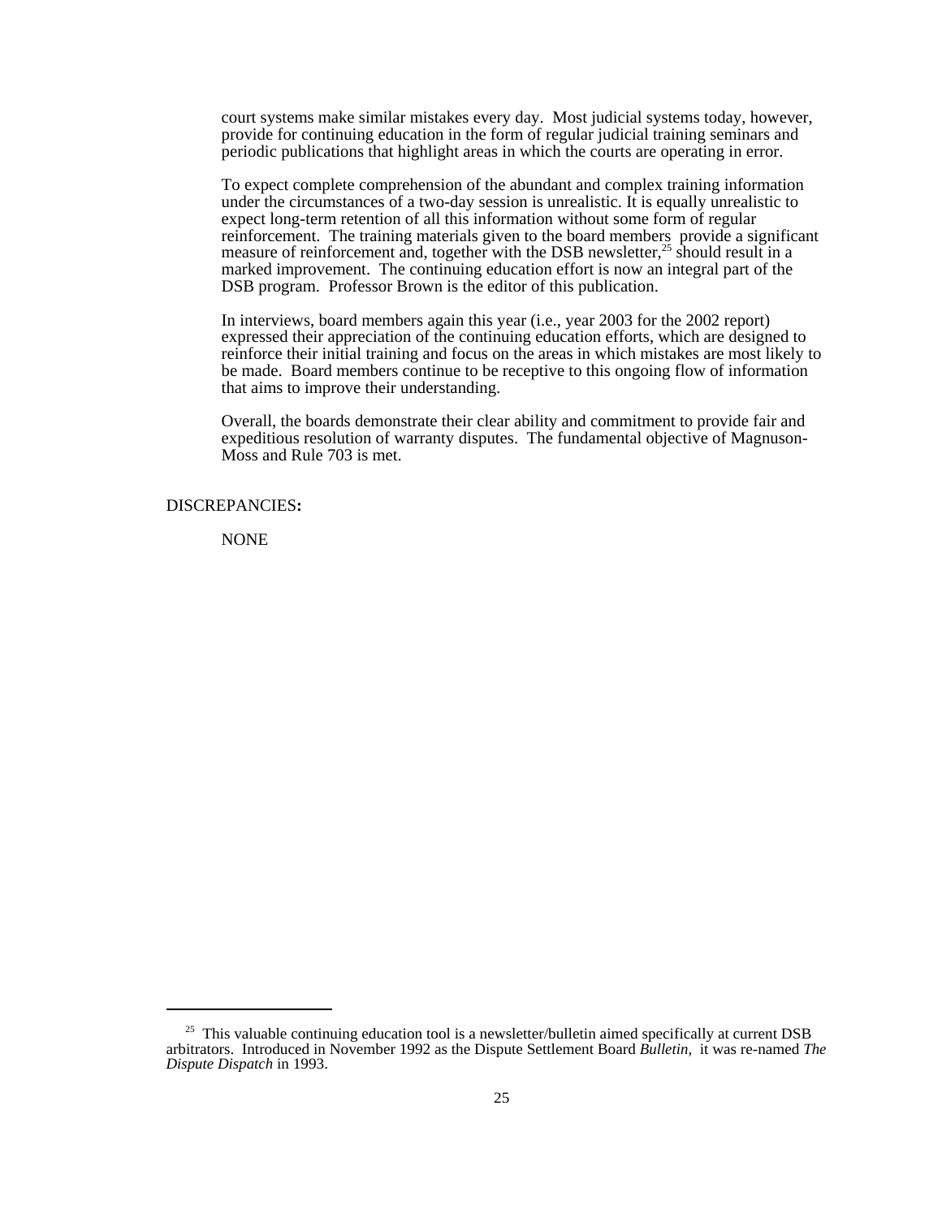court systems make similar mistakes every day. Most judicial systems today, however, provide for continuing education in the form of regular judicial training seminars and periodic publications that highlight areas in which the courts are operating in error.

To expect complete comprehension of the abundant and complex training information under the circumstances of a two-day session is unrealistic. It is equally unrealistic to expect long-term retention of all this information without some form of regular reinforcement. The training materials given to the board members provide a significant measure of reinforcement and, together with the DSB newsletter,[25] should result in a marked improvement. The continuing education effort is now an integral part of the DSB program. Professor Brown is the editor of this publication.

In interviews, board members again this year (i.e., year 2003 for the 2002 report) expressed their appreciation of the continuing education efforts, which are designed to reinforce their initial training and focus on the areas in which mistakes are most likely to be made. Board members continue to be receptive to this ongoing flow of information that aims to improve their understanding.

Overall, the boards demonstrate their clear ability and commitment to provide fair and expeditious resolution of warranty disputes. The fundamental objective of Magnuson-Moss and Rule 703 is met.

DISCREPANCIES**:**

NONE

---

[25] This valuable continuing education tool is a newsletter/bulletin aimed specifically at current DSB arbitrators. Introduced in November 1992 as the Dispute Settlement Board *Bulletin*, it was re-named *The Dispute Dispatch* in 1993.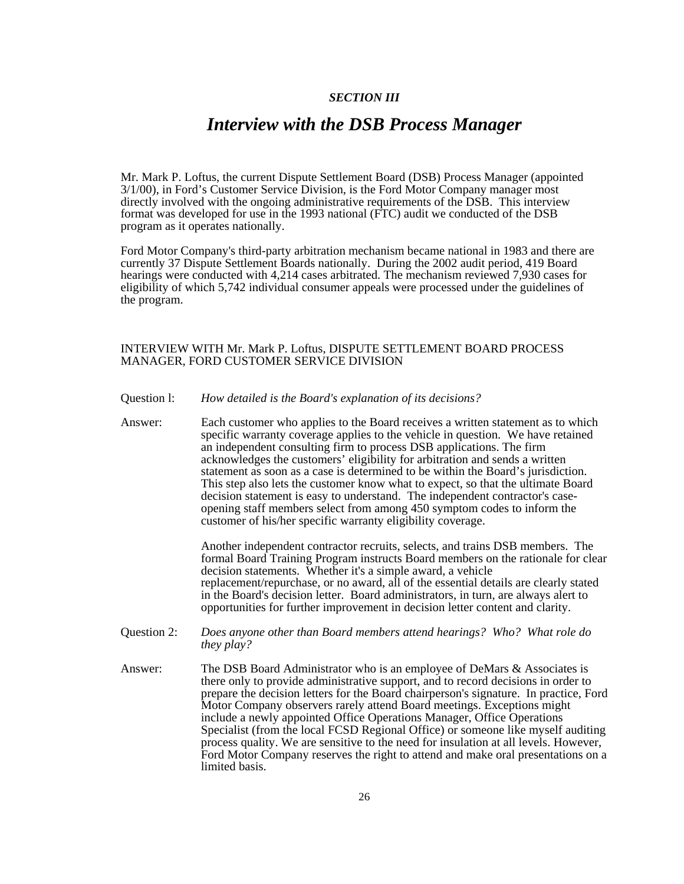### *SECTION III*

# *Interview with the DSB Process Manager*

Mr. Mark P. Loftus, the current Dispute Settlement Board (DSB) Process Manager (appointed 3/1/00), in Ford's Customer Service Division, is the Ford Motor Company manager most directly involved with the ongoing administrative requirements of the DSB. This interview format was developed for use in the 1993 national (FTC) audit we conducted of the DSB program as it operates nationally.

Ford Motor Company's third-party arbitration mechanism became national in 1983 and there are currently 37 Dispute Settlement Boards nationally. During the 2002 audit period, 419 Board hearings were conducted with 4,214 cases arbitrated. The mechanism reviewed 7,930 cases for eligibility of which 5,742 individual consumer appeals were processed under the guidelines of the program.

INTERVIEW WITH Mr. Mark P. Loftus, DISPUTE SETTLEMENT BOARD PROCESS MANAGER, FORD CUSTOMER SERVICE DIVISION

Question l: *How detailed is the Board's explanation of its decisions?*

Answer: Each customer who applies to the Board receives a written statement as to which specific warranty coverage applies to the vehicle in question. We have retained an independent consulting firm to process DSB applications. The firm acknowledges the customers' eligibility for arbitration and sends a written statement as soon as a case is determined to be within the Board's jurisdiction. This step also lets the customer know what to expect, so that the ultimate Board decision statement is easy to understand. The independent contractor's case-opening staff members select from among 450 symptom codes to inform the customer of his/her specific warranty eligibility coverage.

Another independent contractor recruits, selects, and trains DSB members. The formal Board Training Program instructs Board members on the rationale for clear decision statements. Whether it's a simple award, a vehicle replacement/repurchase, or no award, all of the essential details are clearly stated in the Board's decision letter. Board administrators, in turn, are always alert to opportunities for further improvement in decision letter content and clarity.

Question 2: *Does anyone other than Board members attend hearings? Who? What role do they play?*

Answer: The DSB Board Administrator who is an employee of DeMars & Associates is there only to provide administrative support, and to record decisions in order to prepare the decision letters for the Board chairperson's signature. In practice, Ford Motor Company observers rarely attend Board meetings. Exceptions might include a newly appointed Office Operations Manager, Office Operations Specialist (from the local FCSD Regional Office) or someone like myself auditing process quality. We are sensitive to the need for insulation at all levels. However, Ford Motor Company reserves the right to attend and make oral presentations on a limited basis.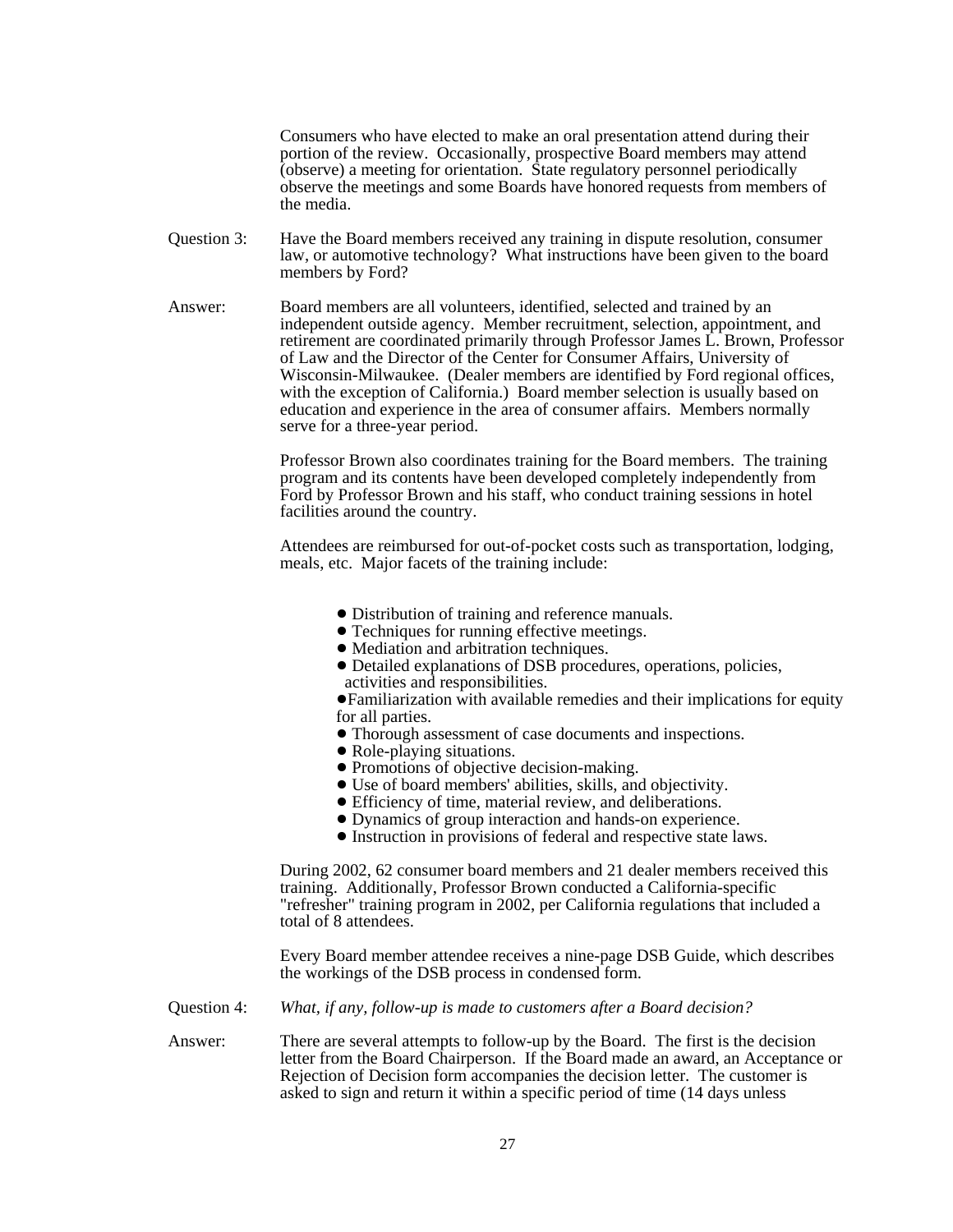Consumers who have elected to make an oral presentation attend during their portion of the review. Occasionally, prospective Board members may attend (observe) a meeting for orientation. State regulatory personnel periodically observe the meetings and some Boards have honored requests from members of the media.

Question 3: Have the Board members received any training in dispute resolution, consumer law, or automotive technology? What instructions have been given to the board members by Ford?

Answer: Board members are all volunteers, identified, selected and trained by an independent outside agency. Member recruitment, selection, appointment, and retirement are coordinated primarily through Professor James L. Brown, Professor of Law and the Director of the Center for Consumer Affairs, University of Wisconsin-Milwaukee. (Dealer members are identified by Ford regional offices, with the exception of California.) Board member selection is usually based on education and experience in the area of consumer affairs. Members normally serve for a three-year period.

Professor Brown also coordinates training for the Board members. The training program and its contents have been developed completely independently from Ford by Professor Brown and his staff, who conduct training sessions in hotel facilities around the country.

Attendees are reimbursed for out-of-pocket costs such as transportation, lodging, meals, etc. Major facets of the training include:

- Distribution of training and reference manuals.
- Techniques for running effective meetings.
- Mediation and arbitration techniques.
- Detailed explanations of DSB procedures, operations, policies, activities and responsibilities.
- Familiarization with available remedies and their implications for equity for all parties.
- Thorough assessment of case documents and inspections.
- Role-playing situations.
- Promotions of objective decision-making.
- Use of board members' abilities, skills, and objectivity.
- Efficiency of time, material review, and deliberations.
- Dynamics of group interaction and hands-on experience.
- Instruction in provisions of federal and respective state laws.

During 2002, 62 consumer board members and 21 dealer members received this training. Additionally, Professor Brown conducted a California-specific "refresher" training program in 2002, per California regulations that included a total of 8 attendees.

Every Board member attendee receives a nine-page DSB Guide, which describes the workings of the DSB process in condensed form.

Question 4: *What, if any, follow-up is made to customers after a Board decision?*

Answer: There are several attempts to follow-up by the Board. The first is the decision letter from the Board Chairperson. If the Board made an award, an Acceptance or Rejection of Decision form accompanies the decision letter. The customer is asked to sign and return it within a specific period of time (14 days unless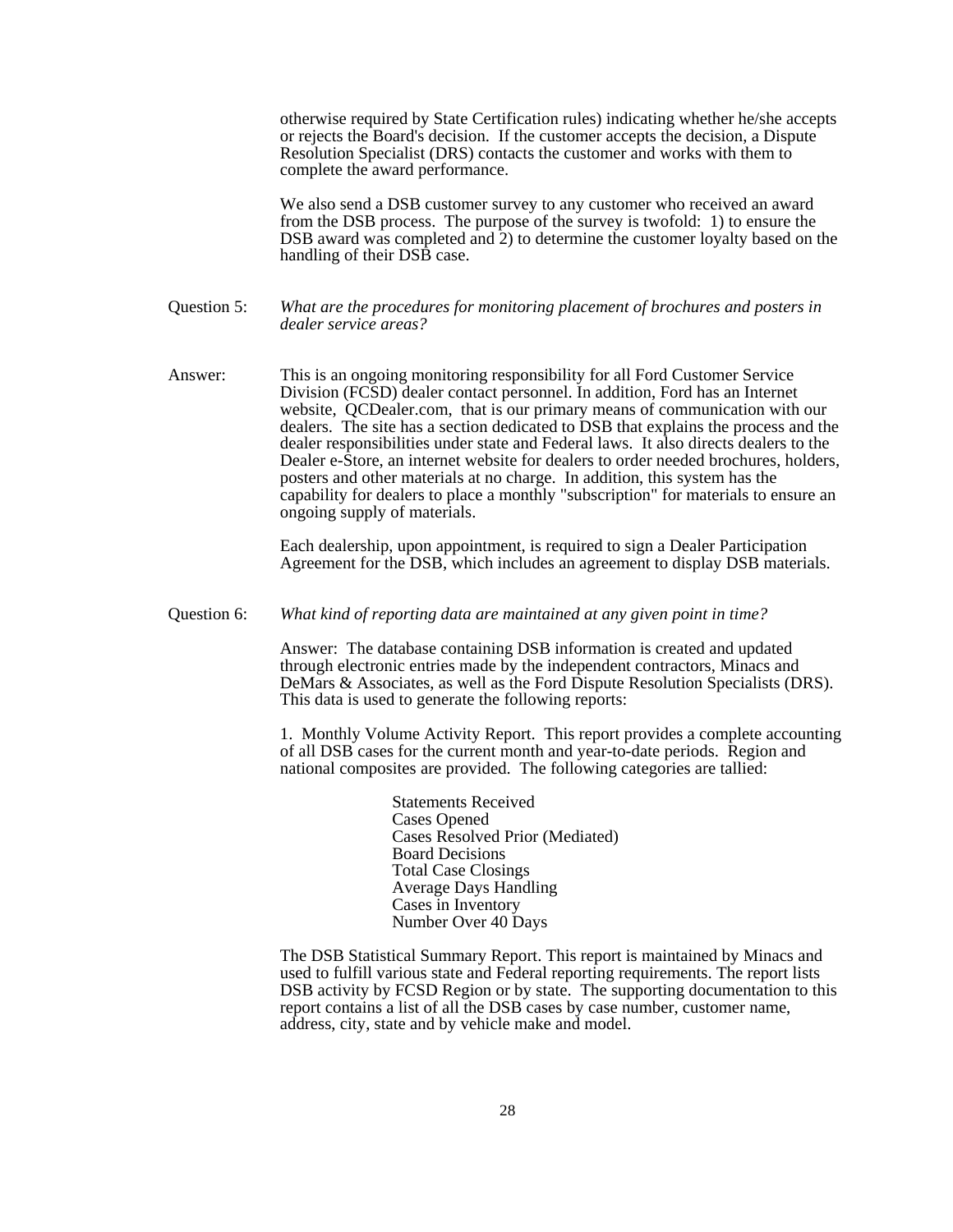otherwise required by State Certification rules) indicating whether he/she accepts or rejects the Board's decision. If the customer accepts the decision, a Dispute Resolution Specialist (DRS) contacts the customer and works with them to complete the award performance.

We also send a DSB customer survey to any customer who received an award from the DSB process. The purpose of the survey is twofold: 1) to ensure the DSB award was completed and 2) to determine the customer loyalty based on the handling of their DSB case.

Question 5: *What are the procedures for monitoring placement of brochures and posters in dealer service areas?*

Answer: This is an ongoing monitoring responsibility for all Ford Customer Service Division (FCSD) dealer contact personnel. In addition, Ford has an Internet website, QCDealer.com, that is our primary means of communication with our dealers. The site has a section dedicated to DSB that explains the process and the dealer responsibilities under state and Federal laws. It also directs dealers to the Dealer e-Store, an internet website for dealers to order needed brochures, holders, posters and other materials at no charge. In addition, this system has the capability for dealers to place a monthly "subscription" for materials to ensure an ongoing supply of materials.

Each dealership, upon appointment, is required to sign a Dealer Participation Agreement for the DSB, which includes an agreement to display DSB materials.

Question 6: *What kind of reporting data are maintained at any given point in time?*

Answer: The database containing DSB information is created and updated through electronic entries made by the independent contractors, Minacs and DeMars & Associates, as well as the Ford Dispute Resolution Specialists (DRS). This data is used to generate the following reports:

1. Monthly Volume Activity Report. This report provides a complete accounting of all DSB cases for the current month and year-to-date periods. Region and national composites are provided. The following categories are tallied:

- Statements Received
- Cases Opened
- Cases Resolved Prior (Mediated)
- Board Decisions
- Total Case Closings
- Average Days Handling
- Cases in Inventory
- Number Over 40 Days

The DSB Statistical Summary Report. This report is maintained by Minacs and used to fulfill various state and Federal reporting requirements. The report lists DSB activity by FCSD Region or by state. The supporting documentation to this report contains a list of all the DSB cases by case number, customer name, address, city, state and by vehicle make and model.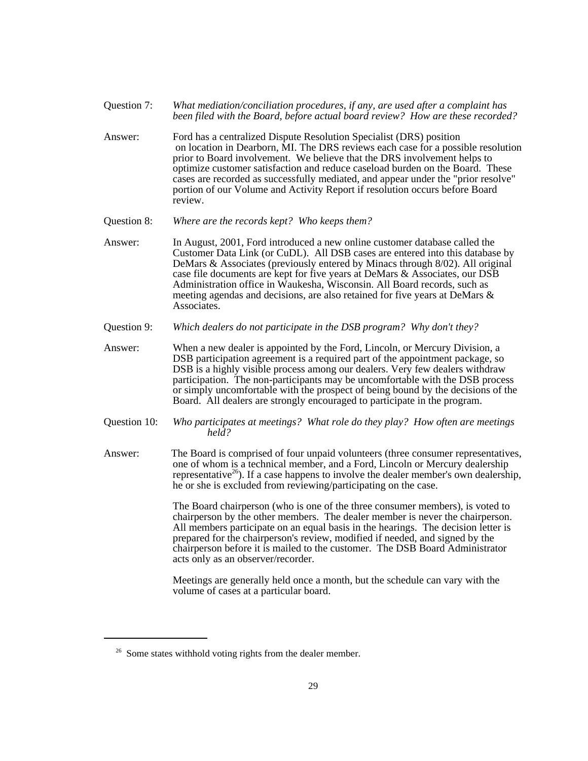Question 7: *What mediation/conciliation procedures, if any, are used after a complaint has been filed with the Board, before actual board review? How are these recorded?*

Answer: Ford has a centralized Dispute Resolution Specialist (DRS) position on location in Dearborn, MI. The DRS reviews each case for a possible resolution prior to Board involvement. We believe that the DRS involvement helps to optimize customer satisfaction and reduce caseload burden on the Board. These cases are recorded as successfully mediated, and appear under the "prior resolve" portion of our Volume and Activity Report if resolution occurs before Board review.

Question 8: *Where are the records kept? Who keeps them?*

Answer: In August, 2001, Ford introduced a new online customer database called the Customer Data Link (or CuDL). All DSB cases are entered into this database by DeMars & Associates (previously entered by Minacs through 8/02). All original case file documents are kept for five years at DeMars & Associates, our DSB Administration office in Waukesha, Wisconsin. All Board records, such as meeting agendas and decisions, are also retained for five years at DeMars & Associates.

Question 9: *Which dealers do not participate in the DSB program? Why don't they?*

Answer: When a new dealer is appointed by the Ford, Lincoln, or Mercury Division, a DSB participation agreement is a required part of the appointment package, so DSB is a highly visible process among our dealers. Very few dealers withdraw participation. The non-participants may be uncomfortable with the DSB process or simply uncomfortable with the prospect of being bound by the decisions of the Board. All dealers are strongly encouraged to participate in the program.

Question 10: *Who participates at meetings? What role do they play? How often are meetings held?*

Answer: The Board is comprised of four unpaid volunteers (three consumer representatives, one of whom is a technical member, and a Ford, Lincoln or Mercury dealership representative[26]). If a case happens to involve the dealer member's own dealership, he or she is excluded from reviewing/participating on the case.

The Board chairperson (who is one of the three consumer members), is voted to chairperson by the other members. The dealer member is never the chairperson. All members participate on an equal basis in the hearings. The decision letter is prepared for the chairperson's review, modified if needed, and signed by the chairperson before it is mailed to the customer. The DSB Board Administrator acts only as an observer/recorder.

Meetings are generally held once a month, but the schedule can vary with the volume of cases at a particular board.

---

[26] Some states withhold voting rights from the dealer member.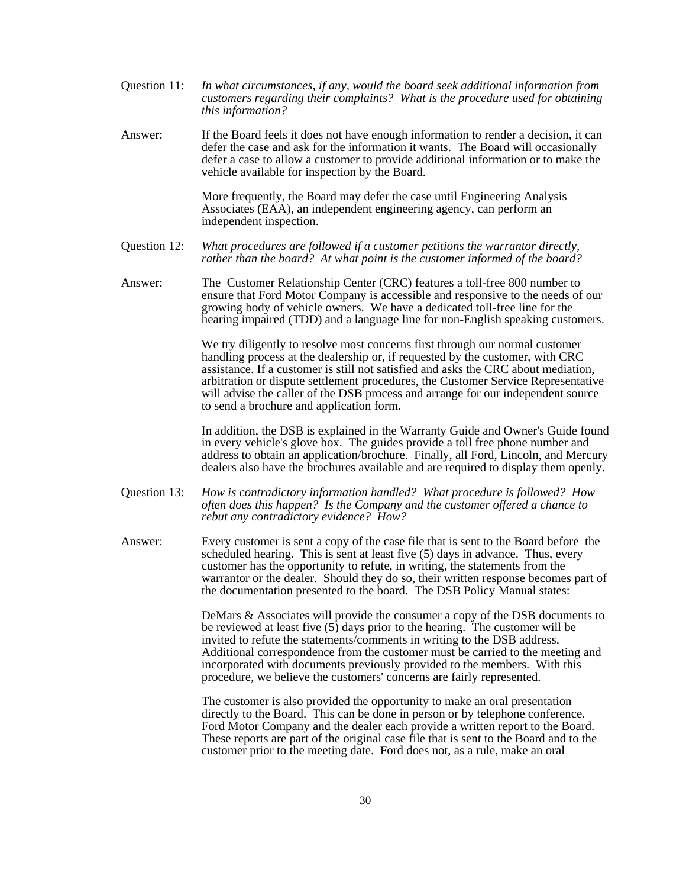Question 11: *In what circumstances, if any, would the board seek additional information from customers regarding their complaints? What is the procedure used for obtaining this information?*

Answer: If the Board feels it does not have enough information to render a decision, it can defer the case and ask for the information it wants. The Board will occasionally defer a case to allow a customer to provide additional information or to make the vehicle available for inspection by the Board.

More frequently, the Board may defer the case until Engineering Analysis Associates (EAA), an independent engineering agency, can perform an independent inspection.

Question 12: *What procedures are followed if a customer petitions the warrantor directly, rather than the board? At what point is the customer informed of the board?*

Answer: The Customer Relationship Center (CRC) features a toll-free 800 number to ensure that Ford Motor Company is accessible and responsive to the needs of our growing body of vehicle owners. We have a dedicated toll-free line for the hearing impaired (TDD) and a language line for non-English speaking customers.

We try diligently to resolve most concerns first through our normal customer handling process at the dealership or, if requested by the customer, with CRC assistance. If a customer is still not satisfied and asks the CRC about mediation, arbitration or dispute settlement procedures, the Customer Service Representative will advise the caller of the DSB process and arrange for our independent source to send a brochure and application form.

In addition, the DSB is explained in the Warranty Guide and Owner's Guide found in every vehicle's glove box. The guides provide a toll free phone number and address to obtain an application/brochure. Finally, all Ford, Lincoln, and Mercury dealers also have the brochures available and are required to display them openly.

Question 13: *How is contradictory information handled? What procedure is followed? How often does this happen? Is the Company and the customer offered a chance to rebut any contradictory evidence? How?*

Answer: Every customer is sent a copy of the case file that is sent to the Board before the scheduled hearing. This is sent at least five (5) days in advance. Thus, every customer has the opportunity to refute, in writing, the statements from the warrantor or the dealer. Should they do so, their written response becomes part of the documentation presented to the board. The DSB Policy Manual states:

DeMars & Associates will provide the consumer a copy of the DSB documents to be reviewed at least five (5) days prior to the hearing. The customer will be invited to refute the statements/comments in writing to the DSB address. Additional correspondence from the customer must be carried to the meeting and incorporated with documents previously provided to the members. With this procedure, we believe the customers' concerns are fairly represented.

The customer is also provided the opportunity to make an oral presentation directly to the Board. This can be done in person or by telephone conference. Ford Motor Company and the dealer each provide a written report to the Board. These reports are part of the original case file that is sent to the Board and to the customer prior to the meeting date. Ford does not, as a rule, make an oral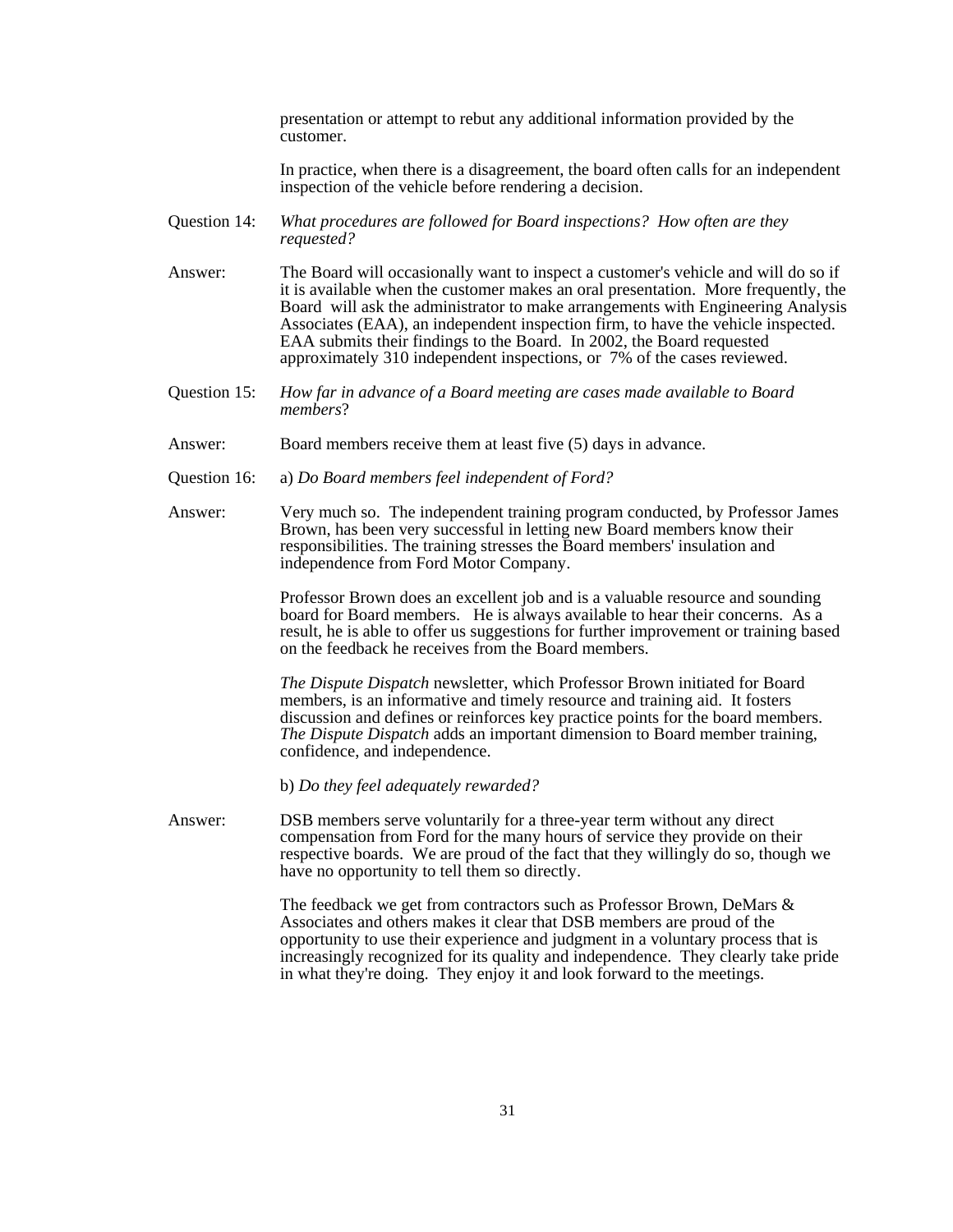presentation or attempt to rebut any additional information provided by the customer.

In practice, when there is a disagreement, the board often calls for an independent inspection of the vehicle before rendering a decision.

Question 14: *What procedures are followed for Board inspections? How often are they requested?*

Answer: The Board will occasionally want to inspect a customer's vehicle and will do so if it is available when the customer makes an oral presentation. More frequently, the Board will ask the administrator to make arrangements with Engineering Analysis Associates (EAA), an independent inspection firm, to have the vehicle inspected. EAA submits their findings to the Board. In 2002, the Board requested approximately 310 independent inspections, or 7% of the cases reviewed.

Question 15: *How far in advance of a Board meeting are cases made available to Board members*?

Answer: Board members receive them at least five (5) days in advance.

Question 16: a) *Do Board members feel independent of Ford?*

Answer: Very much so. The independent training program conducted, by Professor James Brown, has been very successful in letting new Board members know their responsibilities. The training stresses the Board members' insulation and independence from Ford Motor Company.

Professor Brown does an excellent job and is a valuable resource and sounding board for Board members. He is always available to hear their concerns. As a result, he is able to offer us suggestions for further improvement or training based on the feedback he receives from the Board members.

*The Dispute Dispatch* newsletter, which Professor Brown initiated for Board members, is an informative and timely resource and training aid. It fosters discussion and defines or reinforces key practice points for the board members. *The Dispute Dispatch* adds an important dimension to Board member training, confidence, and independence.

b) *Do they feel adequately rewarded?*

Answer: DSB members serve voluntarily for a three-year term without any direct compensation from Ford for the many hours of service they provide on their respective boards. We are proud of the fact that they willingly do so, though we have no opportunity to tell them so directly.

The feedback we get from contractors such as Professor Brown, DeMars & Associates and others makes it clear that DSB members are proud of the opportunity to use their experience and judgment in a voluntary process that is increasingly recognized for its quality and independence. They clearly take pride in what they're doing. They enjoy it and look forward to the meetings.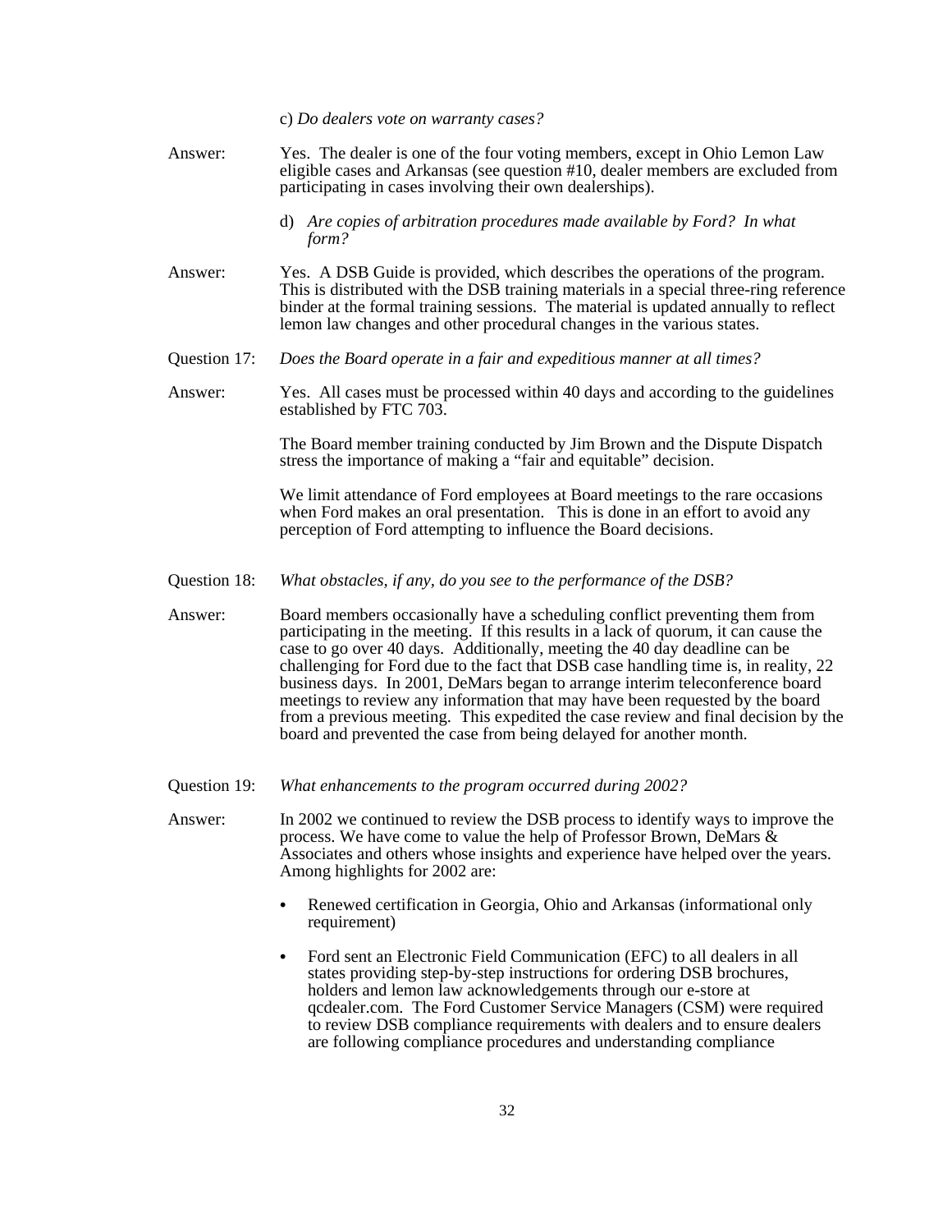c) *Do dealers vote on warranty cases?*

Answer: Yes. The dealer is one of the four voting members, except in Ohio Lemon Law eligible cases and Arkansas (see question #10, dealer members are excluded from participating in cases involving their own dealerships).

d) *Are copies of arbitration procedures made available by Ford? In what form?*

Answer: Yes. A DSB Guide is provided, which describes the operations of the program. This is distributed with the DSB training materials in a special three-ring reference binder at the formal training sessions. The material is updated annually to reflect lemon law changes and other procedural changes in the various states.

Question 17: *Does the Board operate in a fair and expeditious manner at all times?*

Answer: Yes. All cases must be processed within 40 days and according to the guidelines established by FTC 703.

The Board member training conducted by Jim Brown and the Dispute Dispatch stress the importance of making a "fair and equitable" decision.

We limit attendance of Ford employees at Board meetings to the rare occasions when Ford makes an oral presentation. This is done in an effort to avoid any perception of Ford attempting to influence the Board decisions.

Question 18: *What obstacles, if any, do you see to the performance of the DSB?*

Answer: Board members occasionally have a scheduling conflict preventing them from participating in the meeting. If this results in a lack of quorum, it can cause the case to go over 40 days. Additionally, meeting the 40 day deadline can be challenging for Ford due to the fact that DSB case handling time is, in reality, 22 business days. In 2001, DeMars began to arrange interim teleconference board meetings to review any information that may have been requested by the board from a previous meeting. This expedited the case review and final decision by the board and prevented the case from being delayed for another month.

Question 19: *What enhancements to the program occurred during 2002?*

Answer: In 2002 we continued to review the DSB process to identify ways to improve the process. We have come to value the help of Professor Brown, DeMars & Associates and others whose insights and experience have helped over the years. Among highlights for 2002 are:

- Renewed certification in Georgia, Ohio and Arkansas (informational only requirement)
- Ford sent an Electronic Field Communication (EFC) to all dealers in all states providing step-by-step instructions for ordering DSB brochures, holders and lemon law acknowledgements through our e-store at qcdealer.com. The Ford Customer Service Managers (CSM) were required to review DSB compliance requirements with dealers and to ensure dealers are following compliance procedures and understanding compliance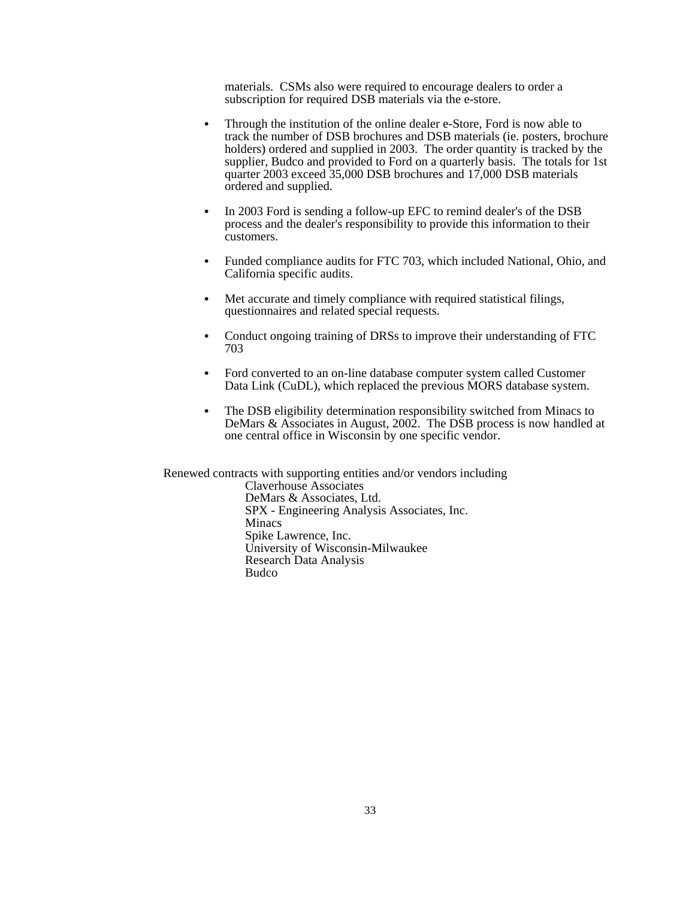materials. CSMs also were required to encourage dealers to order a subscription for required DSB materials via the e-store.

- Through the institution of the online dealer e-Store, Ford is now able to track the number of DSB brochures and DSB materials (ie. posters, brochure holders) ordered and supplied in 2003. The order quantity is tracked by the supplier, Budco and provided to Ford on a quarterly basis. The totals for 1st quarter 2003 exceed 35,000 DSB brochures and 17,000 DSB materials ordered and supplied.

- In 2003 Ford is sending a follow-up EFC to remind dealer's of the DSB process and the dealer's responsibility to provide this information to their customers.

- Funded compliance audits for FTC 703, which included National, Ohio, and California specific audits.

- Met accurate and timely compliance with required statistical filings, questionnaires and related special requests.

- Conduct ongoing training of DRSs to improve their understanding of FTC 703

- Ford converted to an on-line database computer system called Customer Data Link (CuDL), which replaced the previous MORS database system.

- The DSB eligibility determination responsibility switched from Minacs to DeMars & Associates in August, 2002. The DSB process is now handled at one central office in Wisconsin by one specific vendor.

Renewed contracts with supporting entities and/or vendors including

Claverhouse Associates
DeMars & Associates, Ltd.
SPX - Engineering Analysis Associates, Inc.
Minacs
Spike Lawrence, Inc.
University of Wisconsin-Milwaukee
Research Data Analysis
Budco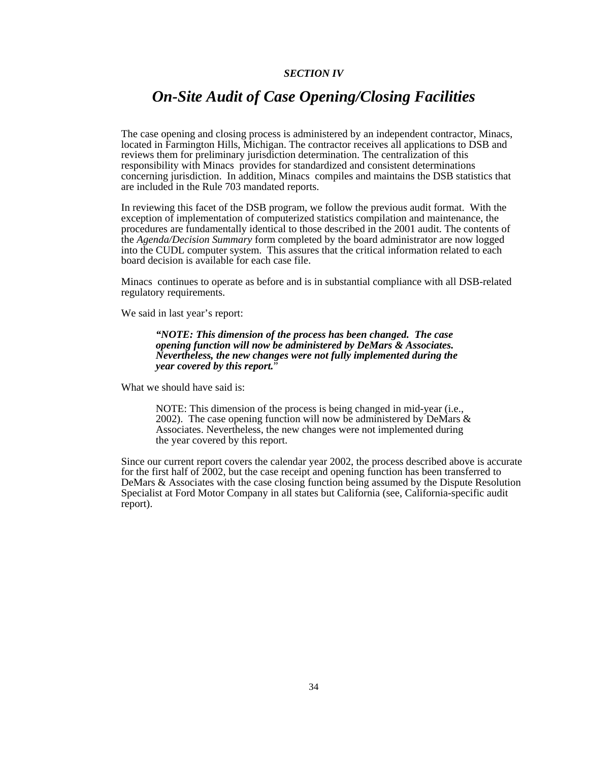*SECTION IV*

# *On-Site Audit of Case Opening/Closing Facilities*

The case opening and closing process is administered by an independent contractor, Minacs, located in Farmington Hills, Michigan. The contractor receives all applications to DSB and reviews them for preliminary jurisdiction determination. The centralization of this responsibility with Minacs provides for standardized and consistent determinations concerning jurisdiction. In addition, Minacs compiles and maintains the DSB statistics that are included in the Rule 703 mandated reports.

In reviewing this facet of the DSB program, we follow the previous audit format. With the exception of implementation of computerized statistics compilation and maintenance, the procedures are fundamentally identical to those described in the 2001 audit. The contents of the *Agenda/Decision Summary* form completed by the board administrator are now logged into the CUDL computer system. This assures that the critical information related to each board decision is available for each case file.

Minacs continues to operate as before and is in substantial compliance with all DSB-related regulatory requirements.

We said in last year's report:

> ***"NOTE: This dimension of the process has been changed. The case opening function will now be administered by DeMars & Associates. Nevertheless, the new changes were not fully implemented during the year covered by this report."***

What we should have said is:

> NOTE: This dimension of the process is being changed in mid-year (i.e., 2002). The case opening function will now be administered by DeMars & Associates. Nevertheless, the new changes were not implemented during the year covered by this report.

Since our current report covers the calendar year 2002, the process described above is accurate for the first half of 2002, but the case receipt and opening function has been transferred to DeMars & Associates with the case closing function being assumed by the Dispute Resolution Specialist at Ford Motor Company in all states but California (see, California-specific audit report).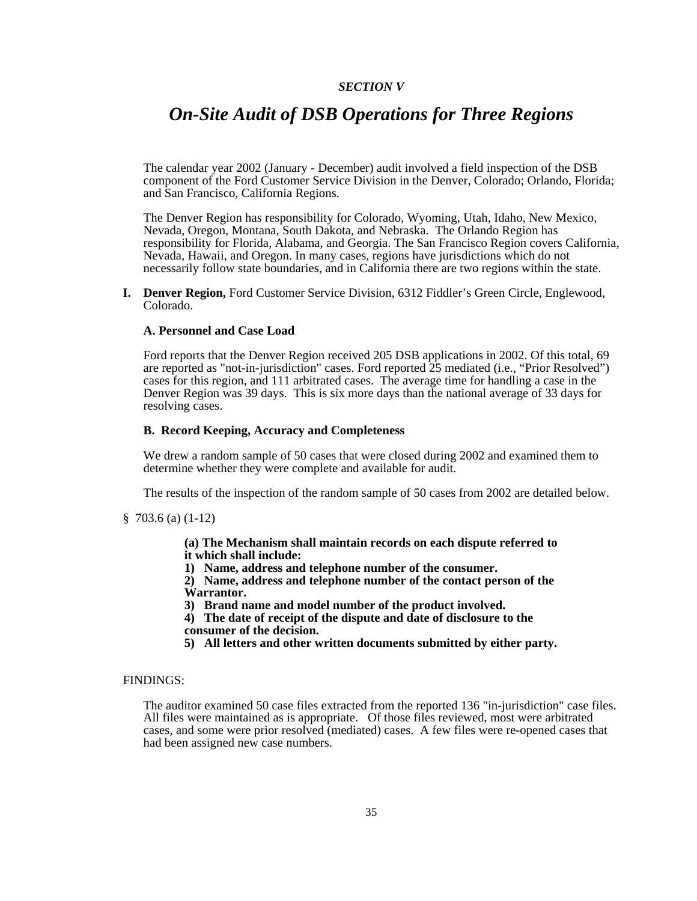*SECTION V*

# *On-Site Audit of DSB Operations for Three Regions*

The calendar year 2002 (January - December) audit involved a field inspection of the DSB component of the Ford Customer Service Division in the Denver, Colorado; Orlando, Florida; and San Francisco, California Regions.

The Denver Region has responsibility for Colorado, Wyoming, Utah, Idaho, New Mexico, Nevada, Oregon, Montana, South Dakota, and Nebraska. The Orlando Region has responsibility for Florida, Alabama, and Georgia. The San Francisco Region covers California, Nevada, Hawaii, and Oregon. In many cases, regions have jurisdictions which do not necessarily follow state boundaries, and in California there are two regions within the state.

**I. Denver Region,** Ford Customer Service Division, 6312 Fiddler's Green Circle, Englewood, Colorado.

### A. Personnel and Case Load

Ford reports that the Denver Region received 205 DSB applications in 2002. Of this total, 69 are reported as "not-in-jurisdiction" cases. Ford reported 25 mediated (i.e., "Prior Resolved") cases for this region, and 111 arbitrated cases. The average time for handling a case in the Denver Region was 39 days. This is six more days than the national average of 33 days for resolving cases.

### B. Record Keeping, Accuracy and Completeness

We drew a random sample of 50 cases that were closed during 2002 and examined them to determine whether they were complete and available for audit.

The results of the inspection of the random sample of 50 cases from 2002 are detailed below.

§ 703.6 (a) (1-12)

> **(a) The Mechanism shall maintain records on each dispute referred to it which shall include:**
>
> **1) Name, address and telephone number of the consumer.**
>
> **2) Name, address and telephone number of the contact person of the Warrantor.**
>
> **3) Brand name and model number of the product involved.**
>
> **4) The date of receipt of the dispute and date of disclosure to the consumer of the decision.**
>
> **5) All letters and other written documents submitted by either party.**

FINDINGS:

The auditor examined 50 case files extracted from the reported 136 "in-jurisdiction" case files. All files were maintained as is appropriate. Of those files reviewed, most were arbitrated cases, and some were prior resolved (mediated) cases. A few files were re-opened cases that had been assigned new case numbers.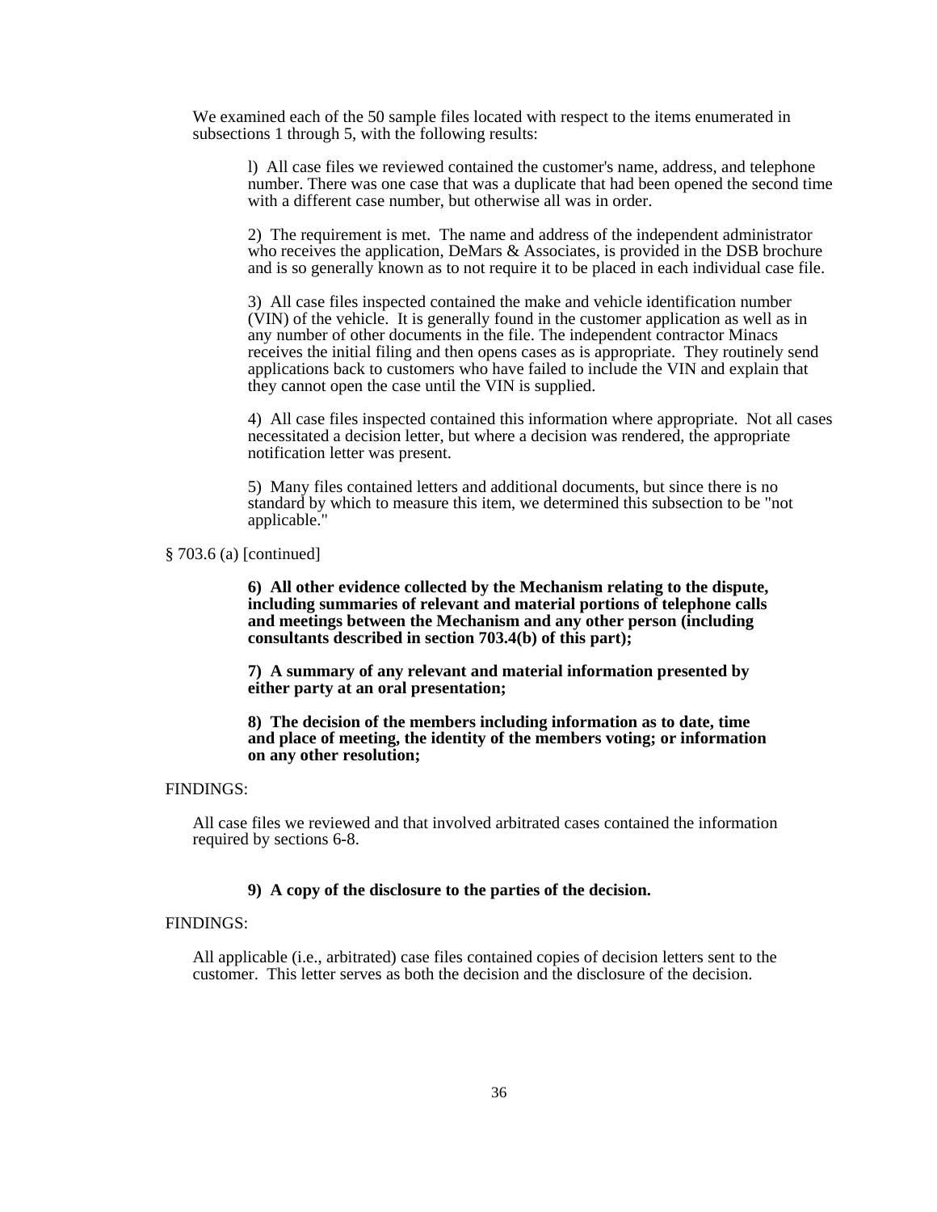We examined each of the 50 sample files located with respect to the items enumerated in subsections 1 through 5, with the following results:

l) All case files we reviewed contained the customer's name, address, and telephone number. There was one case that was a duplicate that had been opened the second time with a different case number, but otherwise all was in order.

2) The requirement is met. The name and address of the independent administrator who receives the application, DeMars & Associates, is provided in the DSB brochure and is so generally known as to not require it to be placed in each individual case file.

3) All case files inspected contained the make and vehicle identification number (VIN) of the vehicle. It is generally found in the customer application as well as in any number of other documents in the file. The independent contractor Minacs receives the initial filing and then opens cases as is appropriate. They routinely send applications back to customers who have failed to include the VIN and explain that they cannot open the case until the VIN is supplied.

4) All case files inspected contained this information where appropriate. Not all cases necessitated a decision letter, but where a decision was rendered, the appropriate notification letter was present.

5) Many files contained letters and additional documents, but since there is no standard by which to measure this item, we determined this subsection to be "not applicable."

§ 703.6 (a) [continued]

**6) All other evidence collected by the Mechanism relating to the dispute, including summaries of relevant and material portions of telephone calls and meetings between the Mechanism and any other person (including consultants described in section 703.4(b) of this part);**

**7) A summary of any relevant and material information presented by either party at an oral presentation;**

**8) The decision of the members including information as to date, time and place of meeting, the identity of the members voting; or information on any other resolution;**

FINDINGS:

All case files we reviewed and that involved arbitrated cases contained the information required by sections 6-8.

**9) A copy of the disclosure to the parties of the decision.**

FINDINGS:

All applicable (i.e., arbitrated) case files contained copies of decision letters sent to the customer. This letter serves as both the decision and the disclosure of the decision.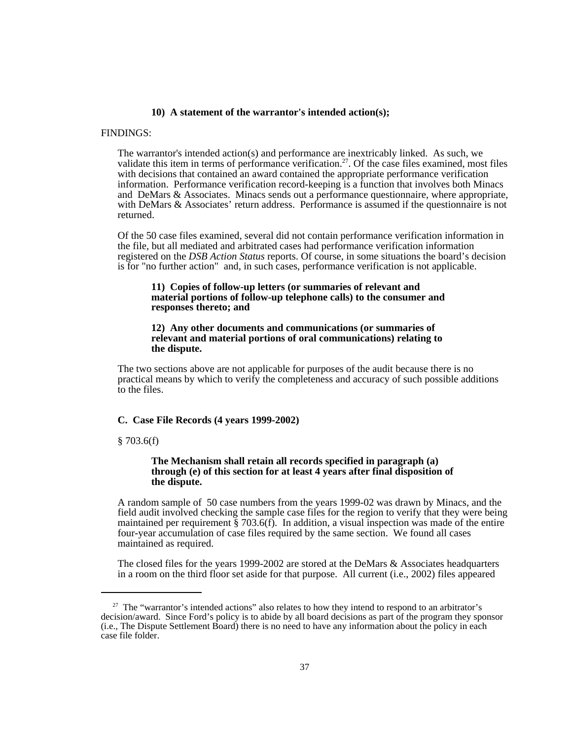**10) A statement of the warrantor's intended action(s);**

FINDINGS:

The warrantor's intended action(s) and performance are inextricably linked. As such, we validate this item in terms of performance verification.[27]. Of the case files examined, most files with decisions that contained an award contained the appropriate performance verification information. Performance verification record-keeping is a function that involves both Minacs and DeMars & Associates. Minacs sends out a performance questionnaire, where appropriate, with DeMars & Associates' return address. Performance is assumed if the questionnaire is not returned.

Of the 50 case files examined, several did not contain performance verification information in the file, but all mediated and arbitrated cases had performance verification information registered on the *DSB Action Status* reports. Of course, in some situations the board's decision is for "no further action" and, in such cases, performance verification is not applicable.

**11) Copies of follow-up letters (or summaries of relevant and material portions of follow-up telephone calls) to the consumer and responses thereto; and**

**12) Any other documents and communications (or summaries of relevant and material portions of oral communications) relating to the dispute.**

The two sections above are not applicable for purposes of the audit because there is no practical means by which to verify the completeness and accuracy of such possible additions to the files.

### C. Case File Records (4 years 1999-2002)

§ 703.6(f)

**The Mechanism shall retain all records specified in paragraph (a) through (e) of this section for at least 4 years after final disposition of the dispute.**

A random sample of 50 case numbers from the years 1999-02 was drawn by Minacs, and the field audit involved checking the sample case files for the region to verify that they were being maintained per requirement § 703.6(f). In addition, a visual inspection was made of the entire four-year accumulation of case files required by the same section. We found all cases maintained as required.

The closed files for the years 1999-2002 are stored at the DeMars & Associates headquarters in a room on the third floor set aside for that purpose. All current (i.e., 2002) files appeared

[27] The "warrantor's intended actions" also relates to how they intend to respond to an arbitrator's decision/award. Since Ford's policy is to abide by all board decisions as part of the program they sponsor (i.e., The Dispute Settlement Board) there is no need to have any information about the policy in each case file folder.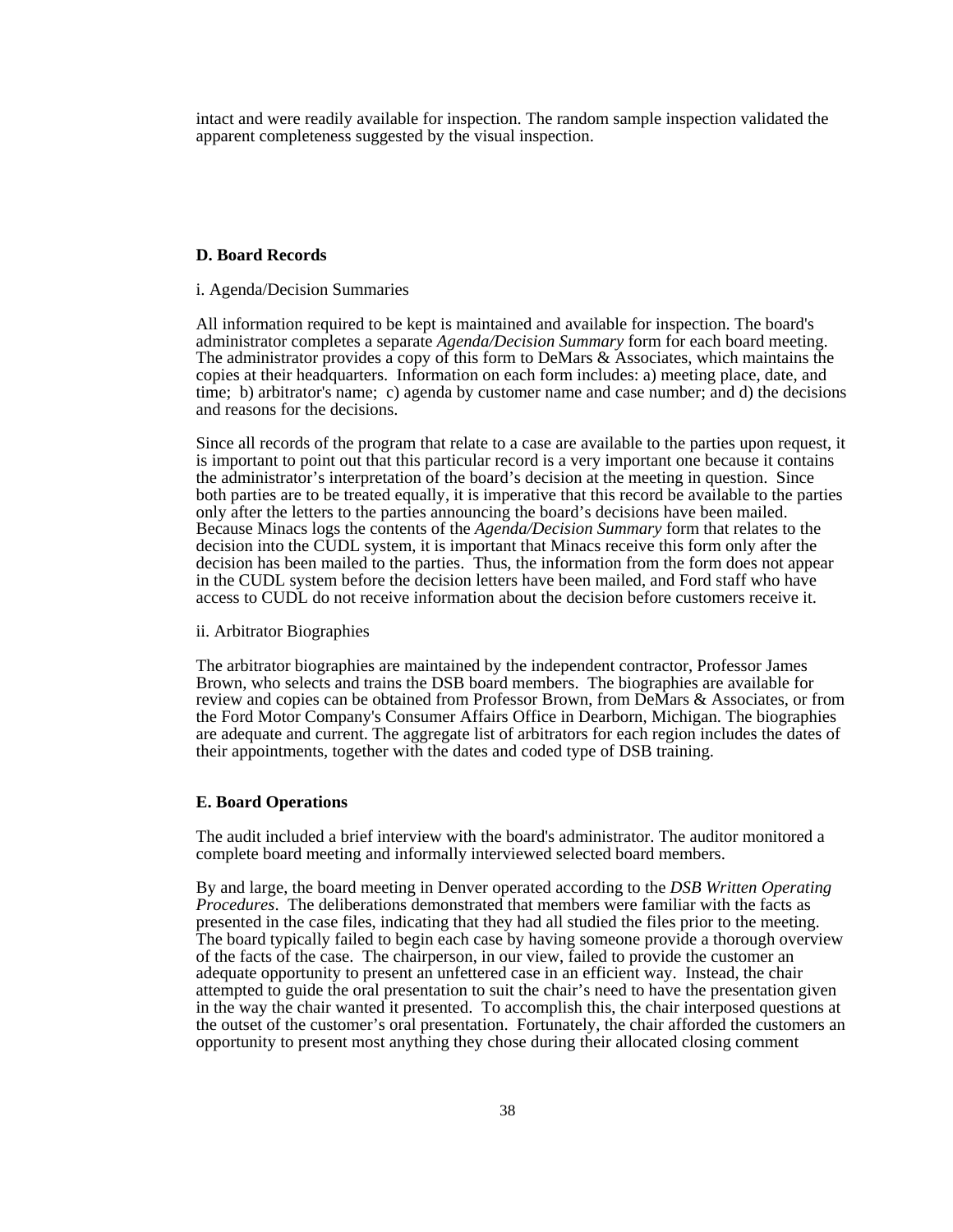intact and were readily available for inspection. The random sample inspection validated the apparent completeness suggested by the visual inspection.

### D. Board Records

i. Agenda/Decision Summaries

All information required to be kept is maintained and available for inspection. The board's administrator completes a separate *Agenda/Decision Summary* form for each board meeting. The administrator provides a copy of this form to DeMars & Associates, which maintains the copies at their headquarters. Information on each form includes: a) meeting place, date, and time; b) arbitrator's name; c) agenda by customer name and case number; and d) the decisions and reasons for the decisions.

Since all records of the program that relate to a case are available to the parties upon request, it is important to point out that this particular record is a very important one because it contains the administrator's interpretation of the board's decision at the meeting in question. Since both parties are to be treated equally, it is imperative that this record be available to the parties only after the letters to the parties announcing the board's decisions have been mailed. Because Minacs logs the contents of the *Agenda/Decision Summary* form that relates to the decision into the CUDL system, it is important that Minacs receive this form only after the decision has been mailed to the parties. Thus, the information from the form does not appear in the CUDL system before the decision letters have been mailed, and Ford staff who have access to CUDL do not receive information about the decision before customers receive it.

ii. Arbitrator Biographies

The arbitrator biographies are maintained by the independent contractor, Professor James Brown, who selects and trains the DSB board members. The biographies are available for review and copies can be obtained from Professor Brown, from DeMars & Associates, or from the Ford Motor Company's Consumer Affairs Office in Dearborn, Michigan. The biographies are adequate and current. The aggregate list of arbitrators for each region includes the dates of their appointments, together with the dates and coded type of DSB training.

### E. Board Operations

The audit included a brief interview with the board's administrator. The auditor monitored a complete board meeting and informally interviewed selected board members.

By and large, the board meeting in Denver operated according to the *DSB Written Operating Procedures*. The deliberations demonstrated that members were familiar with the facts as presented in the case files, indicating that they had all studied the files prior to the meeting. The board typically failed to begin each case by having someone provide a thorough overview of the facts of the case. The chairperson, in our view, failed to provide the customer an adequate opportunity to present an unfettered case in an efficient way. Instead, the chair attempted to guide the oral presentation to suit the chair's need to have the presentation given in the way the chair wanted it presented. To accomplish this, the chair interposed questions at the outset of the customer's oral presentation. Fortunately, the chair afforded the customers an opportunity to present most anything they chose during their allocated closing comment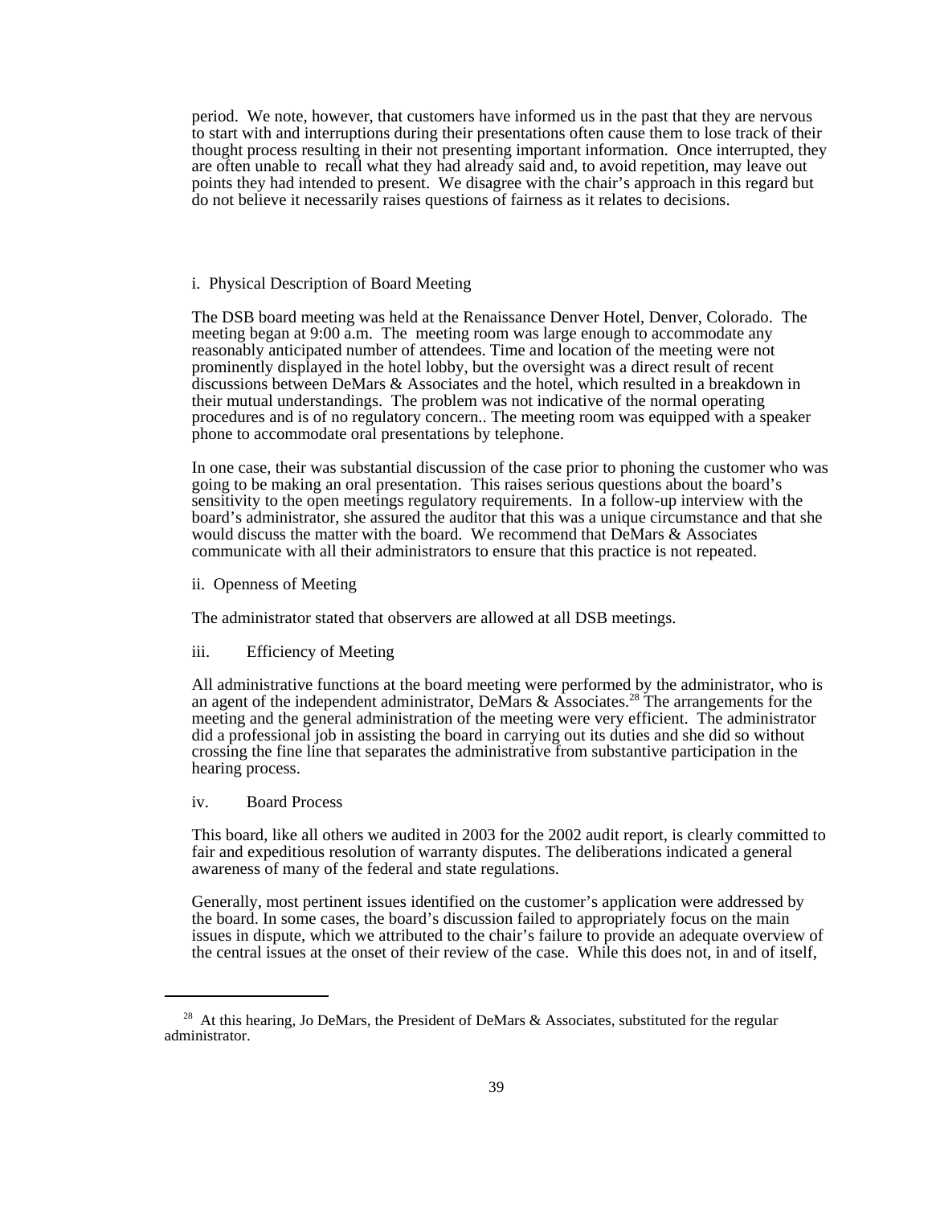period. We note, however, that customers have informed us in the past that they are nervous to start with and interruptions during their presentations often cause them to lose track of their thought process resulting in their not presenting important information. Once interrupted, they are often unable to recall what they had already said and, to avoid repetition, may leave out points they had intended to present. We disagree with the chair's approach in this regard but do not believe it necessarily raises questions of fairness as it relates to decisions.

i. Physical Description of Board Meeting

The DSB board meeting was held at the Renaissance Denver Hotel, Denver, Colorado. The meeting began at 9:00 a.m. The meeting room was large enough to accommodate any reasonably anticipated number of attendees. Time and location of the meeting were not prominently displayed in the hotel lobby, but the oversight was a direct result of recent discussions between DeMars & Associates and the hotel, which resulted in a breakdown in their mutual understandings. The problem was not indicative of the normal operating procedures and is of no regulatory concern.. The meeting room was equipped with a speaker phone to accommodate oral presentations by telephone.

In one case, their was substantial discussion of the case prior to phoning the customer who was going to be making an oral presentation. This raises serious questions about the board's sensitivity to the open meetings regulatory requirements. In a follow-up interview with the board's administrator, she assured the auditor that this was a unique circumstance and that she would discuss the matter with the board. We recommend that DeMars & Associates communicate with all their administrators to ensure that this practice is not repeated.

ii. Openness of Meeting

The administrator stated that observers are allowed at all DSB meetings.

iii. Efficiency of Meeting

All administrative functions at the board meeting were performed by the administrator, who is an agent of the independent administrator, DeMars & Associates.[28] The arrangements for the meeting and the general administration of the meeting were very efficient. The administrator did a professional job in assisting the board in carrying out its duties and she did so without crossing the fine line that separates the administrative from substantive participation in the hearing process.

iv. Board Process

This board, like all others we audited in 2003 for the 2002 audit report, is clearly committed to fair and expeditious resolution of warranty disputes. The deliberations indicated a general awareness of many of the federal and state regulations.

Generally, most pertinent issues identified on the customer's application were addressed by the board. In some cases, the board's discussion failed to appropriately focus on the main issues in dispute, which we attributed to the chair's failure to provide an adequate overview of the central issues at the onset of their review of the case. While this does not, in and of itself,

[28] At this hearing, Jo DeMars, the President of DeMars & Associates, substituted for the regular administrator.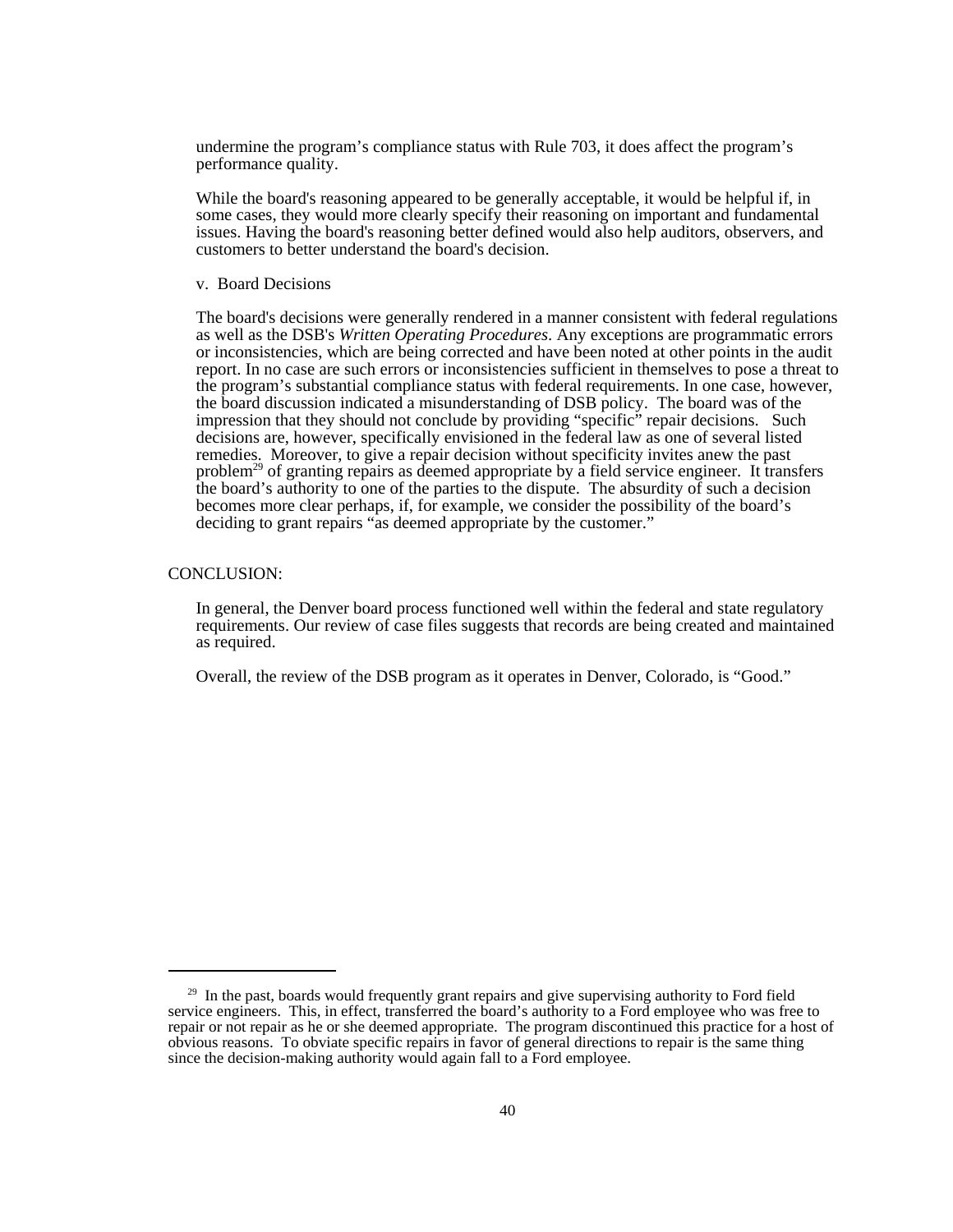undermine the program's compliance status with Rule 703, it does affect the program's performance quality.

While the board's reasoning appeared to be generally acceptable, it would be helpful if, in some cases, they would more clearly specify their reasoning on important and fundamental issues. Having the board's reasoning better defined would also help auditors, observers, and customers to better understand the board's decision.

v. Board Decisions

The board's decisions were generally rendered in a manner consistent with federal regulations as well as the DSB's *Written Operating Procedures*. Any exceptions are programmatic errors or inconsistencies, which are being corrected and have been noted at other points in the audit report. In no case are such errors or inconsistencies sufficient in themselves to pose a threat to the program's substantial compliance status with federal requirements. In one case, however, the board discussion indicated a misunderstanding of DSB policy. The board was of the impression that they should not conclude by providing "specific" repair decisions. Such decisions are, however, specifically envisioned in the federal law as one of several listed remedies. Moreover, to give a repair decision without specificity invites anew the past problem[29] of granting repairs as deemed appropriate by a field service engineer. It transfers the board's authority to one of the parties to the dispute. The absurdity of such a decision becomes more clear perhaps, if, for example, we consider the possibility of the board's deciding to grant repairs "as deemed appropriate by the customer."

CONCLUSION:

In general, the Denver board process functioned well within the federal and state regulatory requirements. Our review of case files suggests that records are being created and maintained as required.

Overall, the review of the DSB program as it operates in Denver, Colorado, is "Good."

---

[29] In the past, boards would frequently grant repairs and give supervising authority to Ford field service engineers. This, in effect, transferred the board's authority to a Ford employee who was free to repair or not repair as he or she deemed appropriate. The program discontinued this practice for a host of obvious reasons. To obviate specific repairs in favor of general directions to repair is the same thing since the decision-making authority would again fall to a Ford employee.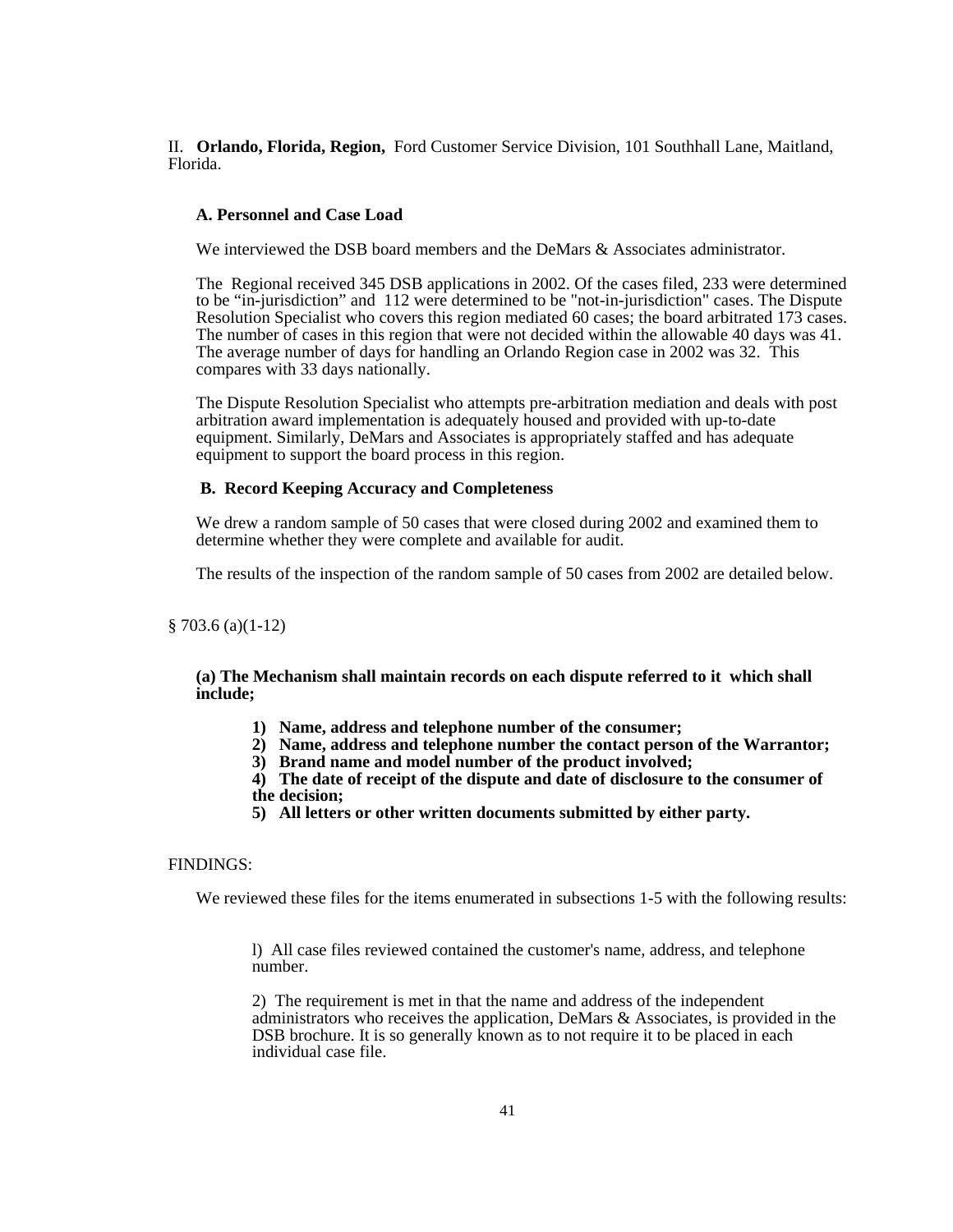II. **Orlando, Florida, Region,** Ford Customer Service Division, 101 Southhall Lane, Maitland, Florida.

### A. Personnel and Case Load

We interviewed the DSB board members and the DeMars & Associates administrator.

The Regional received 345 DSB applications in 2002. Of the cases filed, 233 were determined to be "in-jurisdiction" and 112 were determined to be "not-in-jurisdiction" cases. The Dispute Resolution Specialist who covers this region mediated 60 cases; the board arbitrated 173 cases. The number of cases in this region that were not decided within the allowable 40 days was 41. The average number of days for handling an Orlando Region case in 2002 was 32. This compares with 33 days nationally.

The Dispute Resolution Specialist who attempts pre-arbitration mediation and deals with post arbitration award implementation is adequately housed and provided with up-to-date equipment. Similarly, DeMars and Associates is appropriately staffed and has adequate equipment to support the board process in this region.

### B. Record Keeping Accuracy and Completeness

We drew a random sample of 50 cases that were closed during 2002 and examined them to determine whether they were complete and available for audit.

The results of the inspection of the random sample of 50 cases from 2002 are detailed below.

§ 703.6 (a)(1-12)

**(a) The Mechanism shall maintain records on each dispute referred to it which shall include;**

1) **Name, address and telephone number of the consumer;**
2) **Name, address and telephone number the contact person of the Warrantor;**
3) **Brand name and model number of the product involved;**
4) **The date of receipt of the dispute and date of disclosure to the consumer of the decision;**
5) **All letters or other written documents submitted by either party.**

FINDINGS:

We reviewed these files for the items enumerated in subsections 1-5 with the following results:

l) All case files reviewed contained the customer's name, address, and telephone number.

2) The requirement is met in that the name and address of the independent administrators who receives the application, DeMars & Associates, is provided in the DSB brochure. It is so generally known as to not require it to be placed in each individual case file.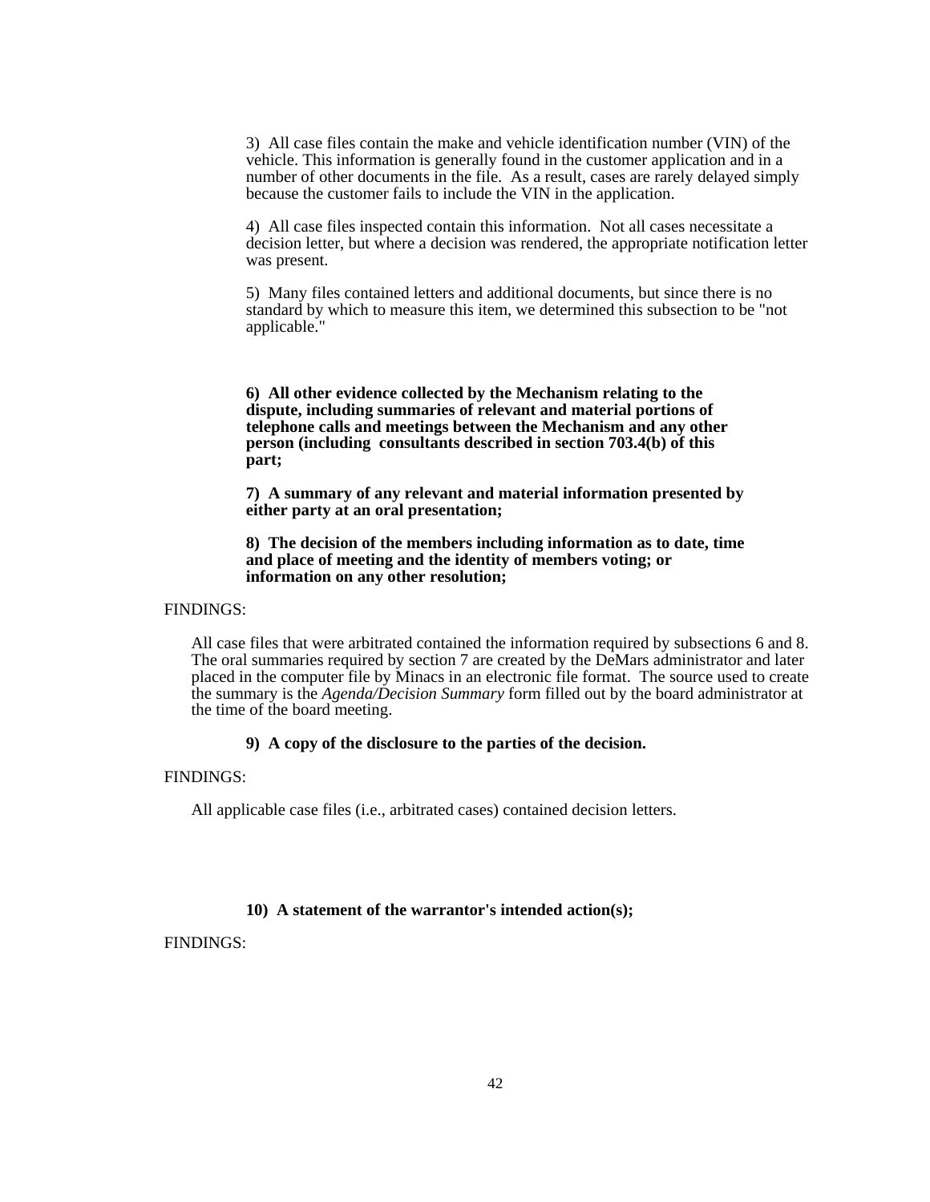3) All case files contain the make and vehicle identification number (VIN) of the vehicle. This information is generally found in the customer application and in a number of other documents in the file. As a result, cases are rarely delayed simply because the customer fails to include the VIN in the application.

4) All case files inspected contain this information. Not all cases necessitate a decision letter, but where a decision was rendered, the appropriate notification letter was present.

5) Many files contained letters and additional documents, but since there is no standard by which to measure this item, we determined this subsection to be "not applicable."

**6) All other evidence collected by the Mechanism relating to the dispute, including summaries of relevant and material portions of telephone calls and meetings between the Mechanism and any other person (including consultants described in section 703.4(b) of this part;**

**7) A summary of any relevant and material information presented by either party at an oral presentation;**

**8) The decision of the members including information as to date, time and place of meeting and the identity of members voting; or information on any other resolution;**

FINDINGS:

All case files that were arbitrated contained the information required by subsections 6 and 8. The oral summaries required by section 7 are created by the DeMars administrator and later placed in the computer file by Minacs in an electronic file format. The source used to create the summary is the *Agenda/Decision Summary* form filled out by the board administrator at the time of the board meeting.

**9) A copy of the disclosure to the parties of the decision.**

FINDINGS:

All applicable case files (i.e., arbitrated cases) contained decision letters.

**10) A statement of the warrantor's intended action(s);**

FINDINGS: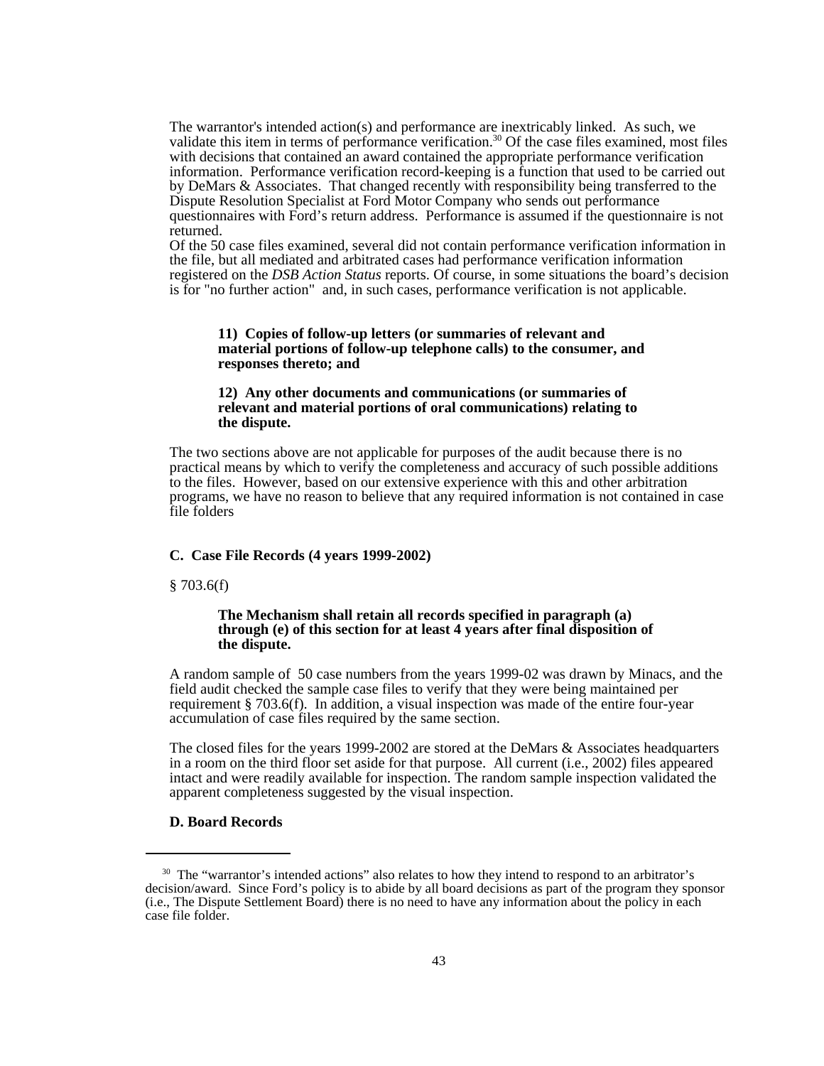The warrantor's intended action(s) and performance are inextricably linked. As such, we validate this item in terms of performance verification.[30] Of the case files examined, most files with decisions that contained an award contained the appropriate performance verification information. Performance verification record-keeping is a function that used to be carried out by DeMars & Associates. That changed recently with responsibility being transferred to the Dispute Resolution Specialist at Ford Motor Company who sends out performance questionnaires with Ford's return address. Performance is assumed if the questionnaire is not returned.

Of the 50 case files examined, several did not contain performance verification information in the file, but all mediated and arbitrated cases had performance verification information registered on the *DSB Action Status* reports. Of course, in some situations the board's decision is for "no further action" and, in such cases, performance verification is not applicable.

> **11) Copies of follow-up letters (or summaries of relevant and material portions of follow-up telephone calls) to the consumer, and responses thereto; and**
>
> **12) Any other documents and communications (or summaries of relevant and material portions of oral communications) relating to the dispute.**

The two sections above are not applicable for purposes of the audit because there is no practical means by which to verify the completeness and accuracy of such possible additions to the files. However, based on our extensive experience with this and other arbitration programs, we have no reason to believe that any required information is not contained in case file folders

### C. Case File Records (4 years 1999-2002)

§ 703.6(f)

> **The Mechanism shall retain all records specified in paragraph (a) through (e) of this section for at least 4 years after final disposition of the dispute.**

A random sample of 50 case numbers from the years 1999-02 was drawn by Minacs, and the field audit checked the sample case files to verify that they were being maintained per requirement § 703.6(f). In addition, a visual inspection was made of the entire four-year accumulation of case files required by the same section.

The closed files for the years 1999-2002 are stored at the DeMars & Associates headquarters in a room on the third floor set aside for that purpose. All current (i.e., 2002) files appeared intact and were readily available for inspection. The random sample inspection validated the apparent completeness suggested by the visual inspection.

### D. Board Records

---

[30] The "warrantor's intended actions" also relates to how they intend to respond to an arbitrator's decision/award. Since Ford's policy is to abide by all board decisions as part of the program they sponsor (i.e., The Dispute Settlement Board) there is no need to have any information about the policy in each case file folder.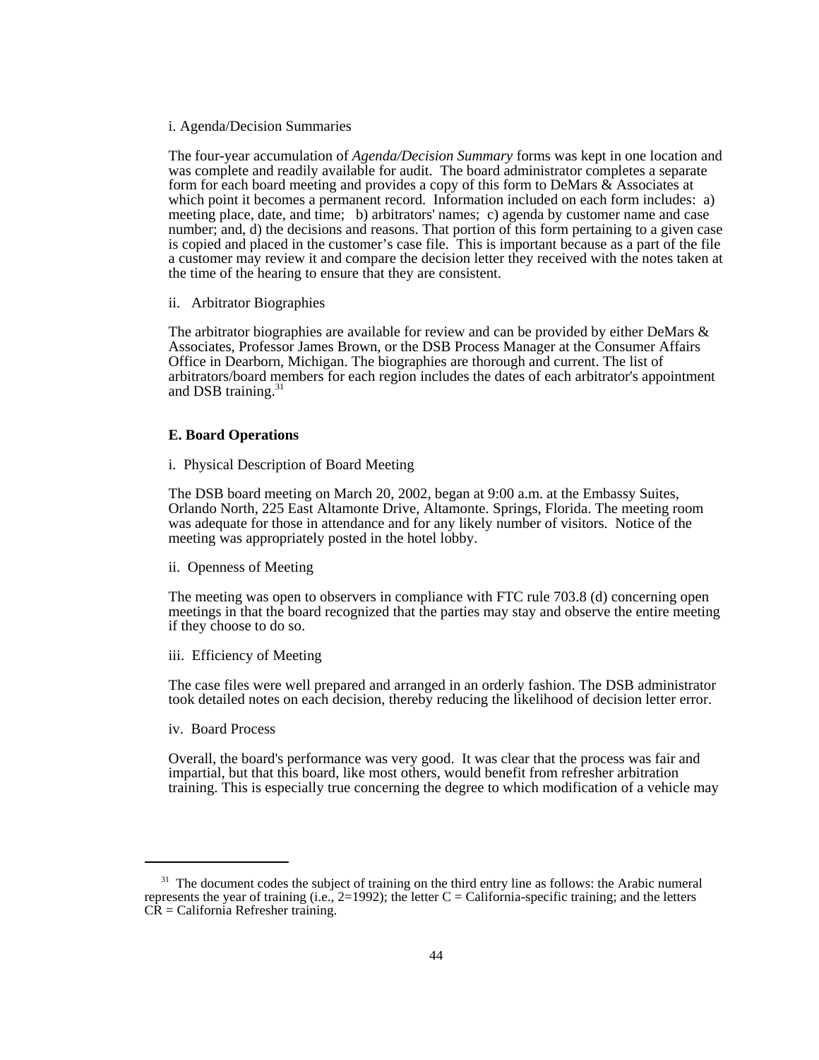i. Agenda/Decision Summaries

The four-year accumulation of *Agenda/Decision Summary* forms was kept in one location and was complete and readily available for audit. The board administrator completes a separate form for each board meeting and provides a copy of this form to DeMars & Associates at which point it becomes a permanent record. Information included on each form includes: a) meeting place, date, and time; b) arbitrators' names; c) agenda by customer name and case number; and, d) the decisions and reasons. That portion of this form pertaining to a given case is copied and placed in the customer's case file. This is important because as a part of the file a customer may review it and compare the decision letter they received with the notes taken at the time of the hearing to ensure that they are consistent.

ii. Arbitrator Biographies

The arbitrator biographies are available for review and can be provided by either DeMars & Associates, Professor James Brown, or the DSB Process Manager at the Consumer Affairs Office in Dearborn, Michigan. The biographies are thorough and current. The list of arbitrators/board members for each region includes the dates of each arbitrator's appointment and DSB training.[31]

### E. Board Operations

i. Physical Description of Board Meeting

The DSB board meeting on March 20, 2002, began at 9:00 a.m. at the Embassy Suites, Orlando North, 225 East Altamonte Drive, Altamonte. Springs, Florida. The meeting room was adequate for those in attendance and for any likely number of visitors. Notice of the meeting was appropriately posted in the hotel lobby.

ii. Openness of Meeting

The meeting was open to observers in compliance with FTC rule 703.8 (d) concerning open meetings in that the board recognized that the parties may stay and observe the entire meeting if they choose to do so.

iii. Efficiency of Meeting

The case files were well prepared and arranged in an orderly fashion. The DSB administrator took detailed notes on each decision, thereby reducing the likelihood of decision letter error.

iv. Board Process

Overall, the board's performance was very good. It was clear that the process was fair and impartial, but that this board, like most others, would benefit from refresher arbitration training. This is especially true concerning the degree to which modification of a vehicle may

---

[31] The document codes the subject of training on the third entry line as follows: the Arabic numeral represents the year of training (i.e., 2=1992); the letter C = California-specific training; and the letters CR = California Refresher training.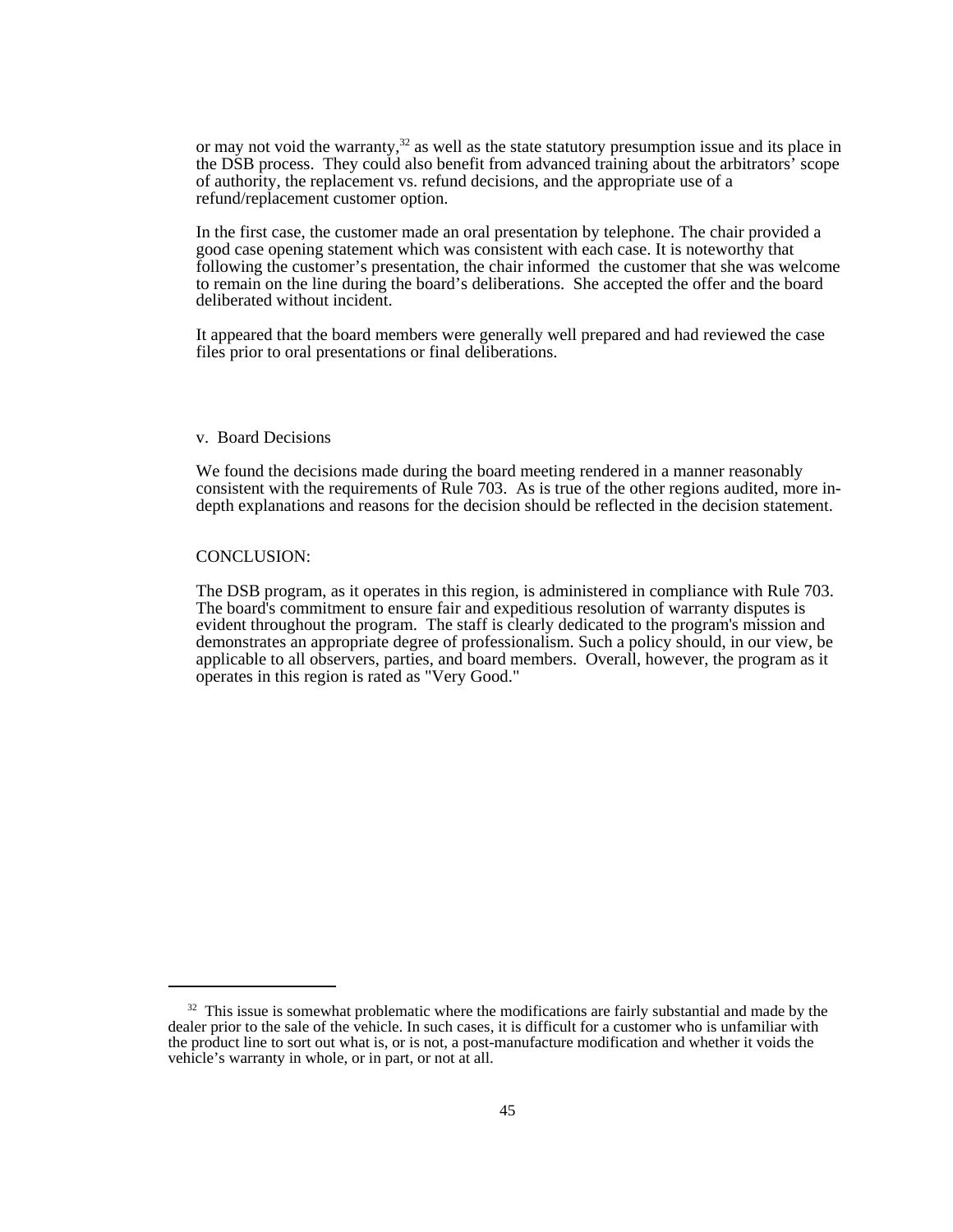or may not void the warranty,[32] as well as the state statutory presumption issue and its place in the DSB process. They could also benefit from advanced training about the arbitrators' scope of authority, the replacement vs. refund decisions, and the appropriate use of a refund/replacement customer option.

In the first case, the customer made an oral presentation by telephone. The chair provided a good case opening statement which was consistent with each case. It is noteworthy that following the customer's presentation, the chair informed the customer that she was welcome to remain on the line during the board's deliberations. She accepted the offer and the board deliberated without incident.

It appeared that the board members were generally well prepared and had reviewed the case files prior to oral presentations or final deliberations.

v. Board Decisions

We found the decisions made during the board meeting rendered in a manner reasonably consistent with the requirements of Rule 703. As is true of the other regions audited, more in-depth explanations and reasons for the decision should be reflected in the decision statement.

CONCLUSION:

The DSB program, as it operates in this region, is administered in compliance with Rule 703. The board's commitment to ensure fair and expeditious resolution of warranty disputes is evident throughout the program. The staff is clearly dedicated to the program's mission and demonstrates an appropriate degree of professionalism. Such a policy should, in our view, be applicable to all observers, parties, and board members. Overall, however, the program as it operates in this region is rated as "Very Good."

---

[32] This issue is somewhat problematic where the modifications are fairly substantial and made by the dealer prior to the sale of the vehicle. In such cases, it is difficult for a customer who is unfamiliar with the product line to sort out what is, or is not, a post-manufacture modification and whether it voids the vehicle's warranty in whole, or in part, or not at all.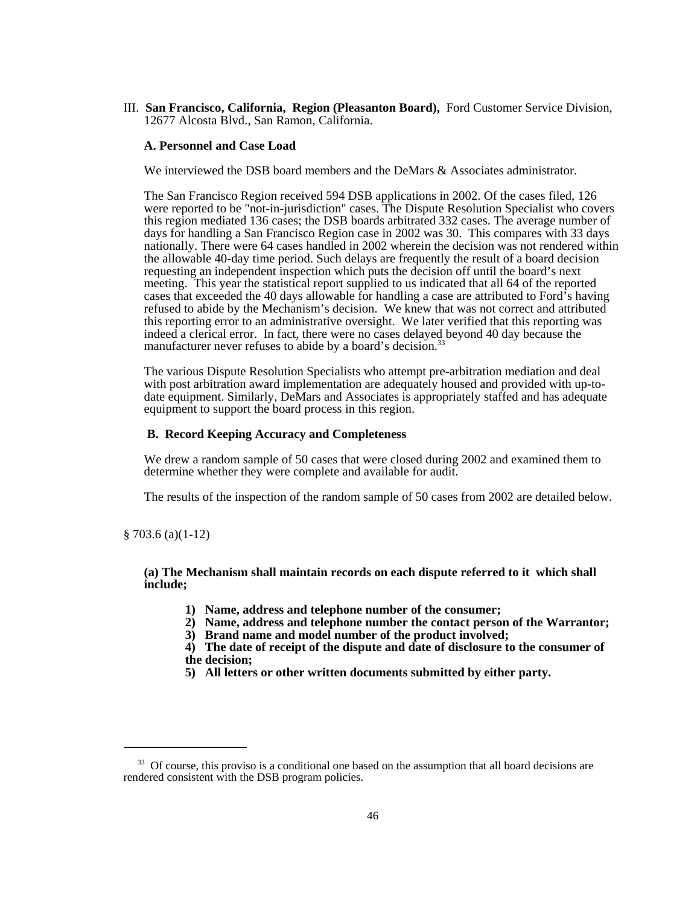III. **San Francisco, California, Region (Pleasanton Board),** Ford Customer Service Division, 12677 Alcosta Blvd., San Ramon, California.

**A. Personnel and Case Load**

We interviewed the DSB board members and the DeMars & Associates administrator.

The San Francisco Region received 594 DSB applications in 2002. Of the cases filed, 126 were reported to be "not-in-jurisdiction" cases. The Dispute Resolution Specialist who covers this region mediated 136 cases; the DSB boards arbitrated 332 cases. The average number of days for handling a San Francisco Region case in 2002 was 30. This compares with 33 days nationally. There were 64 cases handled in 2002 wherein the decision was not rendered within the allowable 40-day time period. Such delays are frequently the result of a board decision requesting an independent inspection which puts the decision off until the board's next meeting. This year the statistical report supplied to us indicated that all 64 of the reported cases that exceeded the 40 days allowable for handling a case are attributed to Ford's having refused to abide by the Mechanism's decision. We knew that was not correct and attributed this reporting error to an administrative oversight. We later verified that this reporting was indeed a clerical error. In fact, there were no cases delayed beyond 40 day because the manufacturer never refuses to abide by a board's decision.[33]

The various Dispute Resolution Specialists who attempt pre-arbitration mediation and deal with post arbitration award implementation are adequately housed and provided with up-to-date equipment. Similarly, DeMars and Associates is appropriately staffed and has adequate equipment to support the board process in this region.

**B. Record Keeping Accuracy and Completeness**

We drew a random sample of 50 cases that were closed during 2002 and examined them to determine whether they were complete and available for audit.

The results of the inspection of the random sample of 50 cases from 2002 are detailed below.

§ 703.6 (a)(1-12)

**(a) The Mechanism shall maintain records on each dispute referred to it which shall include;**

1) **Name, address and telephone number of the consumer;**
2) **Name, address and telephone number the contact person of the Warrantor;**
3) **Brand name and model number of the product involved;**
4) **The date of receipt of the dispute and date of disclosure to the consumer of the decision;**
5) **All letters or other written documents submitted by either party.**

---

[33] Of course, this proviso is a conditional one based on the assumption that all board decisions are rendered consistent with the DSB program policies.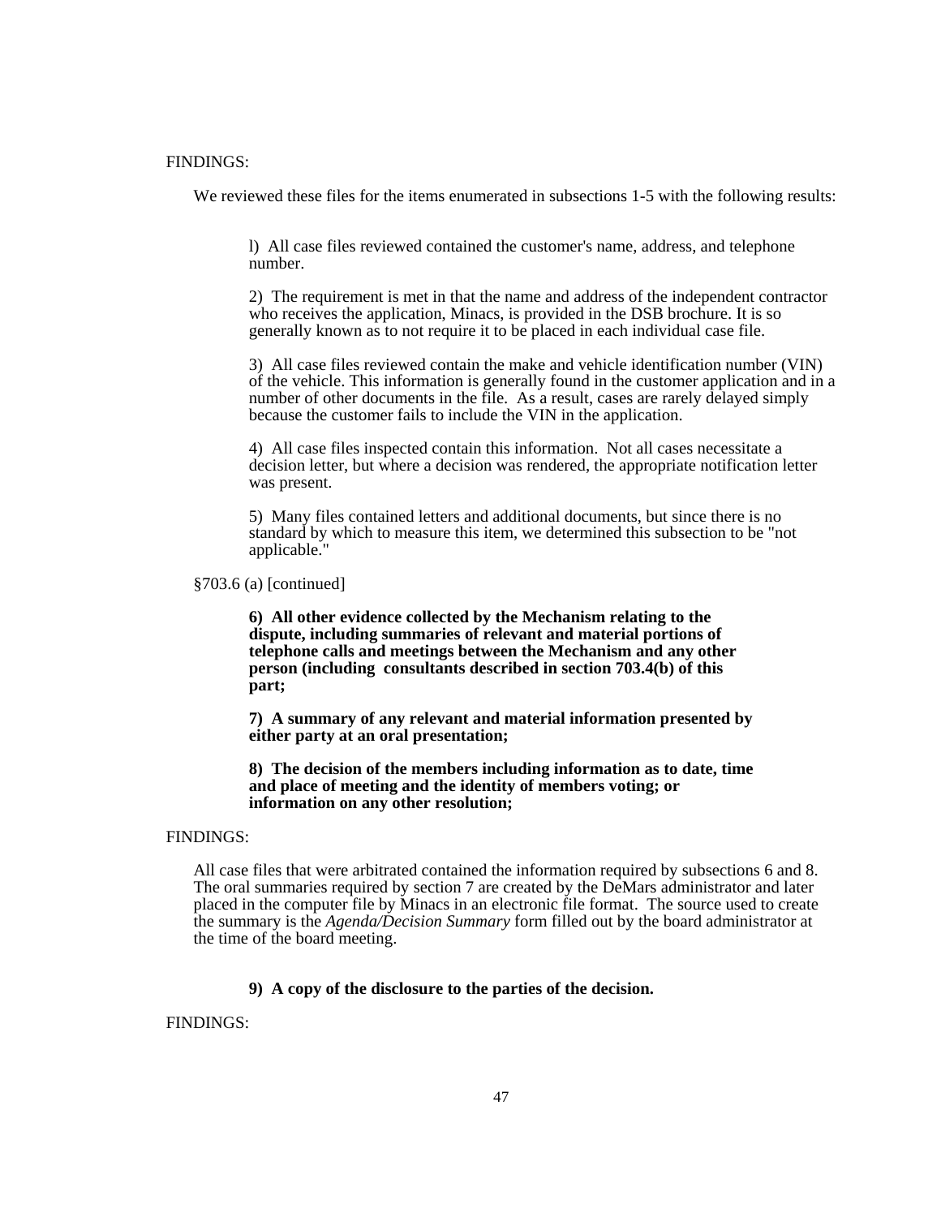FINDINGS:

We reviewed these files for the items enumerated in subsections 1-5 with the following results:

l) All case files reviewed contained the customer's name, address, and telephone number.

2) The requirement is met in that the name and address of the independent contractor who receives the application, Minacs, is provided in the DSB brochure. It is so generally known as to not require it to be placed in each individual case file.

3) All case files reviewed contain the make and vehicle identification number (VIN) of the vehicle. This information is generally found in the customer application and in a number of other documents in the file. As a result, cases are rarely delayed simply because the customer fails to include the VIN in the application.

4) All case files inspected contain this information. Not all cases necessitate a decision letter, but where a decision was rendered, the appropriate notification letter was present.

5) Many files contained letters and additional documents, but since there is no standard by which to measure this item, we determined this subsection to be "not applicable."

§703.6 (a) [continued]

**6) All other evidence collected by the Mechanism relating to the dispute, including summaries of relevant and material portions of telephone calls and meetings between the Mechanism and any other person (including consultants described in section 703.4(b) of this part;**

**7) A summary of any relevant and material information presented by either party at an oral presentation;**

**8) The decision of the members including information as to date, time and place of meeting and the identity of members voting; or information on any other resolution;**

FINDINGS:

All case files that were arbitrated contained the information required by subsections 6 and 8. The oral summaries required by section 7 are created by the DeMars administrator and later placed in the computer file by Minacs in an electronic file format. The source used to create the summary is the *Agenda/Decision Summary* form filled out by the board administrator at the time of the board meeting.

**9) A copy of the disclosure to the parties of the decision.**

FINDINGS: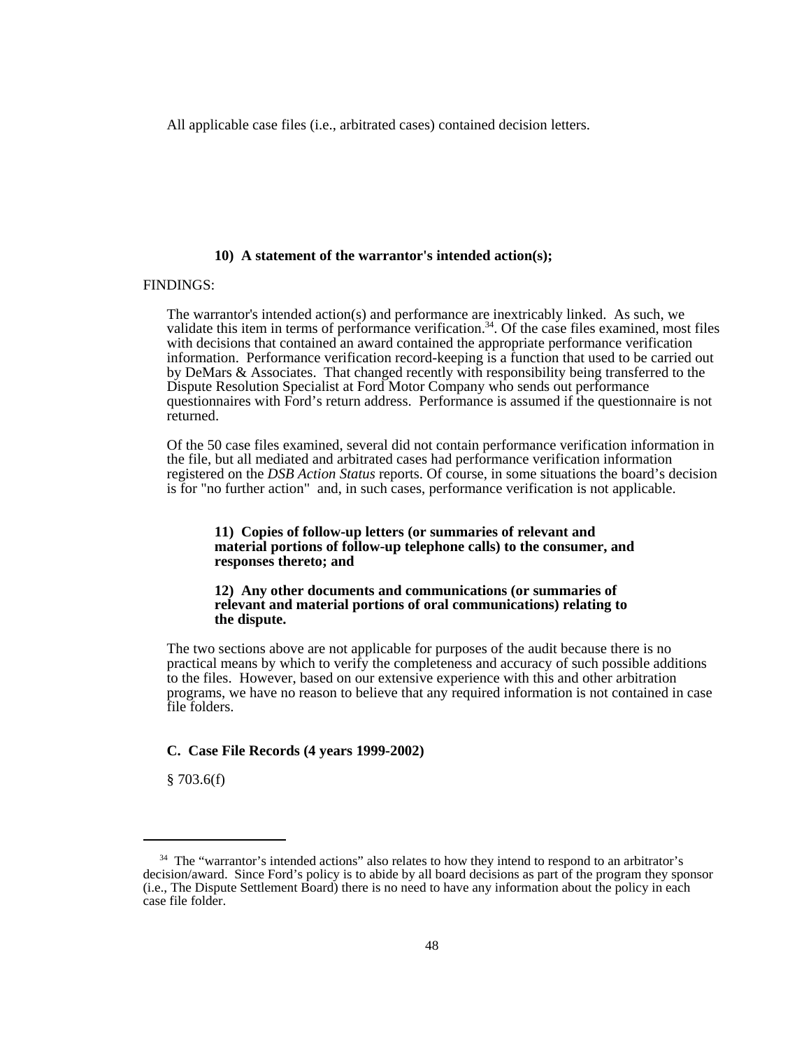All applicable case files (i.e., arbitrated cases) contained decision letters.

**10) A statement of the warrantor's intended action(s);**

FINDINGS:

The warrantor's intended action(s) and performance are inextricably linked. As such, we validate this item in terms of performance verification.[34]. Of the case files examined, most files with decisions that contained an award contained the appropriate performance verification information. Performance verification record-keeping is a function that used to be carried out by DeMars & Associates. That changed recently with responsibility being transferred to the Dispute Resolution Specialist at Ford Motor Company who sends out performance questionnaires with Ford's return address. Performance is assumed if the questionnaire is not returned.

Of the 50 case files examined, several did not contain performance verification information in the file, but all mediated and arbitrated cases had performance verification information registered on the *DSB Action Status* reports. Of course, in some situations the board's decision is for "no further action" and, in such cases, performance verification is not applicable.

**11) Copies of follow-up letters (or summaries of relevant and material portions of follow-up telephone calls) to the consumer, and responses thereto; and**

**12) Any other documents and communications (or summaries of relevant and material portions of oral communications) relating to the dispute.**

The two sections above are not applicable for purposes of the audit because there is no practical means by which to verify the completeness and accuracy of such possible additions to the files. However, based on our extensive experience with this and other arbitration programs, we have no reason to believe that any required information is not contained in case file folders.

**C. Case File Records (4 years 1999-2002)**

§ 703.6(f)

[34] The "warrantor's intended actions" also relates to how they intend to respond to an arbitrator's decision/award. Since Ford's policy is to abide by all board decisions as part of the program they sponsor (i.e., The Dispute Settlement Board) there is no need to have any information about the policy in each case file folder.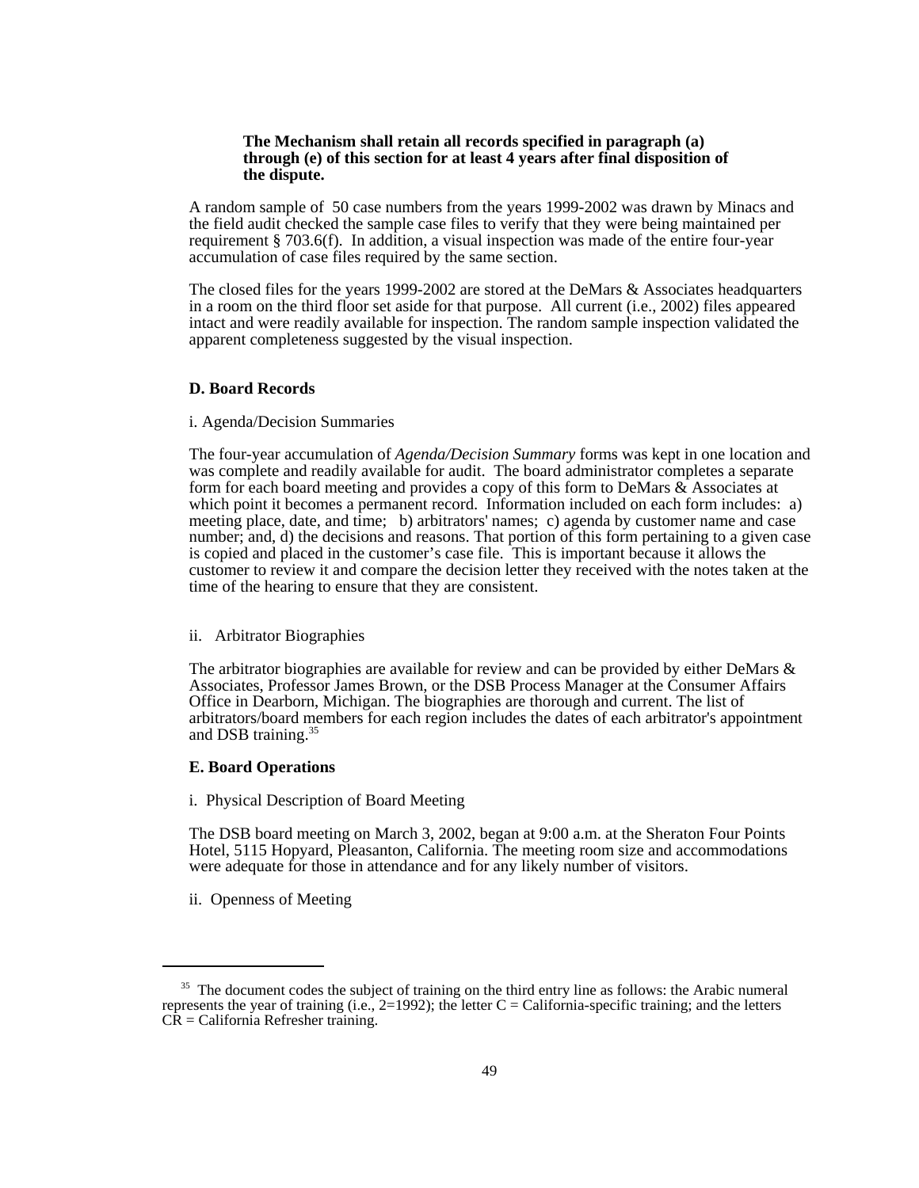**The Mechanism shall retain all records specified in paragraph (a) through (e) of this section for at least 4 years after final disposition of the dispute.**

A random sample of 50 case numbers from the years 1999-2002 was drawn by Minacs and the field audit checked the sample case files to verify that they were being maintained per requirement § 703.6(f). In addition, a visual inspection was made of the entire four-year accumulation of case files required by the same section.

The closed files for the years 1999-2002 are stored at the DeMars & Associates headquarters in a room on the third floor set aside for that purpose. All current (i.e., 2002) files appeared intact and were readily available for inspection. The random sample inspection validated the apparent completeness suggested by the visual inspection.

### D. Board Records

i. Agenda/Decision Summaries

The four-year accumulation of *Agenda/Decision Summary* forms was kept in one location and was complete and readily available for audit. The board administrator completes a separate form for each board meeting and provides a copy of this form to DeMars & Associates at which point it becomes a permanent record. Information included on each form includes: a) meeting place, date, and time; b) arbitrators' names; c) agenda by customer name and case number; and, d) the decisions and reasons. That portion of this form pertaining to a given case is copied and placed in the customer's case file. This is important because it allows the customer to review it and compare the decision letter they received with the notes taken at the time of the hearing to ensure that they are consistent.

ii. Arbitrator Biographies

The arbitrator biographies are available for review and can be provided by either DeMars & Associates, Professor James Brown, or the DSB Process Manager at the Consumer Affairs Office in Dearborn, Michigan. The biographies are thorough and current. The list of arbitrators/board members for each region includes the dates of each arbitrator's appointment and DSB training.[35]

### E. Board Operations

i. Physical Description of Board Meeting

The DSB board meeting on March 3, 2002, began at 9:00 a.m. at the Sheraton Four Points Hotel, 5115 Hopyard, Pleasanton, California. The meeting room size and accommodations were adequate for those in attendance and for any likely number of visitors.

ii. Openness of Meeting

---

[35] The document codes the subject of training on the third entry line as follows: the Arabic numeral represents the year of training (i.e., 2=1992); the letter C = California-specific training; and the letters CR = California Refresher training.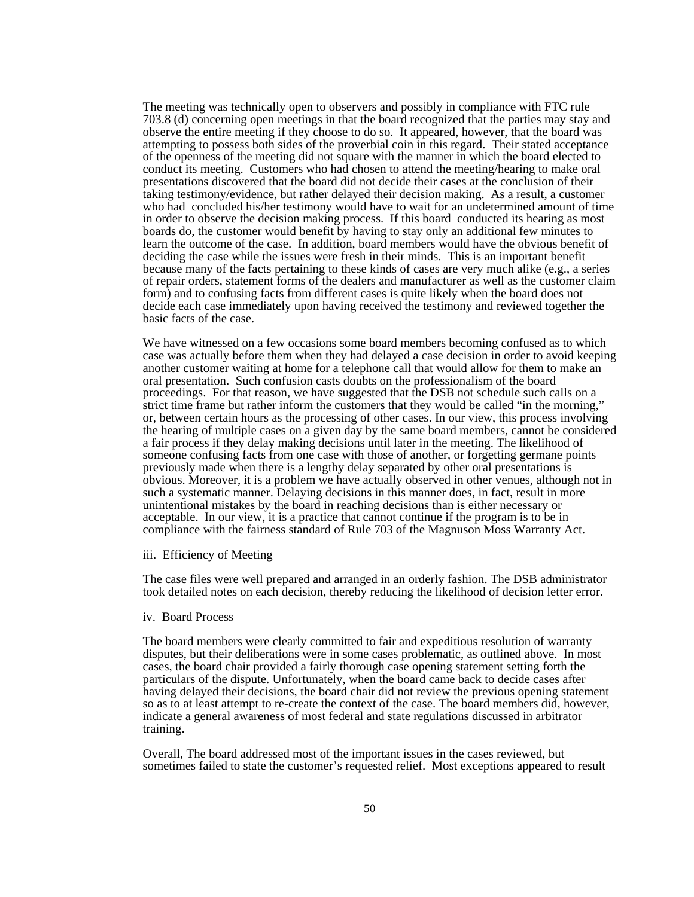The meeting was technically open to observers and possibly in compliance with FTC rule 703.8 (d) concerning open meetings in that the board recognized that the parties may stay and observe the entire meeting if they choose to do so. It appeared, however, that the board was attempting to possess both sides of the proverbial coin in this regard. Their stated acceptance of the openness of the meeting did not square with the manner in which the board elected to conduct its meeting. Customers who had chosen to attend the meeting/hearing to make oral presentations discovered that the board did not decide their cases at the conclusion of their taking testimony/evidence, but rather delayed their decision making. As a result, a customer who had concluded his/her testimony would have to wait for an undetermined amount of time in order to observe the decision making process. If this board conducted its hearing as most boards do, the customer would benefit by having to stay only an additional few minutes to learn the outcome of the case. In addition, board members would have the obvious benefit of deciding the case while the issues were fresh in their minds. This is an important benefit because many of the facts pertaining to these kinds of cases are very much alike (e.g., a series of repair orders, statement forms of the dealers and manufacturer as well as the customer claim form) and to confusing facts from different cases is quite likely when the board does not decide each case immediately upon having received the testimony and reviewed together the basic facts of the case.

We have witnessed on a few occasions some board members becoming confused as to which case was actually before them when they had delayed a case decision in order to avoid keeping another customer waiting at home for a telephone call that would allow for them to make an oral presentation. Such confusion casts doubts on the professionalism of the board proceedings. For that reason, we have suggested that the DSB not schedule such calls on a strict time frame but rather inform the customers that they would be called "in the morning," or, between certain hours as the processing of other cases. In our view, this process involving the hearing of multiple cases on a given day by the same board members, cannot be considered a fair process if they delay making decisions until later in the meeting. The likelihood of someone confusing facts from one case with those of another, or forgetting germane points previously made when there is a lengthy delay separated by other oral presentations is obvious. Moreover, it is a problem we have actually observed in other venues, although not in such a systematic manner. Delaying decisions in this manner does, in fact, result in more unintentional mistakes by the board in reaching decisions than is either necessary or acceptable. In our view, it is a practice that cannot continue if the program is to be in compliance with the fairness standard of Rule 703 of the Magnuson Moss Warranty Act.

iii. Efficiency of Meeting

The case files were well prepared and arranged in an orderly fashion. The DSB administrator took detailed notes on each decision, thereby reducing the likelihood of decision letter error.

iv. Board Process

The board members were clearly committed to fair and expeditious resolution of warranty disputes, but their deliberations were in some cases problematic, as outlined above. In most cases, the board chair provided a fairly thorough case opening statement setting forth the particulars of the dispute. Unfortunately, when the board came back to decide cases after having delayed their decisions, the board chair did not review the previous opening statement so as to at least attempt to re-create the context of the case. The board members did, however, indicate a general awareness of most federal and state regulations discussed in arbitrator training.

Overall, The board addressed most of the important issues in the cases reviewed, but sometimes failed to state the customer's requested relief. Most exceptions appeared to result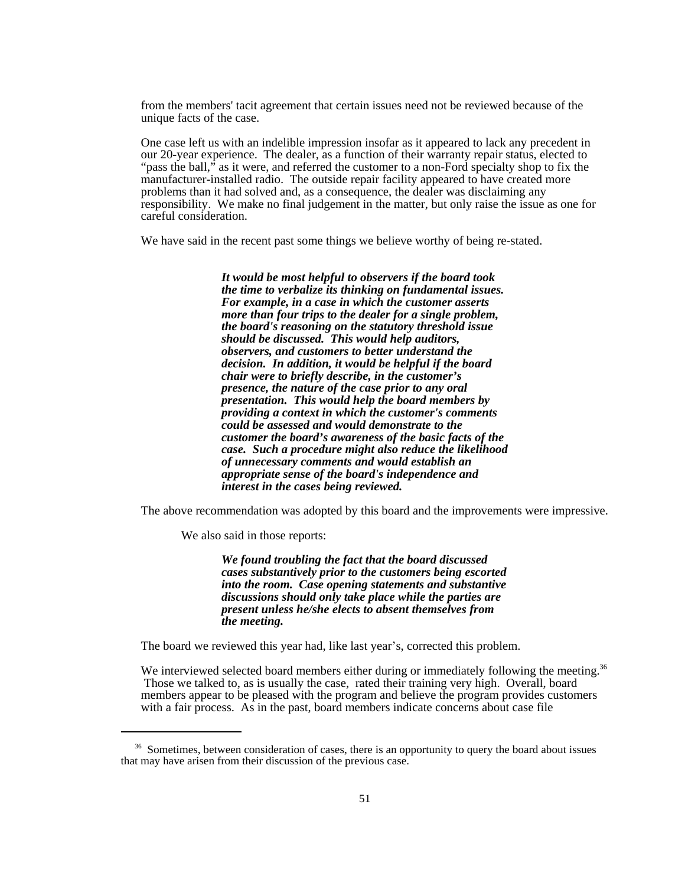from the members' tacit agreement that certain issues need not be reviewed because of the unique facts of the case.

One case left us with an indelible impression insofar as it appeared to lack any precedent in our 20-year experience. The dealer, as a function of their warranty repair status, elected to "pass the ball," as it were, and referred the customer to a non-Ford specialty shop to fix the manufacturer-installed radio. The outside repair facility appeared to have created more problems than it had solved and, as a consequence, the dealer was disclaiming any responsibility. We make no final judgement in the matter, but only raise the issue as one for careful consideration.

We have said in the recent past some things we believe worthy of being re-stated.

> ***It would be most helpful to observers if the board took the time to verbalize its thinking on fundamental issues. For example, in a case in which the customer asserts more than four trips to the dealer for a single problem, the board's reasoning on the statutory threshold issue should be discussed. This would help auditors, observers, and customers to better understand the decision. In addition, it would be helpful if the board chair were to briefly describe, in the customer's presence, the nature of the case prior to any oral presentation. This would help the board members by providing a context in which the customer's comments could be assessed and would demonstrate to the customer the board's awareness of the basic facts of the case. Such a procedure might also reduce the likelihood of unnecessary comments and would establish an appropriate sense of the board's independence and interest in the cases being reviewed.***

The above recommendation was adopted by this board and the improvements were impressive.

We also said in those reports:

> ***We found troubling the fact that the board discussed cases substantively prior to the customers being escorted into the room. Case opening statements and substantive discussions should only take place while the parties are present unless he/she elects to absent themselves from the meeting.***

The board we reviewed this year had, like last year's, corrected this problem.

We interviewed selected board members either during or immediately following the meeting.[36] Those we talked to, as is usually the case, rated their training very high. Overall, board members appear to be pleased with the program and believe the program provides customers with a fair process. As in the past, board members indicate concerns about case file

[36] Sometimes, between consideration of cases, there is an opportunity to query the board about issues that may have arisen from their discussion of the previous case.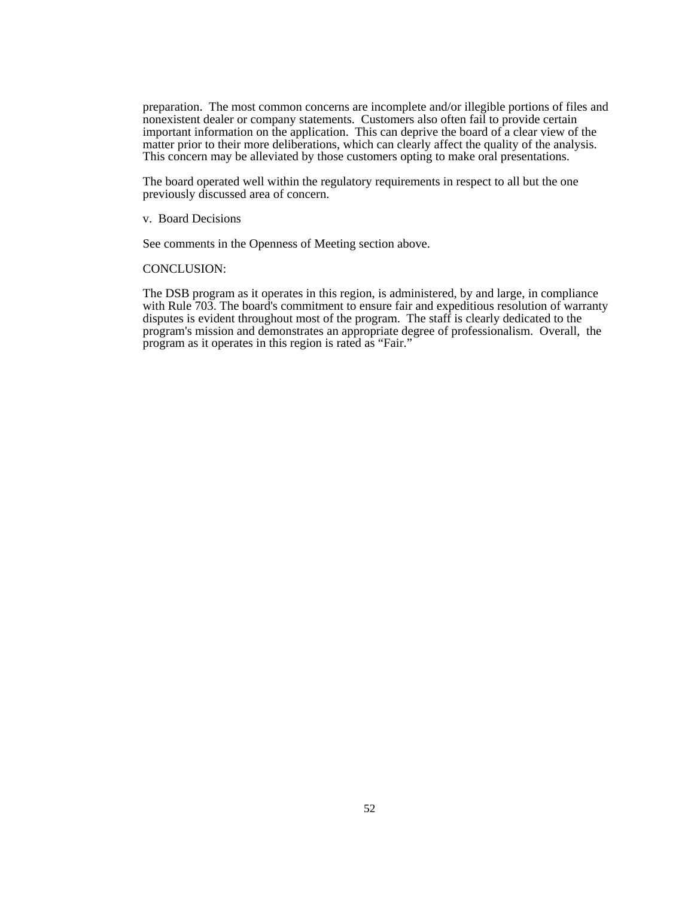preparation. The most common concerns are incomplete and/or illegible portions of files and nonexistent dealer or company statements. Customers also often fail to provide certain important information on the application. This can deprive the board of a clear view of the matter prior to their more deliberations, which can clearly affect the quality of the analysis. This concern may be alleviated by those customers opting to make oral presentations.

The board operated well within the regulatory requirements in respect to all but the one previously discussed area of concern.

v. Board Decisions

See comments in the Openness of Meeting section above.

CONCLUSION:

The DSB program as it operates in this region, is administered, by and large, in compliance with Rule 703. The board's commitment to ensure fair and expeditious resolution of warranty disputes is evident throughout most of the program. The staff is clearly dedicated to the program's mission and demonstrates an appropriate degree of professionalism. Overall, the program as it operates in this region is rated as "Fair."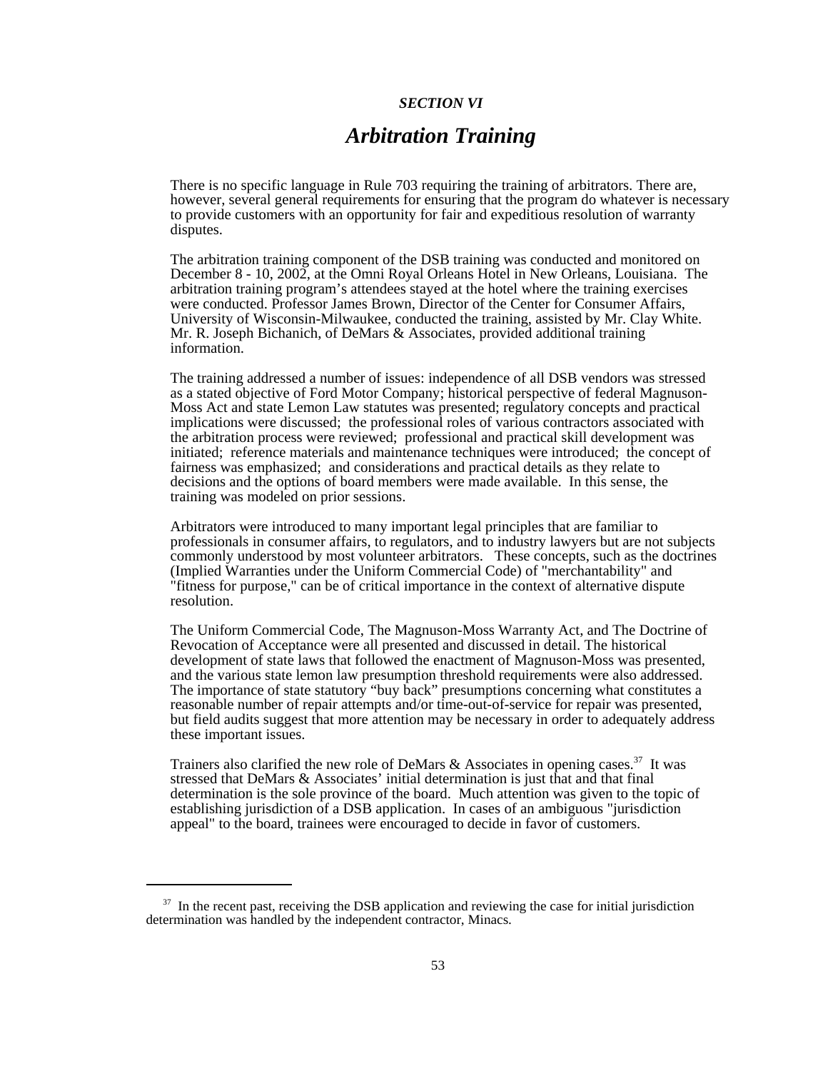*SECTION VI*

# *Arbitration Training*

There is no specific language in Rule 703 requiring the training of arbitrators. There are, however, several general requirements for ensuring that the program do whatever is necessary to provide customers with an opportunity for fair and expeditious resolution of warranty disputes.

The arbitration training component of the DSB training was conducted and monitored on December 8 - 10, 2002, at the Omni Royal Orleans Hotel in New Orleans, Louisiana. The arbitration training program's attendees stayed at the hotel where the training exercises were conducted. Professor James Brown, Director of the Center for Consumer Affairs, University of Wisconsin-Milwaukee, conducted the training, assisted by Mr. Clay White. Mr. R. Joseph Bichanich, of DeMars & Associates, provided additional training information.

The training addressed a number of issues: independence of all DSB vendors was stressed as a stated objective of Ford Motor Company; historical perspective of federal Magnuson-Moss Act and state Lemon Law statutes was presented; regulatory concepts and practical implications were discussed; the professional roles of various contractors associated with the arbitration process were reviewed; professional and practical skill development was initiated; reference materials and maintenance techniques were introduced; the concept of fairness was emphasized; and considerations and practical details as they relate to decisions and the options of board members were made available. In this sense, the training was modeled on prior sessions.

Arbitrators were introduced to many important legal principles that are familiar to professionals in consumer affairs, to regulators, and to industry lawyers but are not subjects commonly understood by most volunteer arbitrators. These concepts, such as the doctrines (Implied Warranties under the Uniform Commercial Code) of "merchantability" and "fitness for purpose," can be of critical importance in the context of alternative dispute resolution.

The Uniform Commercial Code, The Magnuson-Moss Warranty Act, and The Doctrine of Revocation of Acceptance were all presented and discussed in detail. The historical development of state laws that followed the enactment of Magnuson-Moss was presented, and the various state lemon law presumption threshold requirements were also addressed. The importance of state statutory "buy back" presumptions concerning what constitutes a reasonable number of repair attempts and/or time-out-of-service for repair was presented, but field audits suggest that more attention may be necessary in order to adequately address these important issues.

Trainers also clarified the new role of DeMars & Associates in opening cases.[37] It was stressed that DeMars & Associates' initial determination is just that and that final determination is the sole province of the board. Much attention was given to the topic of establishing jurisdiction of a DSB application. In cases of an ambiguous "jurisdiction appeal" to the board, trainees were encouraged to decide in favor of customers.

---

[37] In the recent past, receiving the DSB application and reviewing the case for initial jurisdiction determination was handled by the independent contractor, Minacs.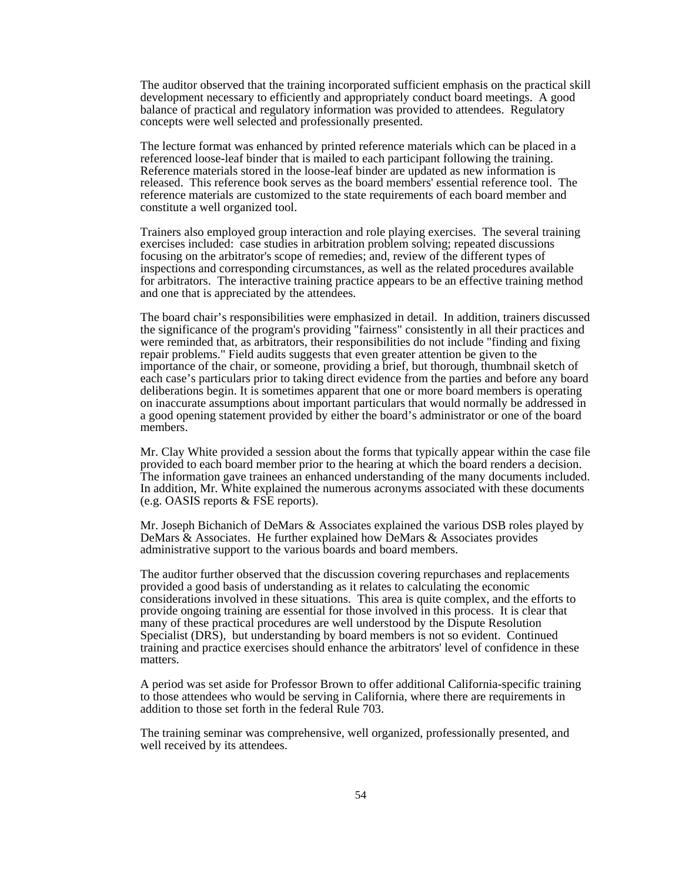The auditor observed that the training incorporated sufficient emphasis on the practical skill development necessary to efficiently and appropriately conduct board meetings. A good balance of practical and regulatory information was provided to attendees. Regulatory concepts were well selected and professionally presented.

The lecture format was enhanced by printed reference materials which can be placed in a referenced loose-leaf binder that is mailed to each participant following the training. Reference materials stored in the loose-leaf binder are updated as new information is released. This reference book serves as the board members' essential reference tool. The reference materials are customized to the state requirements of each board member and constitute a well organized tool.

Trainers also employed group interaction and role playing exercises. The several training exercises included: case studies in arbitration problem solving; repeated discussions focusing on the arbitrator's scope of remedies; and, review of the different types of inspections and corresponding circumstances, as well as the related procedures available for arbitrators. The interactive training practice appears to be an effective training method and one that is appreciated by the attendees.

The board chair's responsibilities were emphasized in detail. In addition, trainers discussed the significance of the program's providing "fairness" consistently in all their practices and were reminded that, as arbitrators, their responsibilities do not include "finding and fixing repair problems." Field audits suggests that even greater attention be given to the importance of the chair, or someone, providing a brief, but thorough, thumbnail sketch of each case's particulars prior to taking direct evidence from the parties and before any board deliberations begin. It is sometimes apparent that one or more board members is operating on inaccurate assumptions about important particulars that would normally be addressed in a good opening statement provided by either the board's administrator or one of the board members.

Mr. Clay White provided a session about the forms that typically appear within the case file provided to each board member prior to the hearing at which the board renders a decision. The information gave trainees an enhanced understanding of the many documents included. In addition, Mr. White explained the numerous acronyms associated with these documents (e.g. OASIS reports & FSE reports).

Mr. Joseph Bichanich of DeMars & Associates explained the various DSB roles played by DeMars & Associates. He further explained how DeMars & Associates provides administrative support to the various boards and board members.

The auditor further observed that the discussion covering repurchases and replacements provided a good basis of understanding as it relates to calculating the economic considerations involved in these situations. This area is quite complex, and the efforts to provide ongoing training are essential for those involved in this process. It is clear that many of these practical procedures are well understood by the Dispute Resolution Specialist (DRS), but understanding by board members is not so evident. Continued training and practice exercises should enhance the arbitrators' level of confidence in these matters.

A period was set aside for Professor Brown to offer additional California-specific training to those attendees who would be serving in California, where there are requirements in addition to those set forth in the federal Rule 703.

The training seminar was comprehensive, well organized, professionally presented, and well received by its attendees.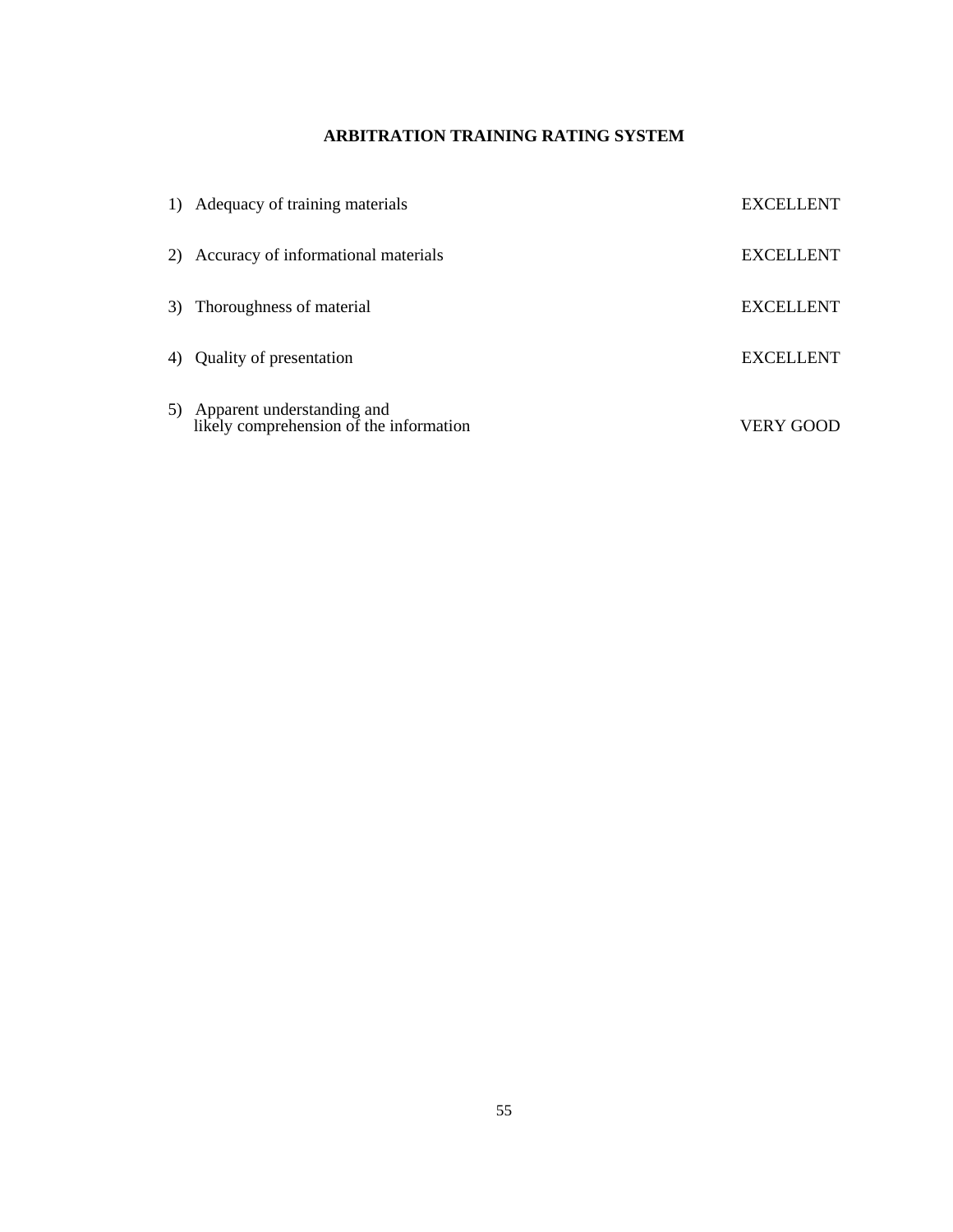**ARBITRATION TRAINING RATING SYSTEM**

| | |
|---|---|
| 1) Adequacy of training materials | EXCELLENT |
| 2) Accuracy of informational materials | EXCELLENT |
| 3) Thoroughness of material | EXCELLENT |
| 4) Quality of presentation | EXCELLENT |
| 5) Apparent understanding and likely comprehension of the information | VERY GOOD |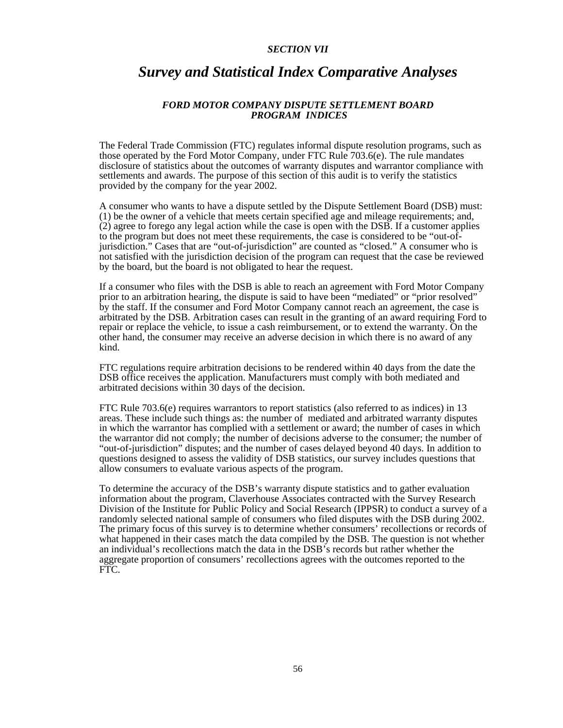***SECTION VII***

# *Survey and Statistical Index Comparative Analyses*

### *FORD MOTOR COMPANY DISPUTE SETTLEMENT BOARD PROGRAM INDICES*

The Federal Trade Commission (FTC) regulates informal dispute resolution programs, such as those operated by the Ford Motor Company, under FTC Rule 703.6(e). The rule mandates disclosure of statistics about the outcomes of warranty disputes and warrantor compliance with settlements and awards. The purpose of this section of this audit is to verify the statistics provided by the company for the year 2002.

A consumer who wants to have a dispute settled by the Dispute Settlement Board (DSB) must: (1) be the owner of a vehicle that meets certain specified age and mileage requirements; and, (2) agree to forego any legal action while the case is open with the DSB. If a customer applies to the program but does not meet these requirements, the case is considered to be "out-of-jurisdiction." Cases that are "out-of-jurisdiction" are counted as "closed." A consumer who is not satisfied with the jurisdiction decision of the program can request that the case be reviewed by the board, but the board is not obligated to hear the request.

If a consumer who files with the DSB is able to reach an agreement with Ford Motor Company prior to an arbitration hearing, the dispute is said to have been "mediated" or "prior resolved" by the staff. If the consumer and Ford Motor Company cannot reach an agreement, the case is arbitrated by the DSB. Arbitration cases can result in the granting of an award requiring Ford to repair or replace the vehicle, to issue a cash reimbursement, or to extend the warranty. On the other hand, the consumer may receive an adverse decision in which there is no award of any kind.

FTC regulations require arbitration decisions to be rendered within 40 days from the date the DSB office receives the application. Manufacturers must comply with both mediated and arbitrated decisions within 30 days of the decision.

FTC Rule 703.6(e) requires warrantors to report statistics (also referred to as indices) in 13 areas. These include such things as: the number of mediated and arbitrated warranty disputes in which the warrantor has complied with a settlement or award; the number of cases in which the warrantor did not comply; the number of decisions adverse to the consumer; the number of "out-of-jurisdiction" disputes; and the number of cases delayed beyond 40 days. In addition to questions designed to assess the validity of DSB statistics, our survey includes questions that allow consumers to evaluate various aspects of the program.

To determine the accuracy of the DSB's warranty dispute statistics and to gather evaluation information about the program, Claverhouse Associates contracted with the Survey Research Division of the Institute for Public Policy and Social Research (IPPSR) to conduct a survey of a randomly selected national sample of consumers who filed disputes with the DSB during 2002. The primary focus of this survey is to determine whether consumers' recollections or records of what happened in their cases match the data compiled by the DSB. The question is not whether an individual's recollections match the data in the DSB's records but rather whether the aggregate proportion of consumers' recollections agrees with the outcomes reported to the FTC.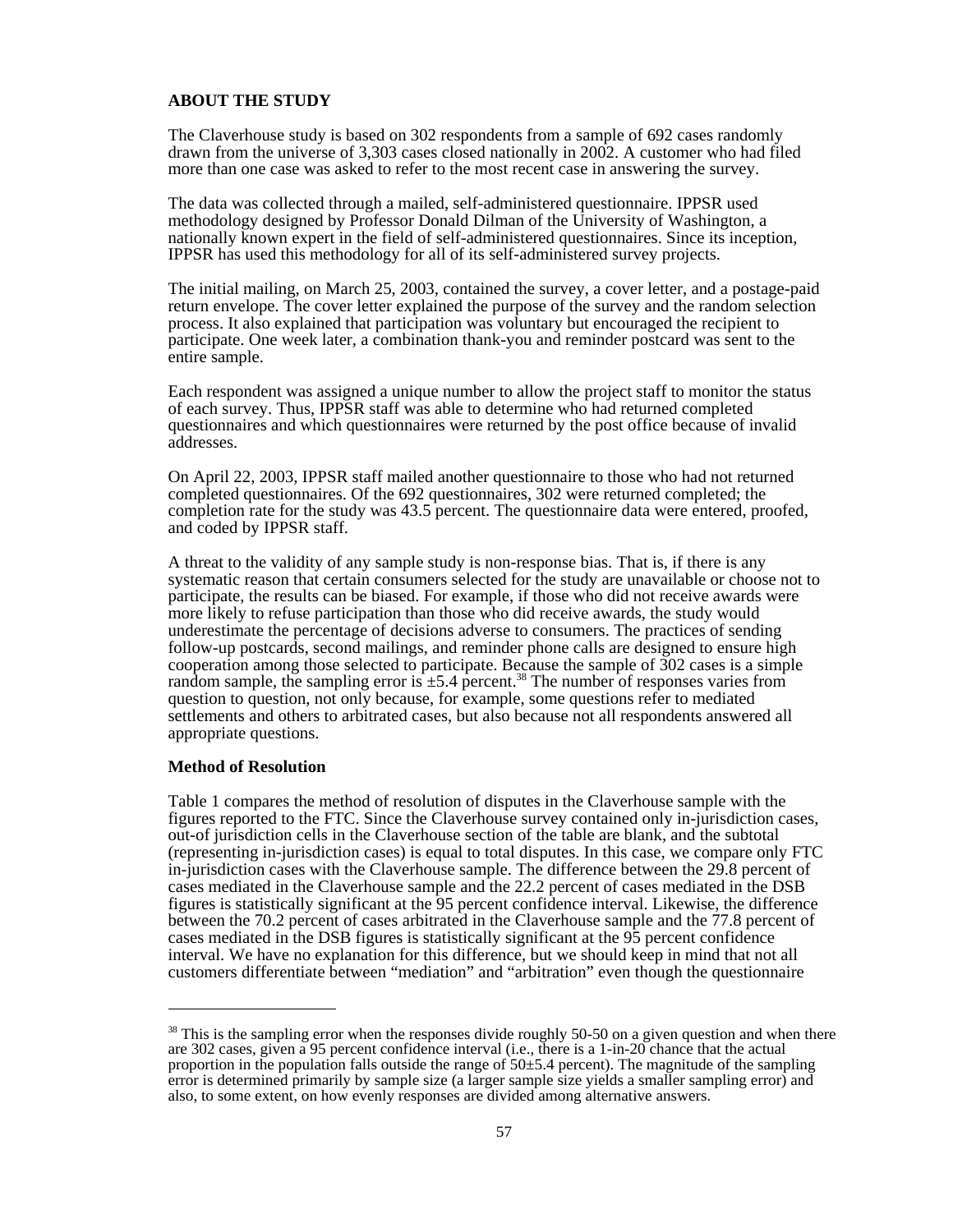**ABOUT THE STUDY**

The Claverhouse study is based on 302 respondents from a sample of 692 cases randomly drawn from the universe of 3,303 cases closed nationally in 2002. A customer who had filed more than one case was asked to refer to the most recent case in answering the survey.

The data was collected through a mailed, self-administered questionnaire. IPPSR used methodology designed by Professor Donald Dilman of the University of Washington, a nationally known expert in the field of self-administered questionnaires. Since its inception, IPPSR has used this methodology for all of its self-administered survey projects.

The initial mailing, on March 25, 2003, contained the survey, a cover letter, and a postage-paid return envelope. The cover letter explained the purpose of the survey and the random selection process. It also explained that participation was voluntary but encouraged the recipient to participate. One week later, a combination thank-you and reminder postcard was sent to the entire sample.

Each respondent was assigned a unique number to allow the project staff to monitor the status of each survey. Thus, IPPSR staff was able to determine who had returned completed questionnaires and which questionnaires were returned by the post office because of invalid addresses.

On April 22, 2003, IPPSR staff mailed another questionnaire to those who had not returned completed questionnaires. Of the 692 questionnaires, 302 were returned completed; the completion rate for the study was 43.5 percent. The questionnaire data were entered, proofed, and coded by IPPSR staff.

A threat to the validity of any sample study is non-response bias. That is, if there is any systematic reason that certain consumers selected for the study are unavailable or choose not to participate, the results can be biased. For example, if those who did not receive awards were more likely to refuse participation than those who did receive awards, the study would underestimate the percentage of decisions adverse to consumers. The practices of sending follow-up postcards, second mailings, and reminder phone calls are designed to ensure high cooperation among those selected to participate. Because the sample of 302 cases is a simple random sample, the sampling error is ±5.4 percent.[38] The number of responses varies from question to question, not only because, for example, some questions refer to mediated settlements and others to arbitrated cases, but also because not all respondents answered all appropriate questions.

**Method of Resolution**

Table 1 compares the method of resolution of disputes in the Claverhouse sample with the figures reported to the FTC. Since the Claverhouse survey contained only in-jurisdiction cases, out-of jurisdiction cells in the Claverhouse section of the table are blank, and the subtotal (representing in-jurisdiction cases) is equal to total disputes. In this case, we compare only FTC in-jurisdiction cases with the Claverhouse sample. The difference between the 29.8 percent of cases mediated in the Claverhouse sample and the 22.2 percent of cases mediated in the DSB figures is statistically significant at the 95 percent confidence interval. Likewise, the difference between the 70.2 percent of cases arbitrated in the Claverhouse sample and the 77.8 percent of cases mediated in the DSB figures is statistically significant at the 95 percent confidence interval. We have no explanation for this difference, but we should keep in mind that not all customers differentiate between "mediation" and "arbitration" even though the questionnaire

---

[38] This is the sampling error when the responses divide roughly 50-50 on a given question and when there are 302 cases, given a 95 percent confidence interval (i.e., there is a 1-in-20 chance that the actual proportion in the population falls outside the range of 50±5.4 percent). The magnitude of the sampling error is determined primarily by sample size (a larger sample size yields a smaller sampling error) and also, to some extent, on how evenly responses are divided among alternative answers.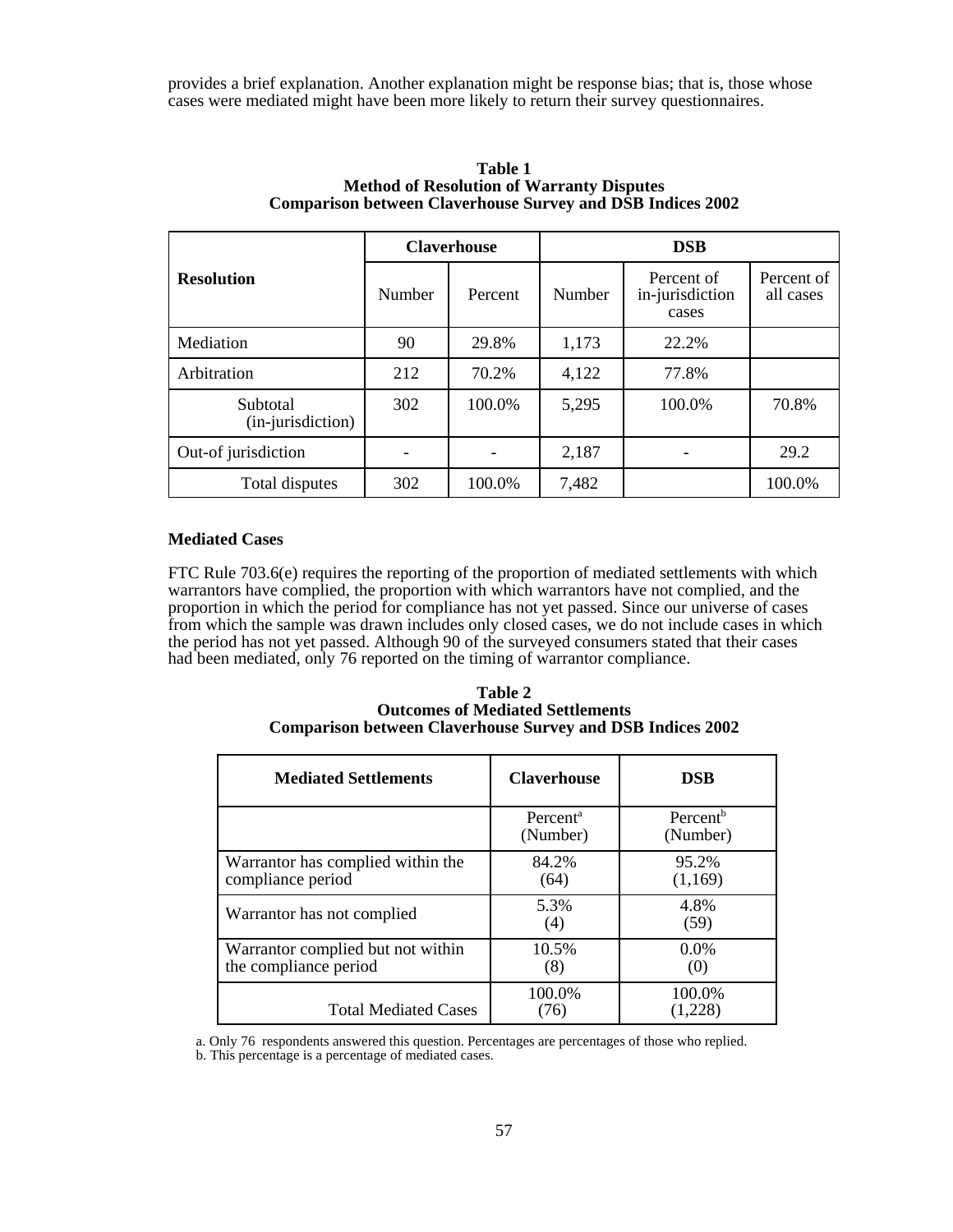provides a brief explanation. Another explanation might be response bias; that is, those whose cases were mediated might have been more likely to return their survey questionnaires.

**Table 1**
**Method of Resolution of Warranty Disputes**
**Comparison between Claverhouse Survey and DSB Indices 2002**

| Resolution | Claverhouse | | DSB | | |
|---|---|---|---|---|---|
| | Number | Percent | Number | Percent of in-jurisdiction cases | Percent of all cases |
| Mediation | 90 | 29.8% | 1,173 | 22.2% | |
| Arbitration | 212 | 70.2% | 4,122 | 77.8% | |
| Subtotal (in-jurisdiction) | 302 | 100.0% | 5,295 | 100.0% | 70.8% |
| Out-of jurisdiction | - | - | 2,187 | - | 29.2 |
| Total disputes | 302 | 100.0% | 7,482 | | 100.0% |

**Mediated Cases**

FTC Rule 703.6(e) requires the reporting of the proportion of mediated settlements with which warrantors have complied, the proportion with which warrantors have not complied, and the proportion in which the period for compliance has not yet passed. Since our universe of cases from which the sample was drawn includes only closed cases, we do not include cases in which the period has not yet passed. Although 90 of the surveyed consumers stated that their cases had been mediated, only 76 reported on the timing of warrantor compliance.

**Table 2**
**Outcomes of Mediated Settlements**
**Comparison between Claverhouse Survey and DSB Indices 2002**

| Mediated Settlements | Claverhouse | DSB |
|---|---|---|
| | Percent[a] (Number) | Percent[b] (Number) |
| Warrantor has complied within the compliance period | 84.2% (64) | 95.2% (1,169) |
| Warrantor has not complied | 5.3% (4) | 4.8% (59) |
| Warrantor complied but not within the compliance period | 10.5% (8) | 0.0% (0) |
| Total Mediated Cases | 100.0% (76) | 100.0% (1,228) |

a. Only 76 respondents answered this question. Percentages are percentages of those who replied.
b. This percentage is a percentage of mediated cases.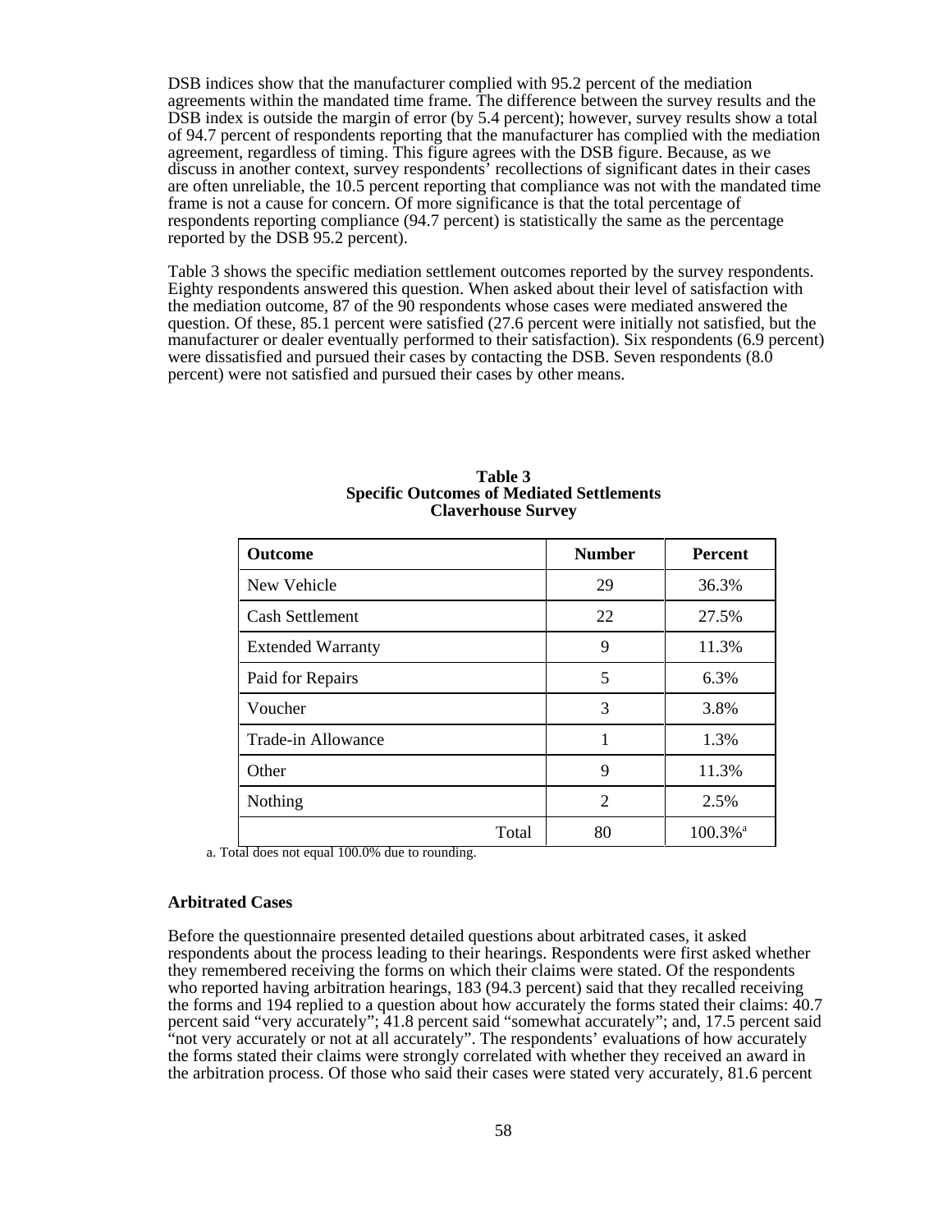DSB indices show that the manufacturer complied with 95.2 percent of the mediation agreements within the mandated time frame. The difference between the survey results and the DSB index is outside the margin of error (by 5.4 percent); however, survey results show a total of 94.7 percent of respondents reporting that the manufacturer has complied with the mediation agreement, regardless of timing. This figure agrees with the DSB figure. Because, as we discuss in another context, survey respondents' recollections of significant dates in their cases are often unreliable, the 10.5 percent reporting that compliance was not with the mandated time frame is not a cause for concern. Of more significance is that the total percentage of respondents reporting compliance (94.7 percent) is statistically the same as the percentage reported by the DSB 95.2 percent).

Table 3 shows the specific mediation settlement outcomes reported by the survey respondents. Eighty respondents answered this question. When asked about their level of satisfaction with the mediation outcome, 87 of the 90 respondents whose cases were mediated answered the question. Of these, 85.1 percent were satisfied (27.6 percent were initially not satisfied, but the manufacturer or dealer eventually performed to their satisfaction). Six respondents (6.9 percent) were dissatisfied and pursued their cases by contacting the DSB. Seven respondents (8.0 percent) were not satisfied and pursued their cases by other means.

**Table 3**
**Specific Outcomes of Mediated Settlements**
**Claverhouse Survey**

| Outcome | Number | Percent |
|---|---|---|
| New Vehicle | 29 | 36.3% |
| Cash Settlement | 22 | 27.5% |
| Extended Warranty | 9 | 11.3% |
| Paid for Repairs | 5 | 6.3% |
| Voucher | 3 | 3.8% |
| Trade-in Allowance | 1 | 1.3% |
| Other | 9 | 11.3% |
| Nothing | 2 | 2.5% |
| Total | 80 | 100.3%[a] |

a. Total does not equal 100.0% due to rounding.

### Arbitrated Cases

Before the questionnaire presented detailed questions about arbitrated cases, it asked respondents about the process leading to their hearings. Respondents were first asked whether they remembered receiving the forms on which their claims were stated. Of the respondents who reported having arbitration hearings, 183 (94.3 percent) said that they recalled receiving the forms and 194 replied to a question about how accurately the forms stated their claims: 40.7 percent said "very accurately"; 41.8 percent said "somewhat accurately"; and, 17.5 percent said "not very accurately or not at all accurately". The respondents' evaluations of how accurately the forms stated their claims were strongly correlated with whether they received an award in the arbitration process. Of those who said their cases were stated very accurately, 81.6 percent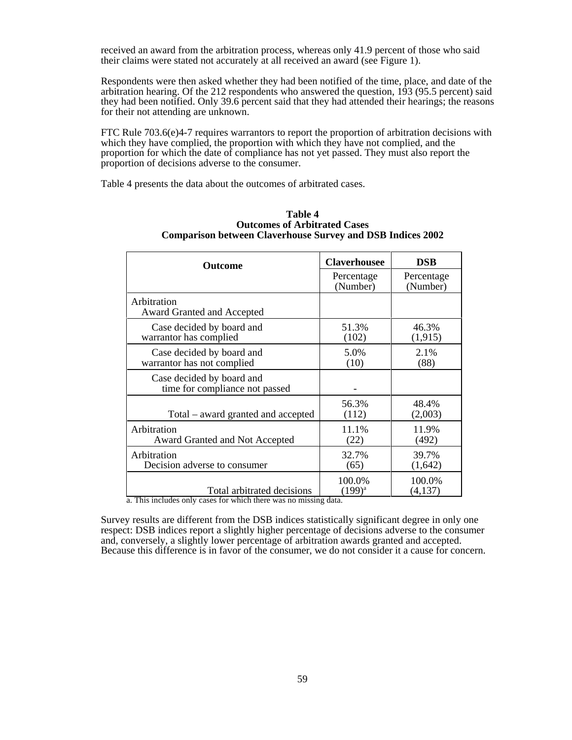received an award from the arbitration process, whereas only 41.9 percent of those who said their claims were stated not accurately at all received an award (see Figure 1).

Respondents were then asked whether they had been notified of the time, place, and date of the arbitration hearing. Of the 212 respondents who answered the question, 193 (95.5 percent) said they had been notified. Only 39.6 percent said that they had attended their hearings; the reasons for their not attending are unknown.

FTC Rule 703.6(e)4-7 requires warrantors to report the proportion of arbitration decisions with which they have complied, the proportion with which they have not complied, and the proportion for which the date of compliance has not yet passed. They must also report the proportion of decisions adverse to the consumer.

Table 4 presents the data about the outcomes of arbitrated cases.

**Table 4**
**Outcomes of Arbitrated Cases**
**Comparison between Claverhouse Survey and DSB Indices 2002**

| Outcome | Claverhousee | DSB |
|---|---|---|
| | Percentage (Number) | Percentage (Number) |
| Arbitration<br>Award Granted and Accepted | | |
| Case decided by board and warrantor has complied | 51.3% (102) | 46.3% (1,915) |
| Case decided by board and warrantor has not complied | 5.0% (10) | 2.1% (88) |
| Case decided by board and time for compliance not passed | - | |
| Total – award granted and accepted | 56.3% (112) | 48.4% (2,003) |
| Arbitration<br>Award Granted and Not Accepted | 11.1% (22) | 11.9% (492) |
| Arbitration<br>Decision adverse to consumer | 32.7% (65) | 39.7% (1,642) |
| Total arbitrated decisions | 100.0% (199)[a] | 100.0% (4,137) |

a. This includes only cases for which there was no missing data.

Survey results are different from the DSB indices statistically significant degree in only one respect: DSB indices report a slightly higher percentage of decisions adverse to the consumer and, conversely, a slightly lower percentage of arbitration awards granted and accepted. Because this difference is in favor of the consumer, we do not consider it a cause for concern.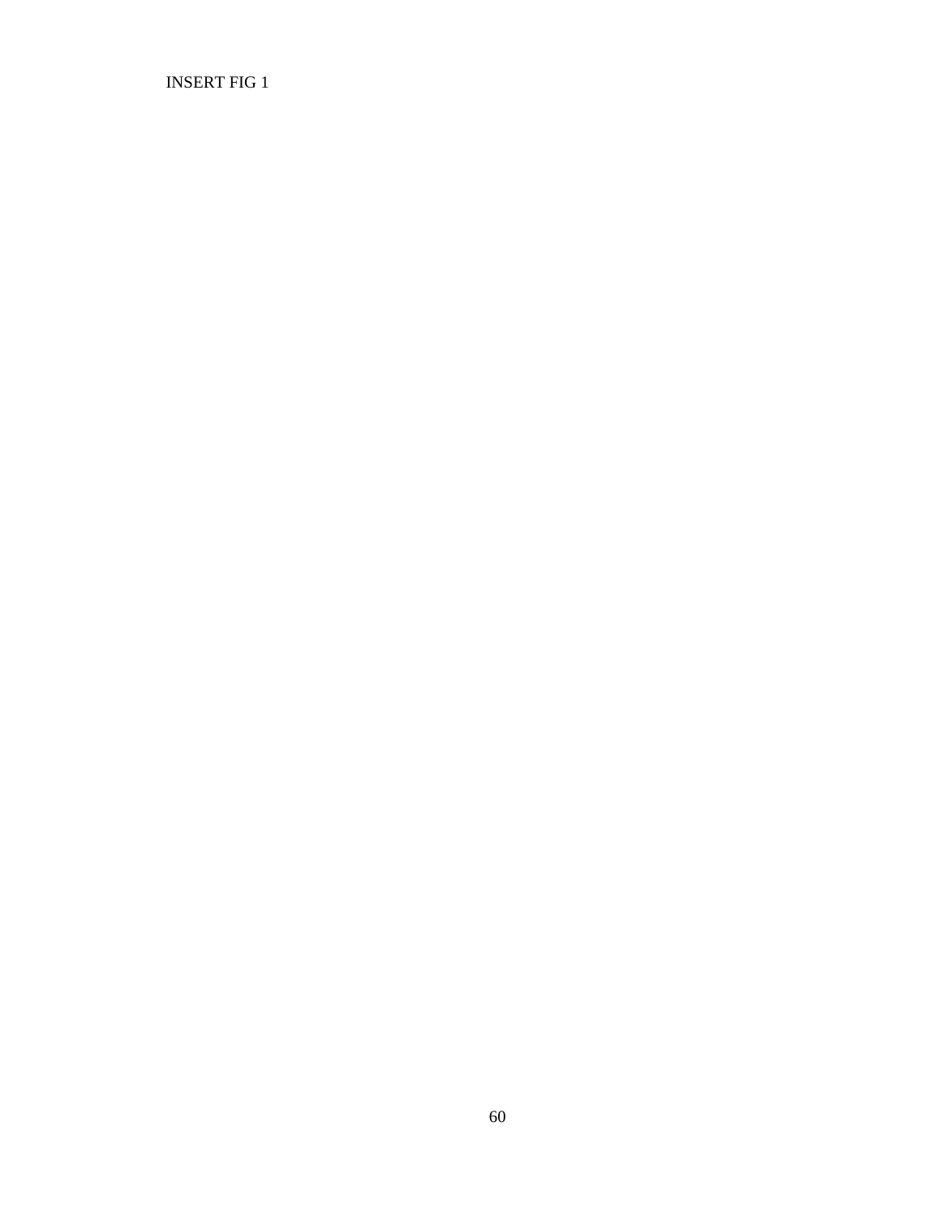INSERT FIG 1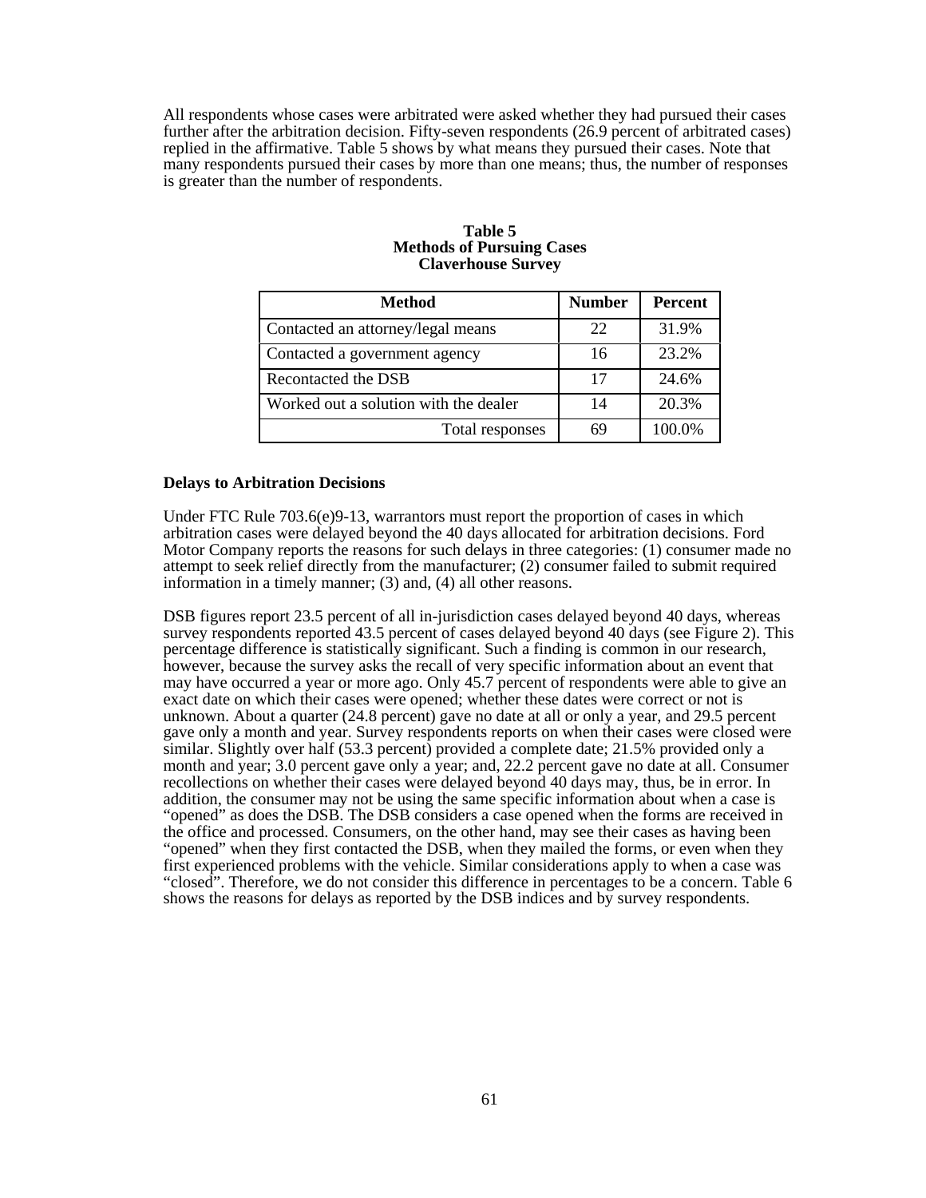All respondents whose cases were arbitrated were asked whether they had pursued their cases further after the arbitration decision. Fifty-seven respondents (26.9 percent of arbitrated cases) replied in the affirmative. Table 5 shows by what means they pursued their cases. Note that many respondents pursued their cases by more than one means; thus, the number of responses is greater than the number of respondents.

**Table 5**
**Methods of Pursuing Cases**
**Claverhouse Survey**

| Method | Number | Percent |
|---|---|---|
| Contacted an attorney/legal means | 22 | 31.9% |
| Contacted a government agency | 16 | 23.2% |
| Recontacted the DSB | 17 | 24.6% |
| Worked out a solution with the dealer | 14 | 20.3% |
| Total responses | 69 | 100.0% |

### Delays to Arbitration Decisions

Under FTC Rule 703.6(e)9-13, warrantors must report the proportion of cases in which arbitration cases were delayed beyond the 40 days allocated for arbitration decisions. Ford Motor Company reports the reasons for such delays in three categories: (1) consumer made no attempt to seek relief directly from the manufacturer; (2) consumer failed to submit required information in a timely manner; (3) and, (4) all other reasons.

DSB figures report 23.5 percent of all in-jurisdiction cases delayed beyond 40 days, whereas survey respondents reported 43.5 percent of cases delayed beyond 40 days (see Figure 2). This percentage difference is statistically significant. Such a finding is common in our research, however, because the survey asks the recall of very specific information about an event that may have occurred a year or more ago. Only 45.7 percent of respondents were able to give an exact date on which their cases were opened; whether these dates were correct or not is unknown. About a quarter (24.8 percent) gave no date at all or only a year, and 29.5 percent gave only a month and year. Survey respondents reports on when their cases were closed were similar. Slightly over half (53.3 percent) provided a complete date; 21.5% provided only a month and year; 3.0 percent gave only a year; and, 22.2 percent gave no date at all. Consumer recollections on whether their cases were delayed beyond 40 days may, thus, be in error. In addition, the consumer may not be using the same specific information about when a case is "opened" as does the DSB. The DSB considers a case opened when the forms are received in the office and processed. Consumers, on the other hand, may see their cases as having been "opened" when they first contacted the DSB, when they mailed the forms, or even when they first experienced problems with the vehicle. Similar considerations apply to when a case was "closed". Therefore, we do not consider this difference in percentages to be a concern. Table 6 shows the reasons for delays as reported by the DSB indices and by survey respondents.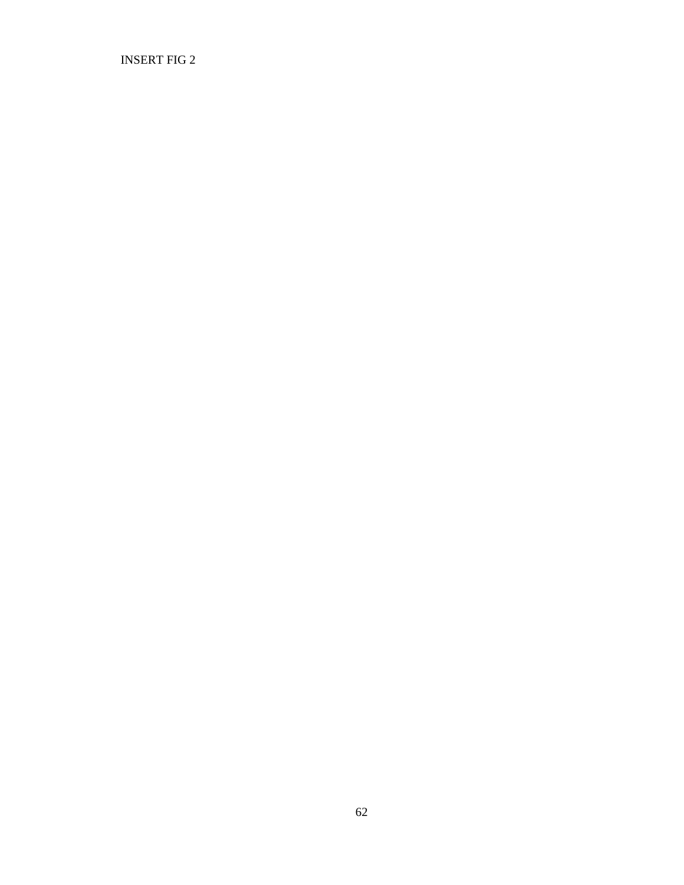INSERT FIG 2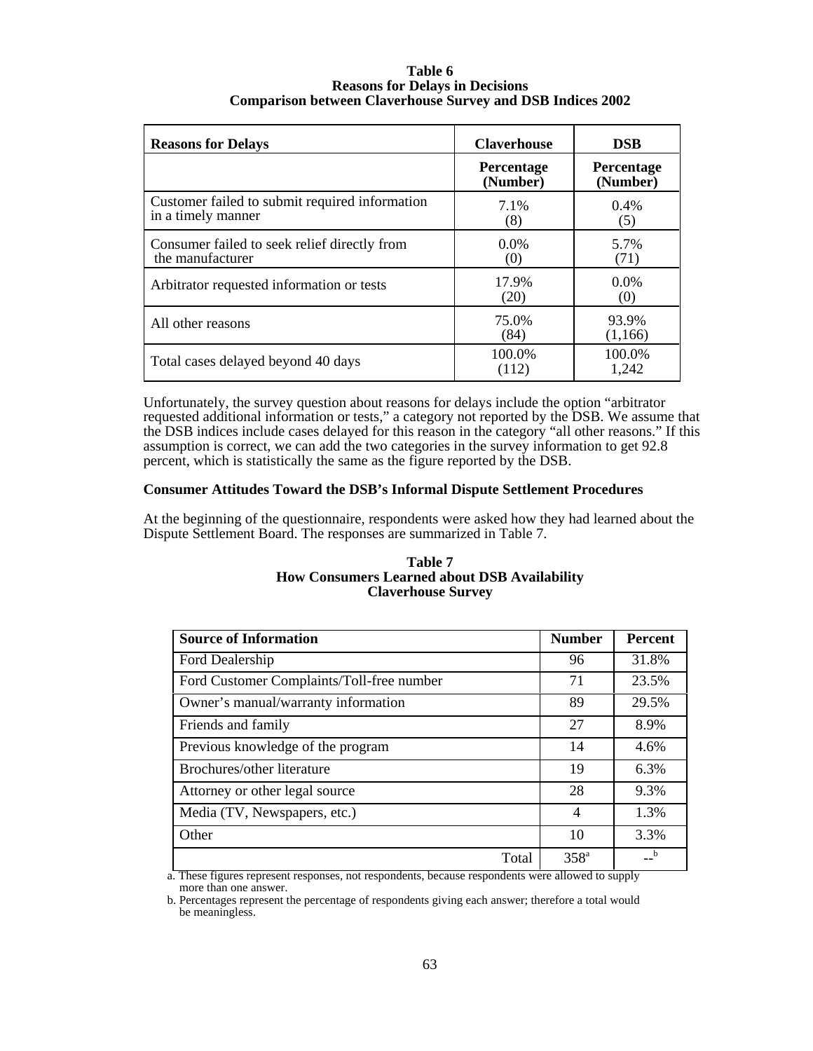**Table 6**
**Reasons for Delays in Decisions**
**Comparison between Claverhouse Survey and DSB Indices 2002**

| Reasons for Delays | Claverhouse | DSB |
|---|---|---|
| | Percentage (Number) | Percentage (Number) |
| Customer failed to submit required information in a timely manner | 7.1% (8) | 0.4% (5) |
| Consumer failed to seek relief directly from the manufacturer | 0.0% (0) | 5.7% (71) |
| Arbitrator requested information or tests | 17.9% (20) | 0.0% (0) |
| All other reasons | 75.0% (84) | 93.9% (1,166) |
| Total cases delayed beyond 40 days | 100.0% (112) | 100.0% 1,242 |

Unfortunately, the survey question about reasons for delays include the option "arbitrator requested additional information or tests," a category not reported by the DSB. We assume that the DSB indices include cases delayed for this reason in the category "all other reasons." If this assumption is correct, we can add the two categories in the survey information to get 92.8 percent, which is statistically the same as the figure reported by the DSB.

### Consumer Attitudes Toward the DSB's Informal Dispute Settlement Procedures

At the beginning of the questionnaire, respondents were asked how they had learned about the Dispute Settlement Board. The responses are summarized in Table 7.

**Table 7**
**How Consumers Learned about DSB Availability**
**Claverhouse Survey**

| Source of Information | Number | Percent |
|---|---|---|
| Ford Dealership | 96 | 31.8% |
| Ford Customer Complaints/Toll-free number | 71 | 23.5% |
| Owner's manual/warranty information | 89 | 29.5% |
| Friends and family | 27 | 8.9% |
| Previous knowledge of the program | 14 | 4.6% |
| Brochures/other literature | 19 | 6.3% |
| Attorney or other legal source | 28 | 9.3% |
| Media (TV, Newspapers, etc.) | 4 | 1.3% |
| Other | 10 | 3.3% |
| Total | 358[a] | --[b] |

a. These figures represent responses, not respondents, because respondents were allowed to supply more than one answer.

b. Percentages represent the percentage of respondents giving each answer; therefore a total would be meaningless.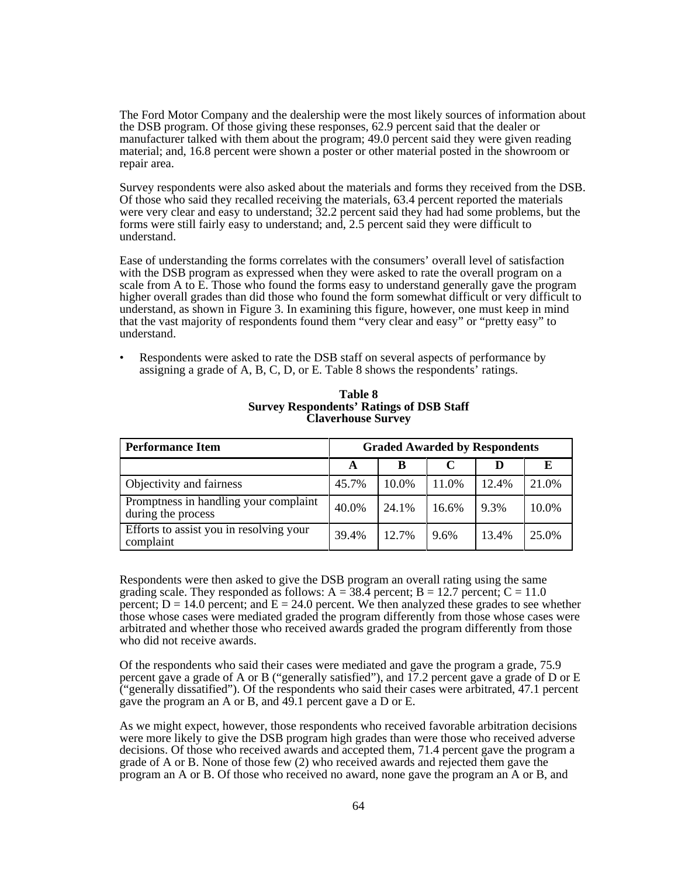The Ford Motor Company and the dealership were the most likely sources of information about the DSB program. Of those giving these responses, 62.9 percent said that the dealer or manufacturer talked with them about the program; 49.0 percent said they were given reading material; and, 16.8 percent were shown a poster or other material posted in the showroom or repair area.

Survey respondents were also asked about the materials and forms they received from the DSB. Of those who said they recalled receiving the materials, 63.4 percent reported the materials were very clear and easy to understand; 32.2 percent said they had had some problems, but the forms were still fairly easy to understand; and, 2.5 percent said they were difficult to understand.

Ease of understanding the forms correlates with the consumers' overall level of satisfaction with the DSB program as expressed when they were asked to rate the overall program on a scale from A to E. Those who found the forms easy to understand generally gave the program higher overall grades than did those who found the form somewhat difficult or very difficult to understand, as shown in Figure 3. In examining this figure, however, one must keep in mind that the vast majority of respondents found them "very clear and easy" or "pretty easy" to understand.

- Respondents were asked to rate the DSB staff on several aspects of performance by assigning a grade of A, B, C, D, or E. Table 8 shows the respondents' ratings.

**Table 8**
**Survey Respondents' Ratings of DSB Staff**
**Claverhouse Survey**

| Performance Item | Graded Awarded by Respondents | | | | |
|---|---|---|---|---|---|
| | A | B | C | D | E |
| Objectivity and fairness | 45.7% | 10.0% | 11.0% | 12.4% | 21.0% |
| Promptness in handling your complaint during the process | 40.0% | 24.1% | 16.6% | 9.3% | 10.0% |
| Efforts to assist you in resolving your complaint | 39.4% | 12.7% | 9.6% | 13.4% | 25.0% |

Respondents were then asked to give the DSB program an overall rating using the same grading scale. They responded as follows: A = 38.4 percent; B = 12.7 percent; C = 11.0 percent; D = 14.0 percent; and E = 24.0 percent. We then analyzed these grades to see whether those whose cases were mediated graded the program differently from those whose cases were arbitrated and whether those who received awards graded the program differently from those who did not receive awards.

Of the respondents who said their cases were mediated and gave the program a grade, 75.9 percent gave a grade of A or B ("generally satisfied"), and 17.2 percent gave a grade of D or E ("generally dissatisfied"). Of the respondents who said their cases were arbitrated, 47.1 percent gave the program an A or B, and 49.1 percent gave a D or E.

As we might expect, however, those respondents who received favorable arbitration decisions were more likely to give the DSB program high grades than were those who received adverse decisions. Of those who received awards and accepted them, 71.4 percent gave the program a grade of A or B. None of those few (2) who received awards and rejected them gave the program an A or B. Of those who received no award, none gave the program an A or B, and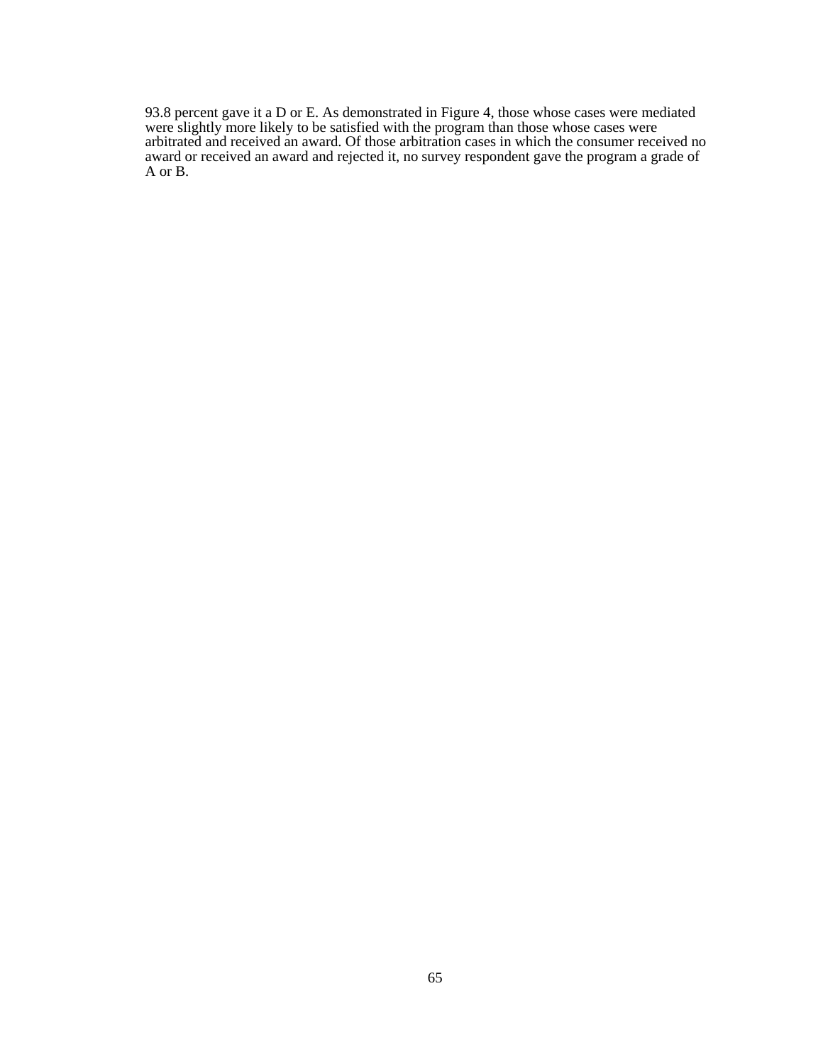93.8 percent gave it a D or E. As demonstrated in Figure 4, those whose cases were mediated were slightly more likely to be satisfied with the program than those whose cases were arbitrated and received an award. Of those arbitration cases in which the consumer received no award or received an award and rejected it, no survey respondent gave the program a grade of A or B.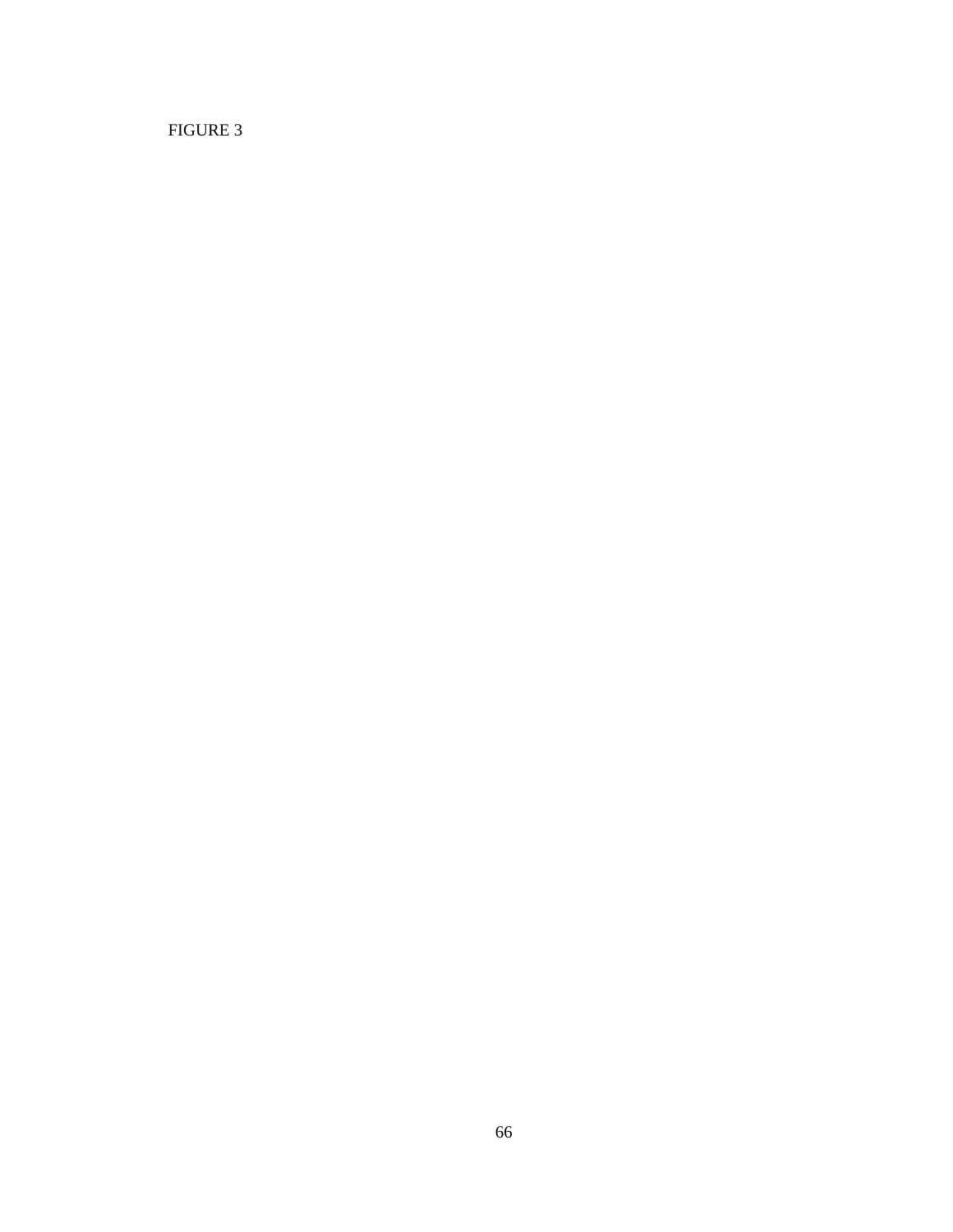FIGURE 3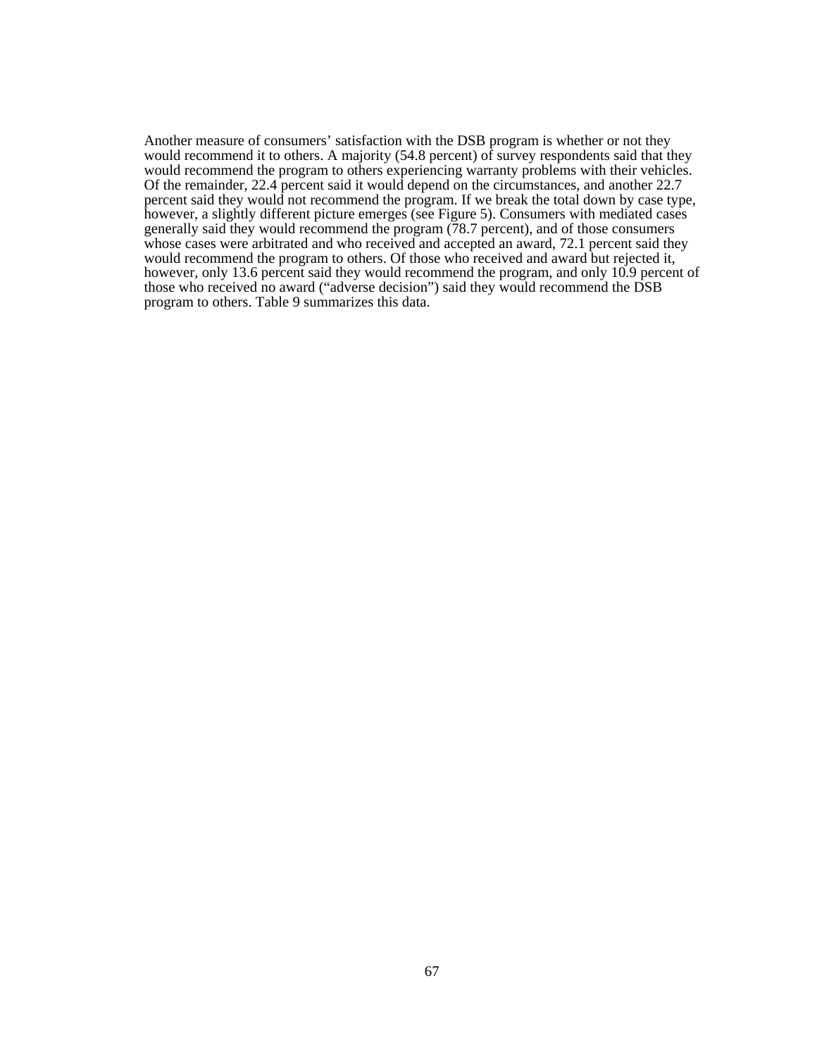Another measure of consumers' satisfaction with the DSB program is whether or not they would recommend it to others. A majority (54.8 percent) of survey respondents said that they would recommend the program to others experiencing warranty problems with their vehicles. Of the remainder, 22.4 percent said it would depend on the circumstances, and another 22.7 percent said they would not recommend the program. If we break the total down by case type, however, a slightly different picture emerges (see Figure 5). Consumers with mediated cases generally said they would recommend the program (78.7 percent), and of those consumers whose cases were arbitrated and who received and accepted an award, 72.1 percent said they would recommend the program to others. Of those who received and award but rejected it, however, only 13.6 percent said they would recommend the program, and only 10.9 percent of those who received no award ("adverse decision") said they would recommend the DSB program to others. Table 9 summarizes this data.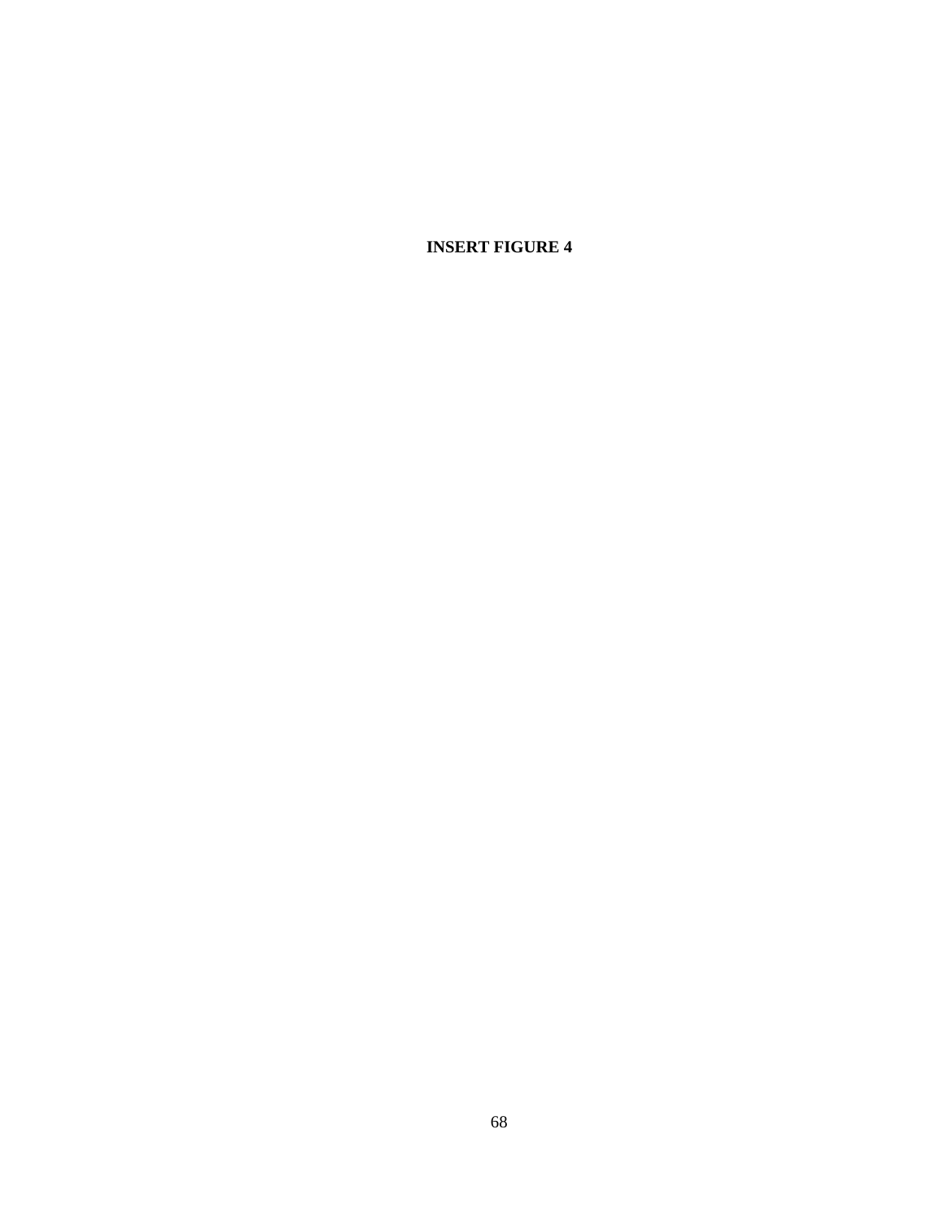**INSERT FIGURE 4**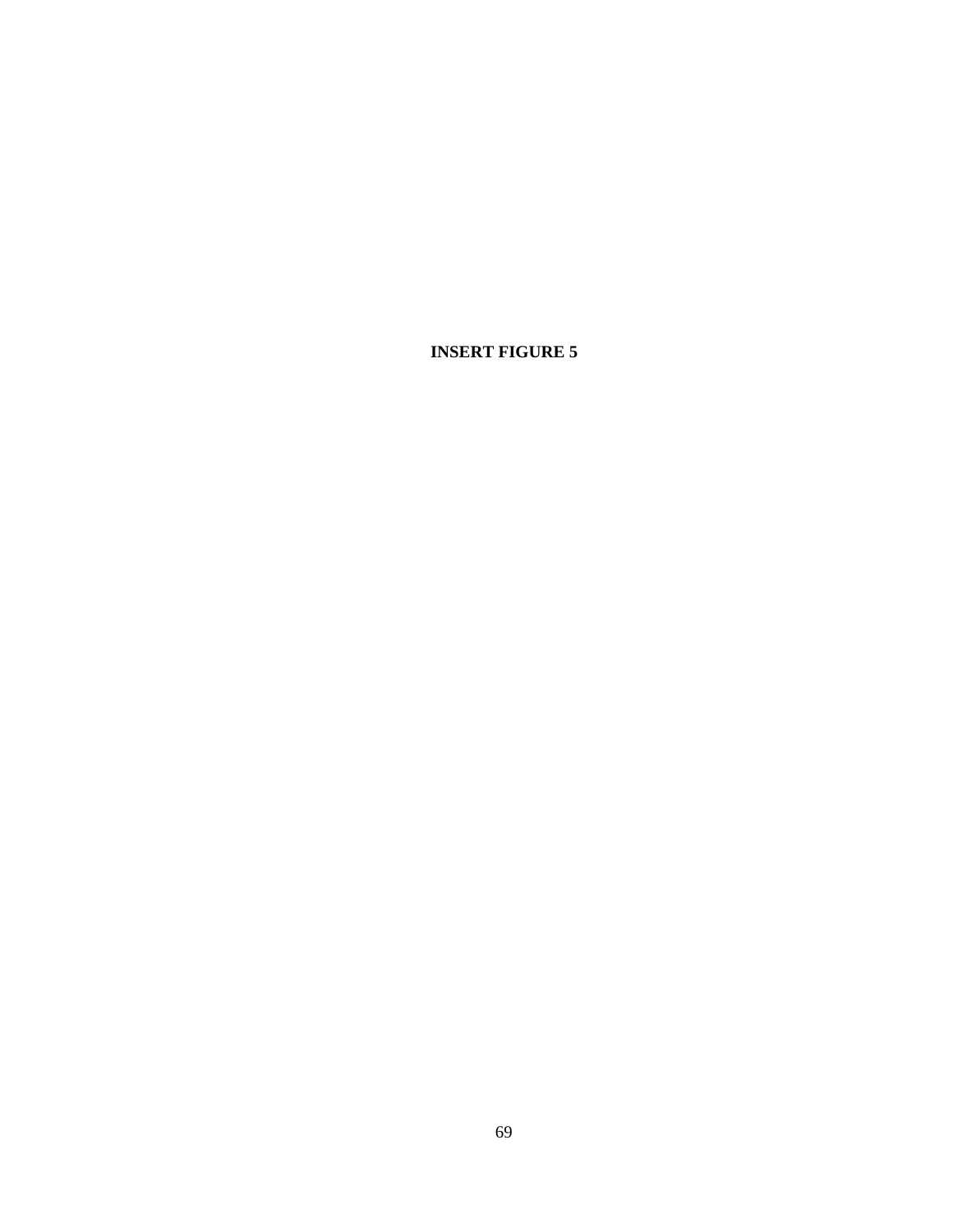**INSERT FIGURE 5**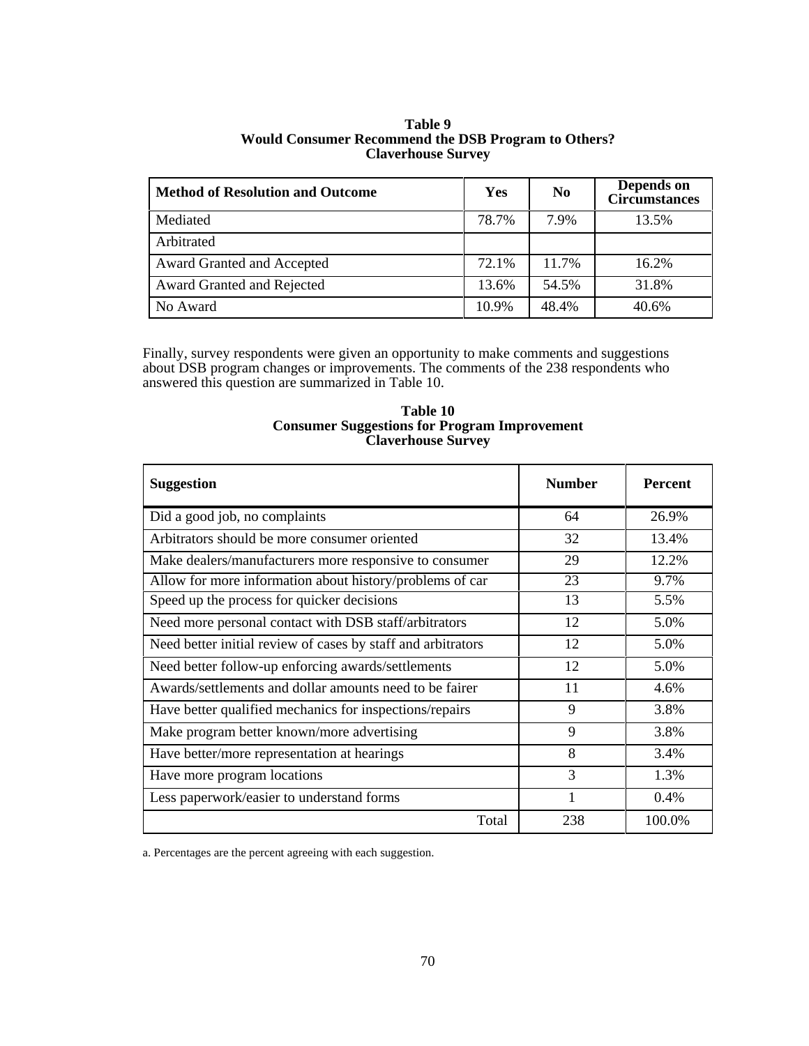**Table 9**
**Would Consumer Recommend the DSB Program to Others?**
**Claverhouse Survey**

| Method of Resolution and Outcome | Yes | No | Depends on Circumstances |
|---|---|---|---|
| Mediated | 78.7% | 7.9% | 13.5% |
| Arbitrated | | | |
| Award Granted and Accepted | 72.1% | 11.7% | 16.2% |
| Award Granted and Rejected | 13.6% | 54.5% | 31.8% |
| No Award | 10.9% | 48.4% | 40.6% |

Finally, survey respondents were given an opportunity to make comments and suggestions about DSB program changes or improvements. The comments of the 238 respondents who answered this question are summarized in Table 10.

**Table 10**
**Consumer Suggestions for Program Improvement**
**Claverhouse Survey**

| Suggestion | Number | Percent |
|---|---|---|
| Did a good job, no complaints | 64 | 26.9% |
| Arbitrators should be more consumer oriented | 32 | 13.4% |
| Make dealers/manufacturers more responsive to consumer | 29 | 12.2% |
| Allow for more information about history/problems of car | 23 | 9.7% |
| Speed up the process for quicker decisions | 13 | 5.5% |
| Need more personal contact with DSB staff/arbitrators | 12 | 5.0% |
| Need better initial review of cases by staff and arbitrators | 12 | 5.0% |
| Need better follow-up enforcing awards/settlements | 12 | 5.0% |
| Awards/settlements and dollar amounts need to be fairer | 11 | 4.6% |
| Have better qualified mechanics for inspections/repairs | 9 | 3.8% |
| Make program better known/more advertising | 9 | 3.8% |
| Have better/more representation at hearings | 8 | 3.4% |
| Have more program locations | 3 | 1.3% |
| Less paperwork/easier to understand forms | 1 | 0.4% |
| Total | 238 | 100.0% |

a. Percentages are the percent agreeing with each suggestion.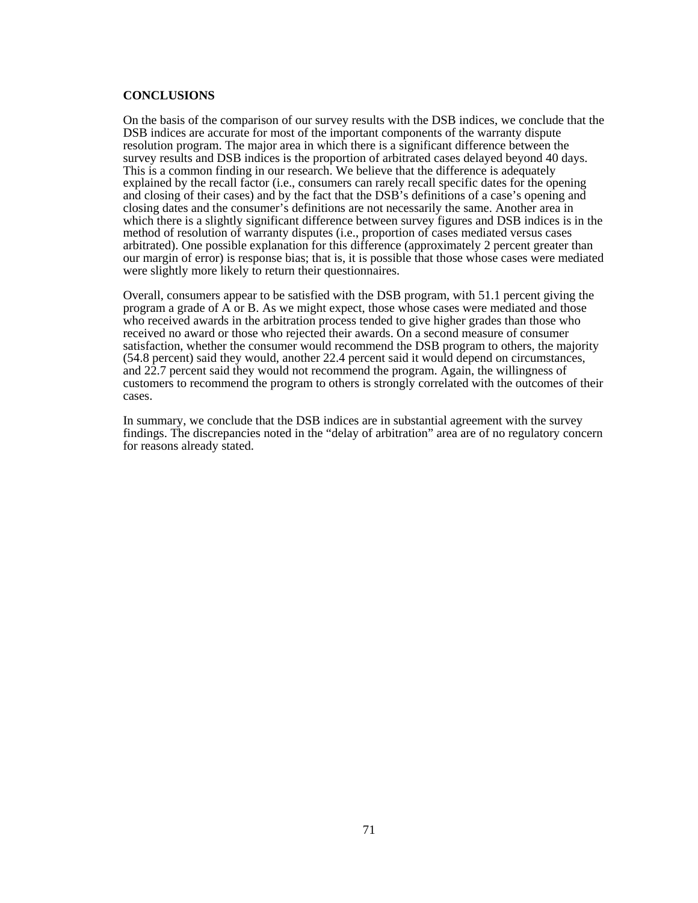**CONCLUSIONS**

On the basis of the comparison of our survey results with the DSB indices, we conclude that the DSB indices are accurate for most of the important components of the warranty dispute resolution program. The major area in which there is a significant difference between the survey results and DSB indices is the proportion of arbitrated cases delayed beyond 40 days. This is a common finding in our research. We believe that the difference is adequately explained by the recall factor (i.e., consumers can rarely recall specific dates for the opening and closing of their cases) and by the fact that the DSB's definitions of a case's opening and closing dates and the consumer's definitions are not necessarily the same. Another area in which there is a slightly significant difference between survey figures and DSB indices is in the method of resolution of warranty disputes (i.e., proportion of cases mediated versus cases arbitrated). One possible explanation for this difference (approximately 2 percent greater than our margin of error) is response bias; that is, it is possible that those whose cases were mediated were slightly more likely to return their questionnaires.

Overall, consumers appear to be satisfied with the DSB program, with 51.1 percent giving the program a grade of A or B. As we might expect, those whose cases were mediated and those who received awards in the arbitration process tended to give higher grades than those who received no award or those who rejected their awards. On a second measure of consumer satisfaction, whether the consumer would recommend the DSB program to others, the majority (54.8 percent) said they would, another 22.4 percent said it would depend on circumstances, and 22.7 percent said they would not recommend the program. Again, the willingness of customers to recommend the program to others is strongly correlated with the outcomes of their cases.

In summary, we conclude that the DSB indices are in substantial agreement with the survey findings. The discrepancies noted in the "delay of arbitration" area are of no regulatory concern for reasons already stated.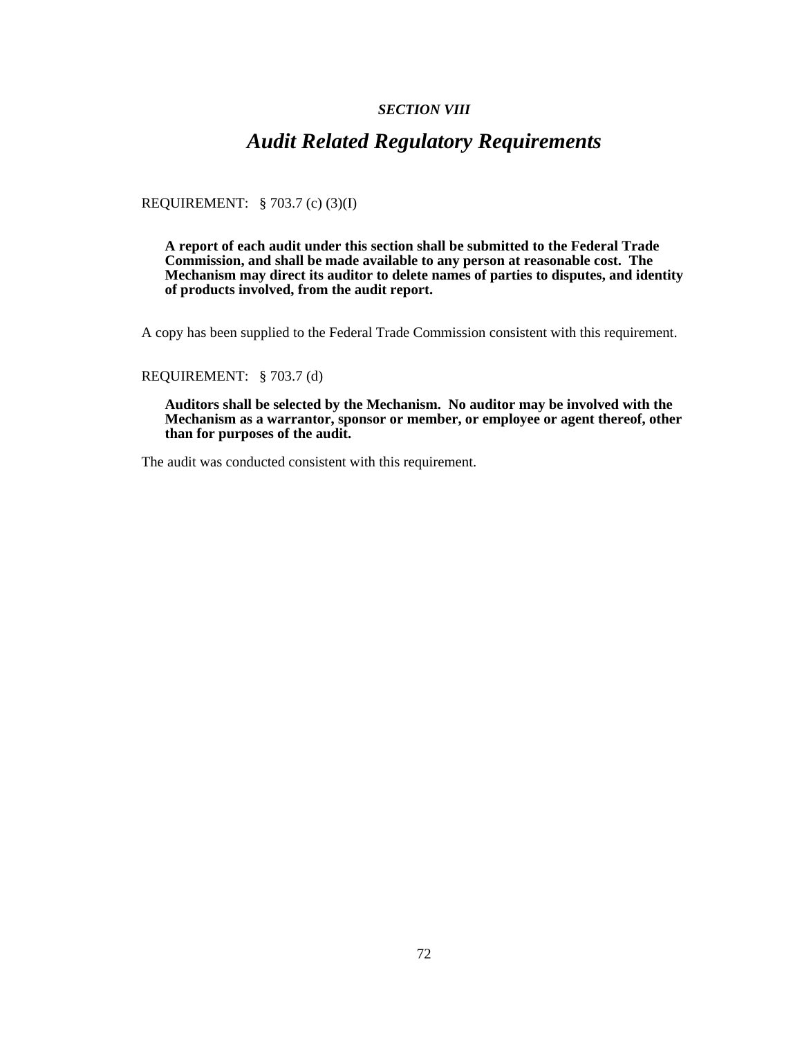***SECTION VIII***

# *Audit Related Regulatory Requirements*

REQUIREMENT: § 703.7 (c) (3)(I)

> **A report of each audit under this section shall be submitted to the Federal Trade Commission, and shall be made available to any person at reasonable cost. The Mechanism may direct its auditor to delete names of parties to disputes, and identity of products involved, from the audit report.**

A copy has been supplied to the Federal Trade Commission consistent with this requirement.

REQUIREMENT: § 703.7 (d)

> **Auditors shall be selected by the Mechanism. No auditor may be involved with the Mechanism as a warrantor, sponsor or member, or employee or agent thereof, other than for purposes of the audit.**

The audit was conducted consistent with this requirement.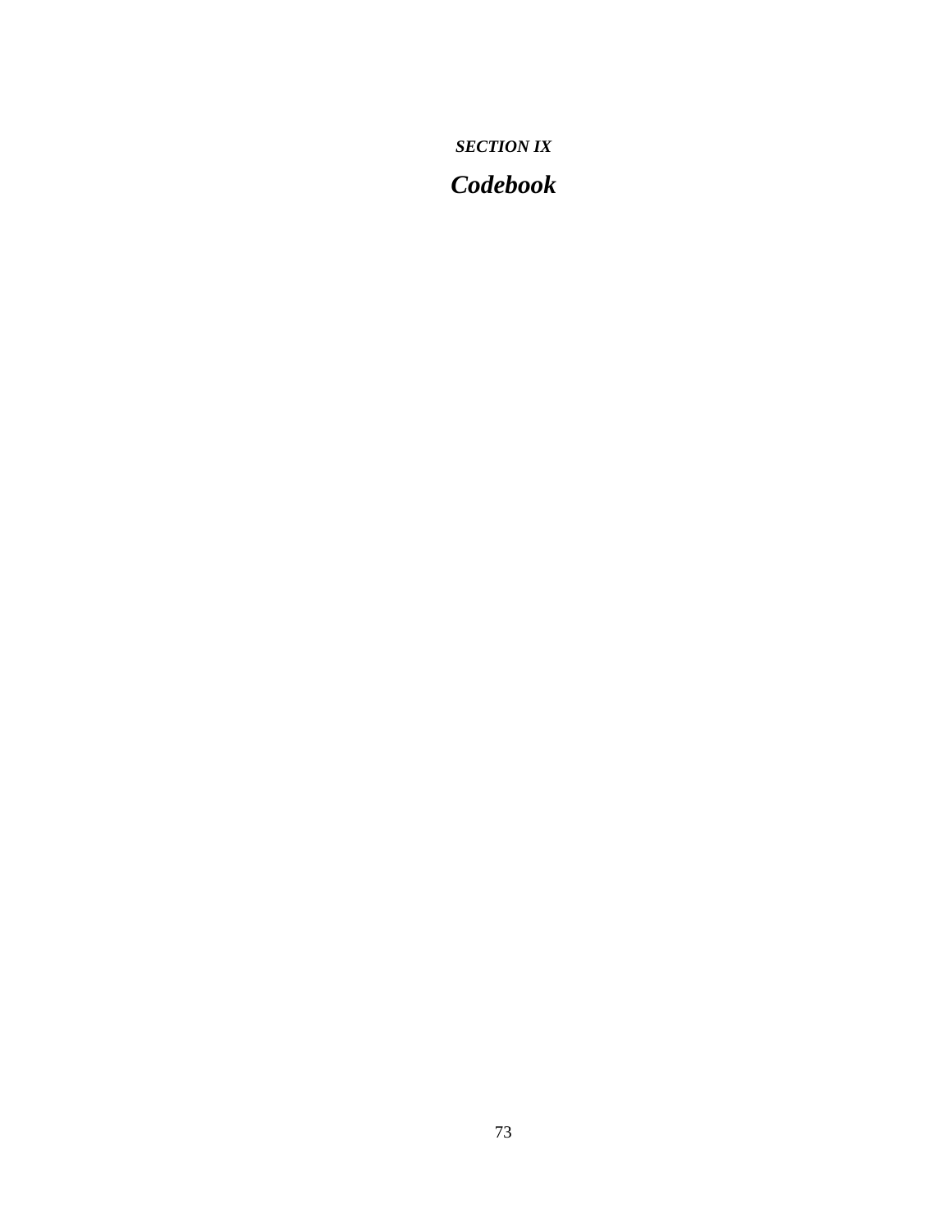***SECTION IX***

# *Codebook*